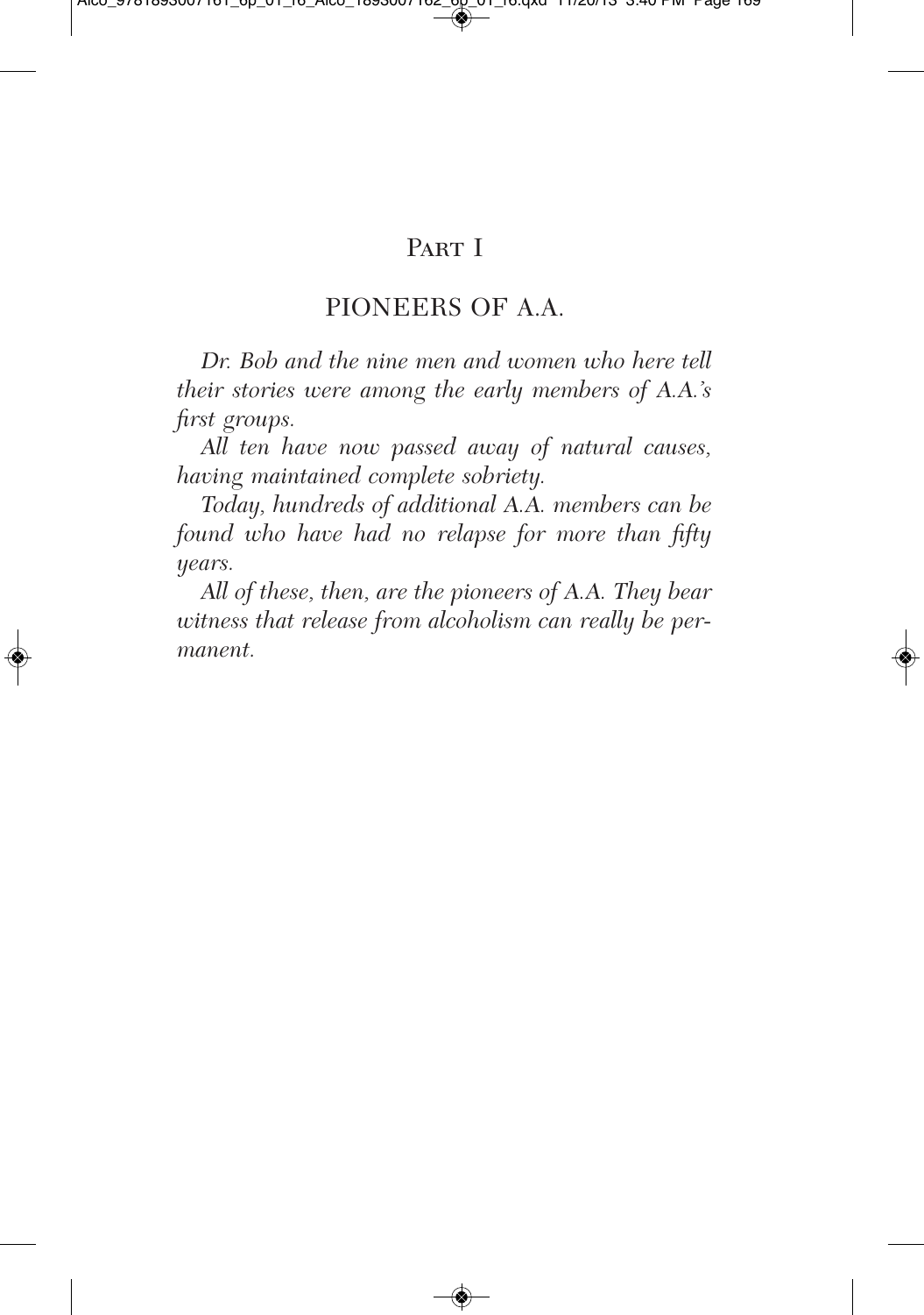# Part I

## PIONEERS OF A.A.

*Dr. Bob and the nine men and women who here tell their stories were among the early members of A.A.'s first groups.*

*All ten have now passed away of natural causes, having maintained complete sobriety.*

*Today, hundreds of additional A.A. members can be found who have had no relapse for more than fifty years.*

*All of these, then, are the pioneers of A.A. They bear witness that release from alcoholism can really be permanent.*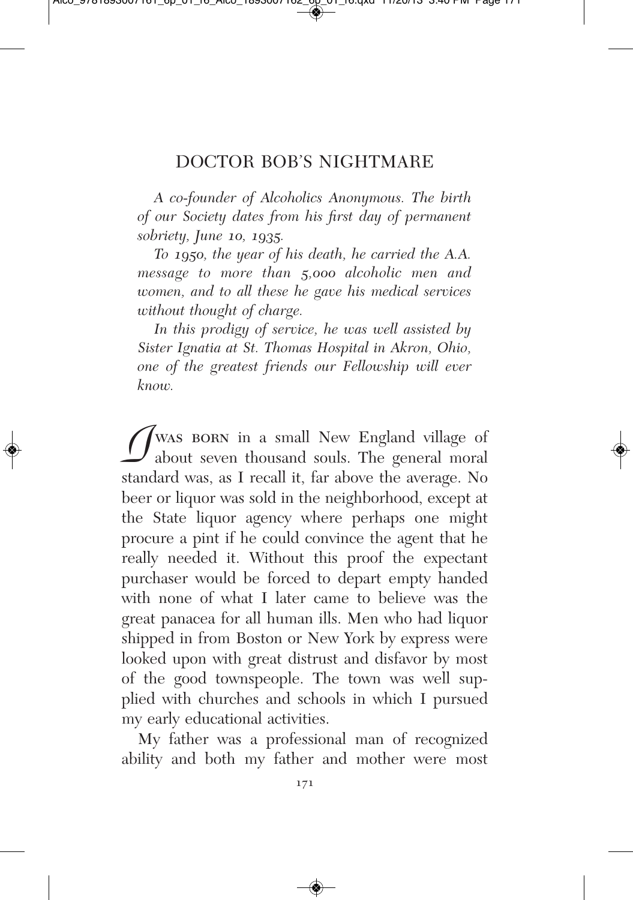# DOCTOR BOB'S NIGHTMARE

*A co-founder of Alcoholics Anonymous. The birth of our Society dates from his first day of permanent sobriety, June 10, 1935.*

*To 1950, the year of his death, he carried the A.A. message to more than 5,000 alcoholic men and women, and to all these he gave his medical services without thought of charge.*

*In this prodigy of service, he was well assisted by Sister Ignatia at St. Thomas Hospital in Akron, Ohio, one of the greatest friends our Fellowship will ever know.*

I WAS BORN in a small New England village of about seven thousand souls. The general moral standard was, as I recall it, far above the average. No beer or liquor was sold in the neighborhood, except at the State liquor agency where perhaps one might procure a pint if he could convince the agent that he really needed it. Without this proof the expectant purchaser would be forced to depart empty handed with none of what I later came to believe was the great panacea for all human ills. Men who had liquor shipped in from Boston or New York by express were looked upon with great distrust and disfavor by most of the good townspeople. The town was well supplied with churches and schools in which I pursued my early educational activities.

My father was a professional man of recognized ability and both my father and mother were most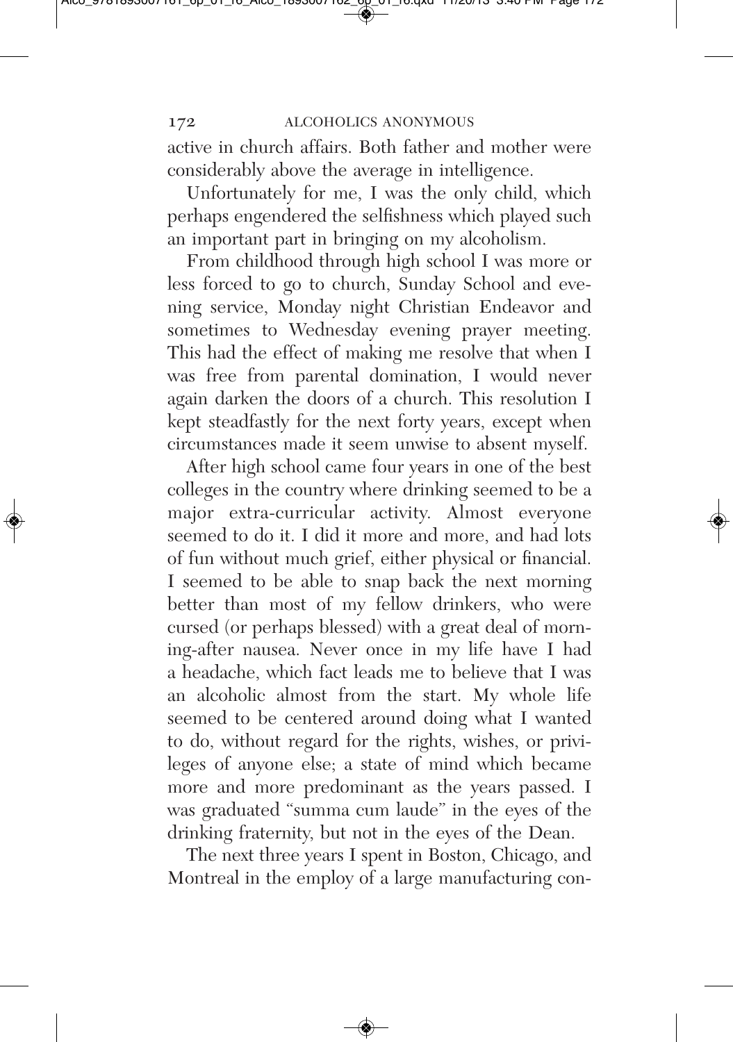active in church affairs. Both father and mother were considerably above the average in intelligence.

Unfortunately for me, I was the only child, which perhaps engendered the selfishness which played such an important part in bringing on my alcoholism.

From childhood through high school I was more or less forced to go to church, Sunday School and evening service, Monday night Christian Endeavor and sometimes to Wednesday evening prayer meeting. This had the effect of making me resolve that when I was free from parental domination, I would never again darken the doors of a church. This resolution I kept steadfastly for the next forty years, except when circumstances made it seem unwise to absent myself.

After high school came four years in one of the best colleges in the country where drinking seemed to be a major extra-curricular activity. Almost everyone seemed to do it. I did it more and more, and had lots of fun without much grief, either physical or financial. I seemed to be able to snap back the next morning better than most of my fellow drinkers, who were cursed (or perhaps blessed) with a great deal of morning-after nausea. Never once in my life have I had a headache, which fact leads me to believe that I was an alcoholic almost from the start. My whole life seemed to be centered around doing what I wanted to do, without regard for the rights, wishes, or privileges of anyone else; a state of mind which became more and more predominant as the years passed. I was graduated "summa cum laude" in the eyes of the drinking fraternity, but not in the eyes of the Dean.

The next three years I spent in Boston, Chicago, and Montreal in the employ of a large manufacturing con-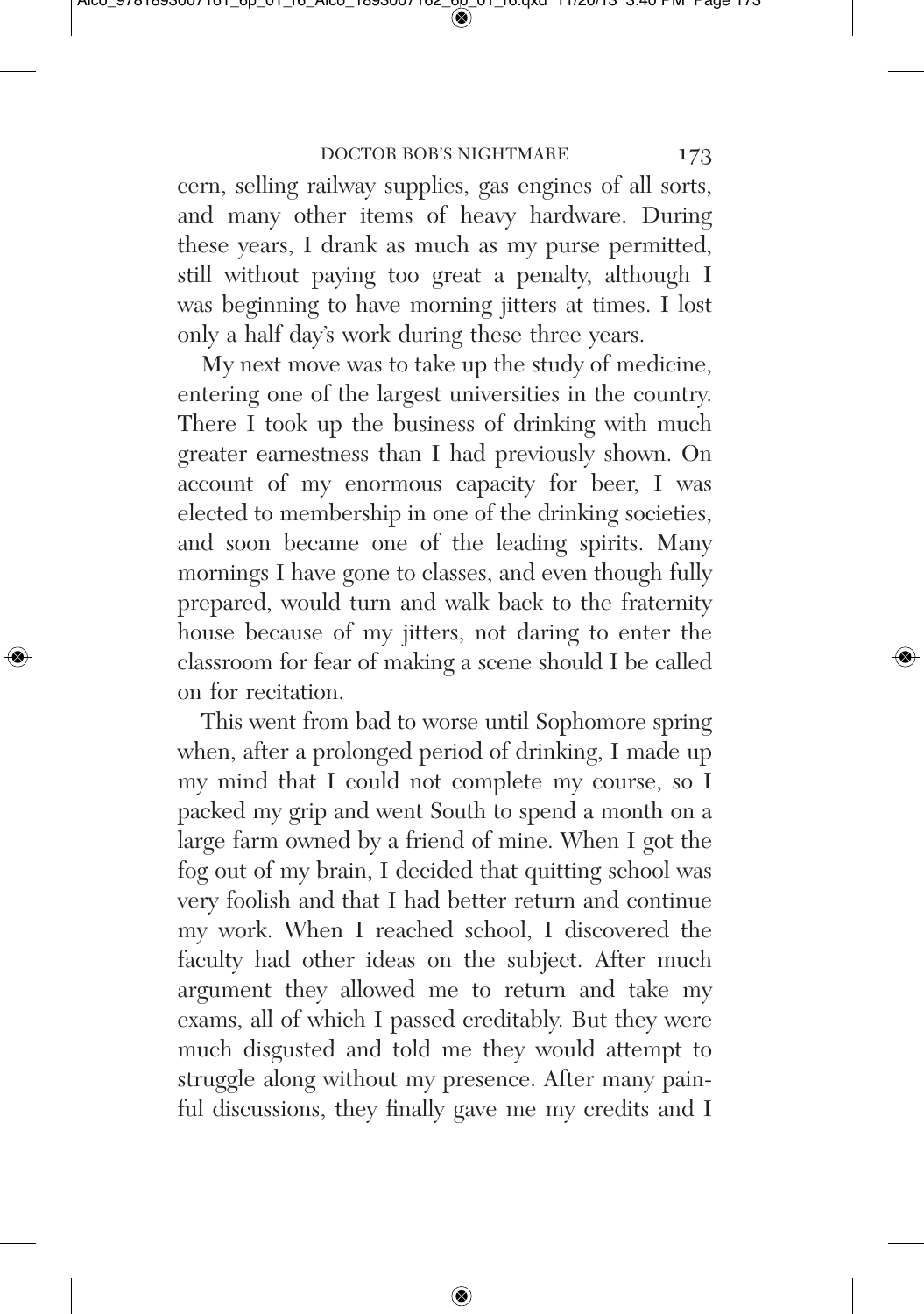cern, selling railway supplies, gas engines of all sorts, and many other items of heavy hardware. During these years, I drank as much as my purse permitted, still without paying too great a penalty, although I was beginning to have morning jitters at times. I lost only a half day's work during these three years.

My next move was to take up the study of medicine, entering one of the largest universities in the country. There I took up the business of drinking with much greater earnestness than I had previously shown. On account of my enormous capacity for beer, I was elected to membership in one of the drinking societies, and soon became one of the leading spirits. Many mornings I have gone to classes, and even though fully prepared, would turn and walk back to the fraternity house because of my jitters, not daring to enter the classroom for fear of making a scene should I be called on for recitation.

This went from bad to worse until Sophomore spring when, after a prolonged period of drinking, I made up my mind that I could not complete my course, so I packed my grip and went South to spend a month on a large farm owned by a friend of mine. When I got the fog out of my brain, I decided that quitting school was very foolish and that I had better return and continue my work. When I reached school, I discovered the faculty had other ideas on the subject. After much argument they allowed me to return and take my exams, all of which I passed creditably. But they were much disgusted and told me they would attempt to struggle along without my presence. After many painful discussions, they finally gave me my credits and I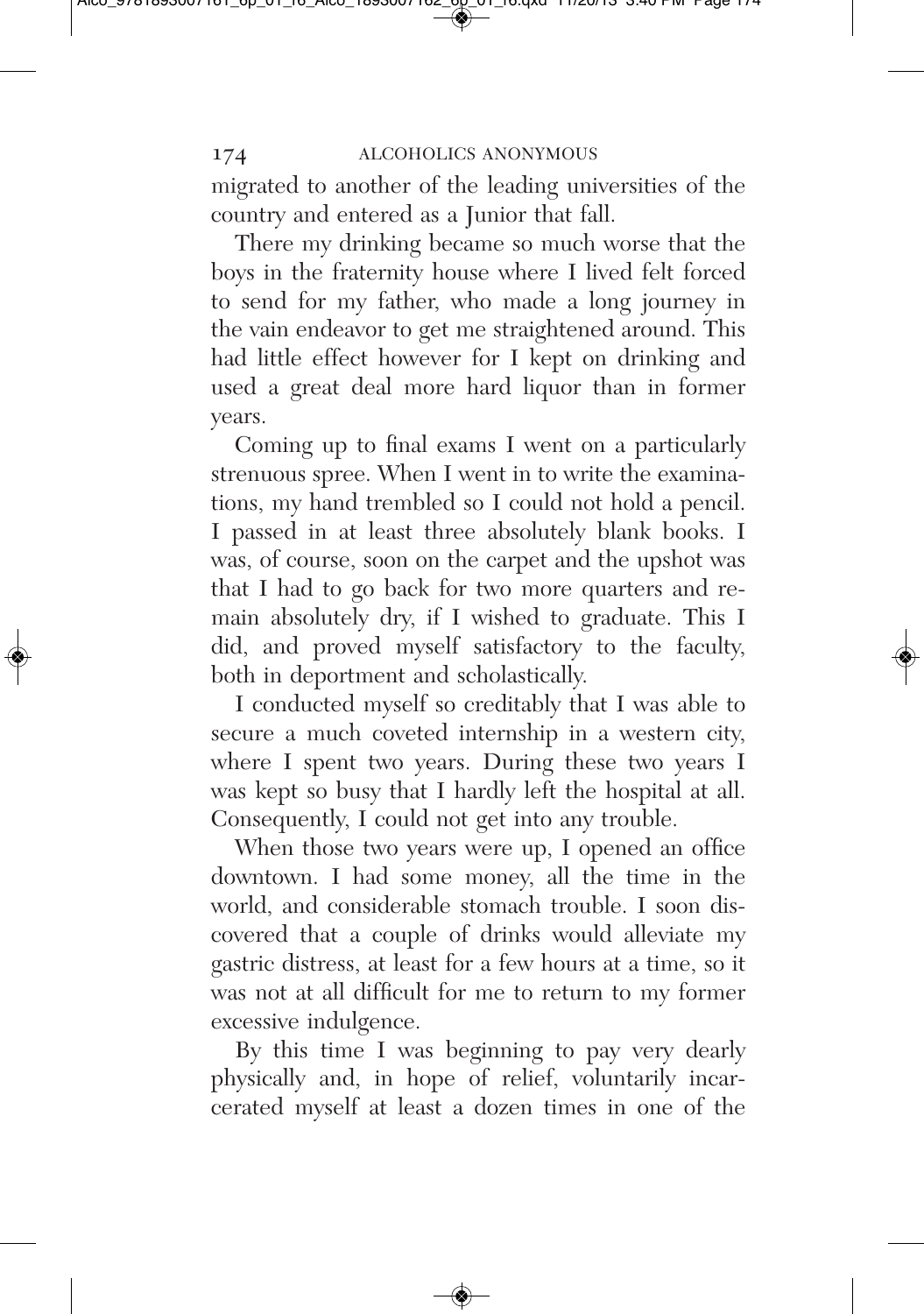migrated to another of the leading universities of the country and entered as a Junior that fall.

There my drinking became so much worse that the boys in the fraternity house where I lived felt forced to send for my father, who made a long journey in the vain endeavor to get me straightened around. This had little effect however for I kept on drinking and used a great deal more hard liquor than in former years.

Coming up to final exams I went on a particularly strenuous spree. When I went in to write the examinations, my hand trembled so I could not hold a pencil. I passed in at least three absolutely blank books. I was, of course, soon on the carpet and the upshot was that I had to go back for two more quarters and remain absolutely dry, if I wished to graduate. This I did, and proved myself satisfactory to the faculty, both in deportment and scholastically.

I conducted myself so creditably that I was able to secure a much coveted internship in a western city, where I spent two years. During these two years I was kept so busy that I hardly left the hospital at all. Consequently, I could not get into any trouble.

When those two years were up, I opened an office downtown. I had some money, all the time in the world, and considerable stomach trouble. I soon discovered that a couple of drinks would alleviate my gastric distress, at least for a few hours at a time, so it was not at all difficult for me to return to my former excessive indulgence.

By this time I was beginning to pay very dearly physically and, in hope of relief, voluntarily incarcerated myself at least a dozen times in one of the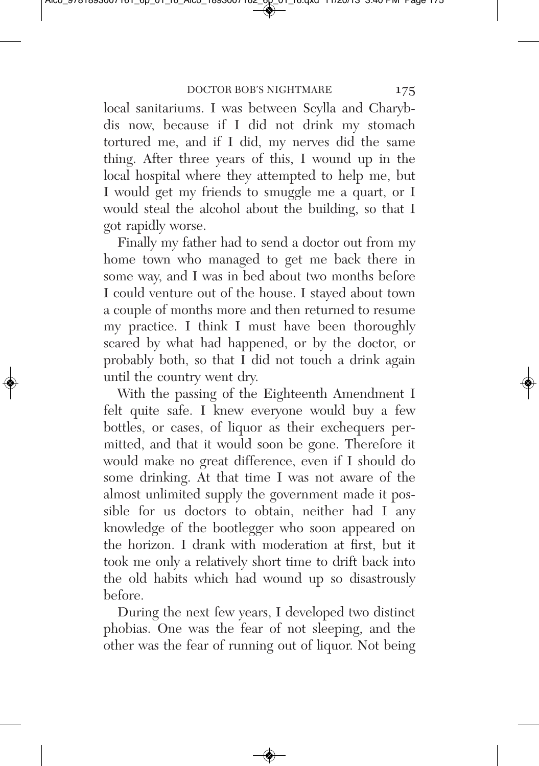local sanitariums. I was between Scylla and Charybdis now, because if I did not drink my stomach tortured me, and if I did, my nerves did the same thing. After three years of this, I wound up in the local hospital where they attempted to help me, but I would get my friends to smuggle me a quart, or I would steal the alcohol about the building, so that I got rapidly worse.

Finally my father had to send a doctor out from my home town who managed to get me back there in some way, and I was in bed about two months before I could venture out of the house. I stayed about town a couple of months more and then returned to resume my practice. I think I must have been thoroughly scared by what had happened, or by the doctor, or probably both, so that I did not touch a drink again until the country went dry.

With the passing of the Eighteenth Amendment I felt quite safe. I knew everyone would buy a few bottles, or cases, of liquor as their exchequers permitted, and that it would soon be gone. Therefore it would make no great difference, even if I should do some drinking. At that time I was not aware of the almost unlimited supply the government made it possible for us doctors to obtain, neither had I any knowledge of the bootlegger who soon appeared on the horizon. I drank with moderation at first, but it took me only a relatively short time to drift back into the old habits which had wound up so disastrously before.

During the next few years, I developed two distinct phobias. One was the fear of not sleeping, and the other was the fear of running out of liquor. Not being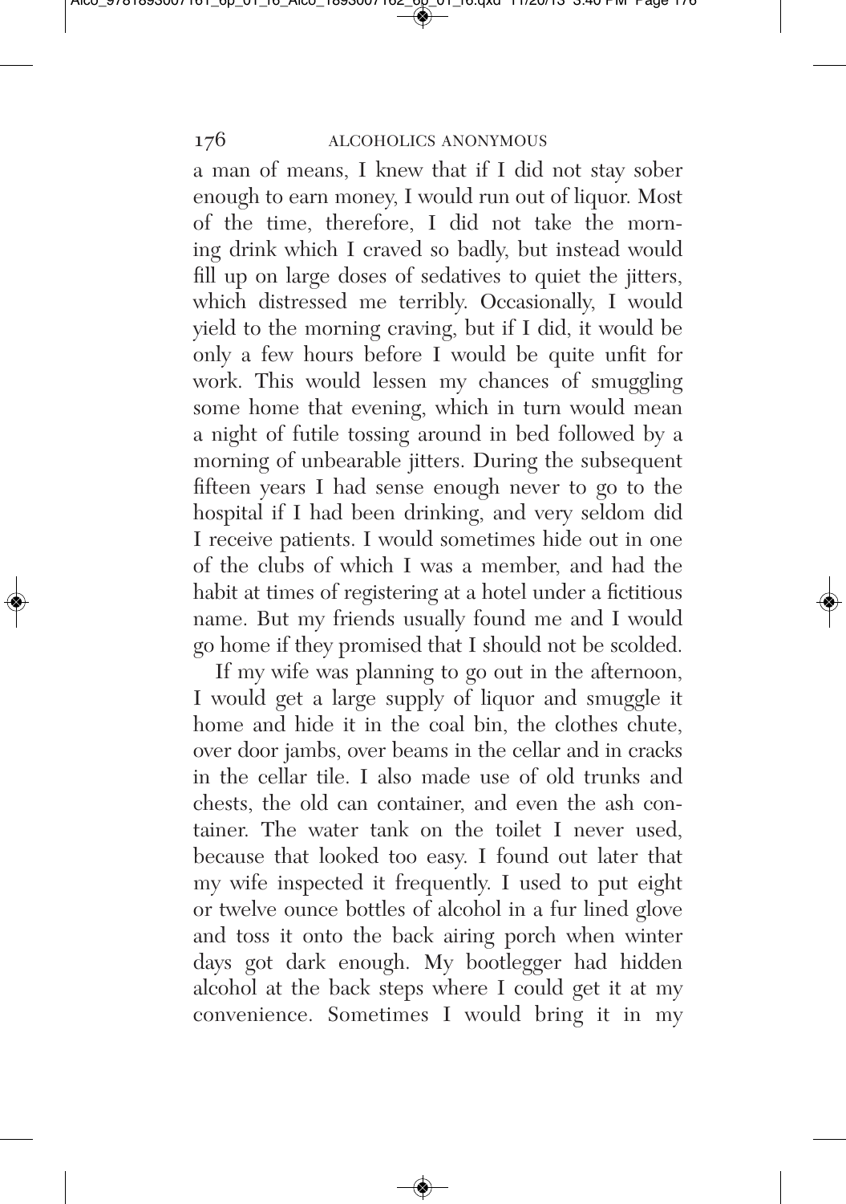a man of means, I knew that if I did not stay sober enough to earn money, I would run out of liquor. Most of the time, therefore, I did not take the morning drink which I craved so badly, but instead would fill up on large doses of sedatives to quiet the jitters, which distressed me terribly. Occasionally, I would yield to the morning craving, but if I did, it would be only a few hours before I would be quite unfit for work. This would lessen my chances of smuggling some home that evening, which in turn would mean a night of futile tossing around in bed followed by a morning of unbearable jitters. During the subsequent fifteen years I had sense enough never to go to the hospital if I had been drinking, and very seldom did I receive patients. I would sometimes hide out in one of the clubs of which I was a member, and had the habit at times of registering at a hotel under a fictitious name. But my friends usually found me and I would go home if they promised that I should not be scolded.

If my wife was planning to go out in the afternoon, I would get a large supply of liquor and smuggle it home and hide it in the coal bin, the clothes chute, over door jambs, over beams in the cellar and in cracks in the cellar tile. I also made use of old trunks and chests, the old can container, and even the ash container. The water tank on the toilet I never used, because that looked too easy. I found out later that my wife inspected it frequently. I used to put eight or twelve ounce bottles of alcohol in a fur lined glove and toss it onto the back airing porch when winter days got dark enough. My bootlegger had hidden alcohol at the back steps where I could get it at my convenience. Sometimes I would bring it in my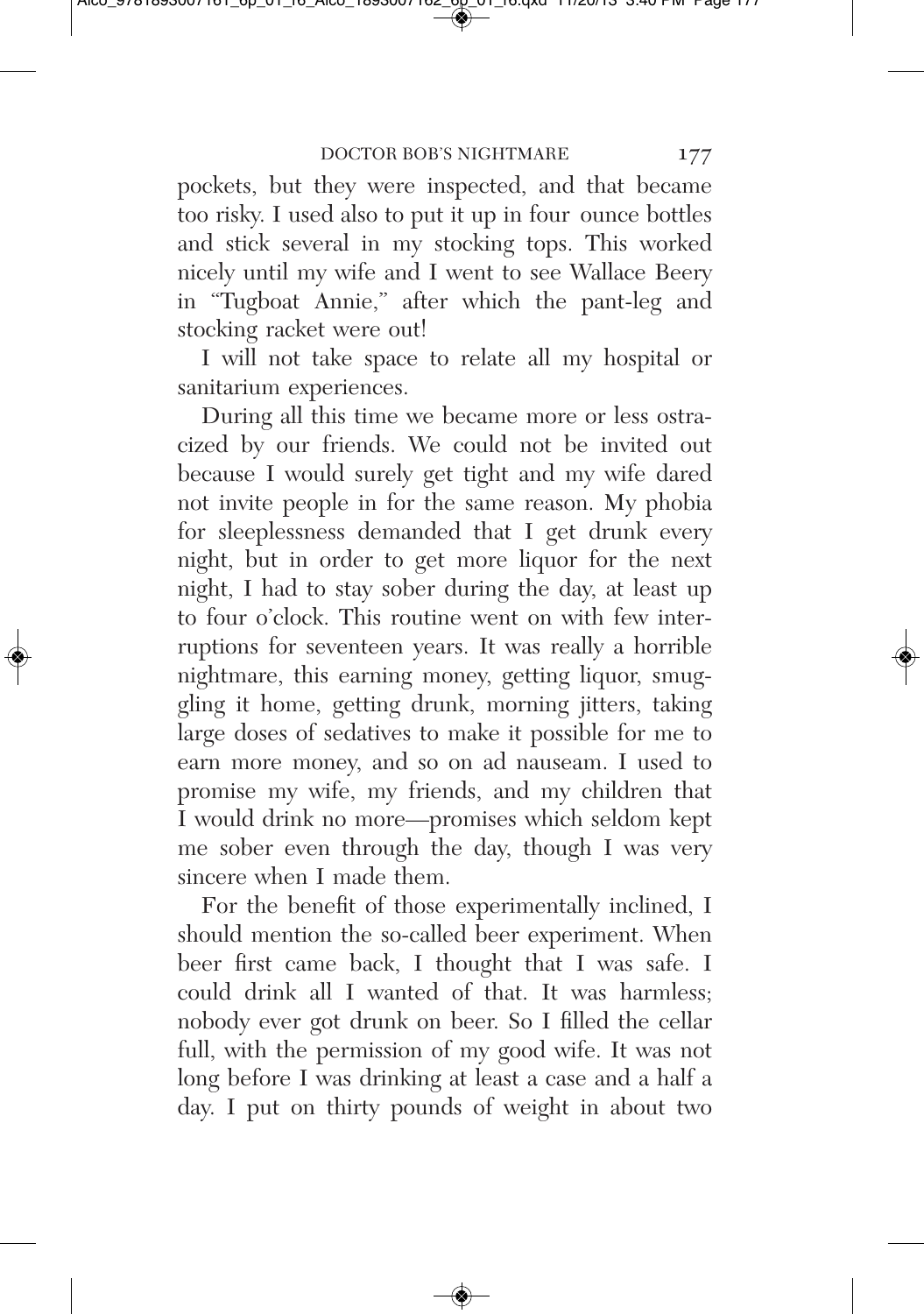pockets, but they were inspected, and that became too risky. I used also to put it up in four ounce bottles and stick several in my stocking tops. This worked nicely until my wife and I went to see Wallace Beery in "Tugboat Annie," after which the pant-leg and stocking racket were out!

I will not take space to relate all my hospital or sanitarium experiences.

During all this time we became more or less ostracized by our friends. We could not be invited out because I would surely get tight and my wife dared not invite people in for the same reason. My phobia for sleeplessness demanded that I get drunk every night, but in order to get more liquor for the next night, I had to stay sober during the day, at least up to four o'clock. This routine went on with few interruptions for seventeen years. It was really a horrible nightmare, this earning money, getting liquor, smuggling it home, getting drunk, morning jitters, taking large doses of sedatives to make it possible for me to earn more money, and so on ad nauseam. I used to promise my wife, my friends, and my children that I would drink no more—promises which seldom kept me sober even through the day, though I was very sincere when I made them.

For the benefit of those experimentally inclined, I should mention the so-called beer experiment. When beer first came back, I thought that I was safe. I could drink all I wanted of that. It was harmless; nobody ever got drunk on beer. So I filled the cellar full, with the permission of my good wife. It was not long before I was drinking at least a case and a half a day. I put on thirty pounds of weight in about two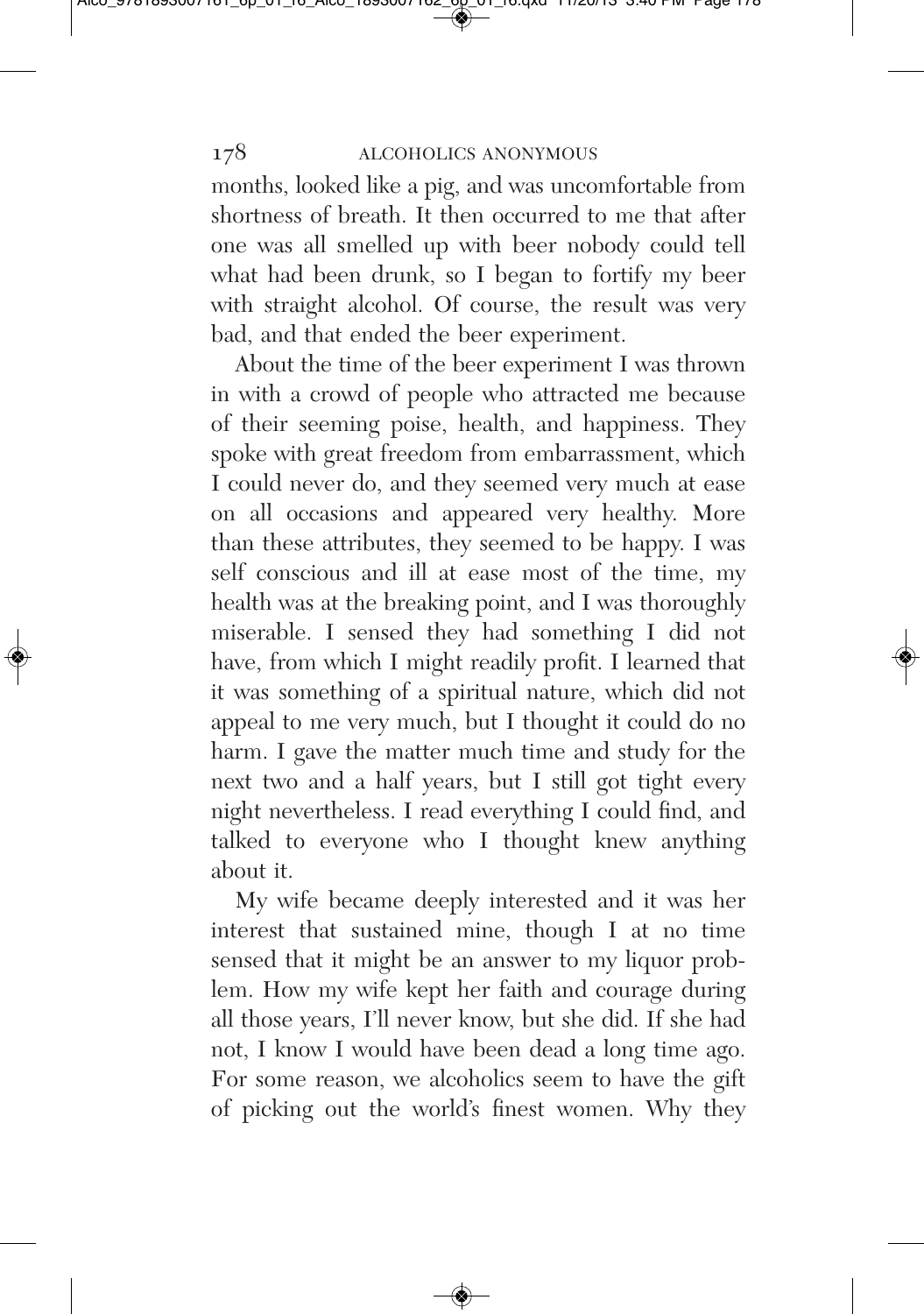months, looked like a pig, and was uncomfortable from shortness of breath. It then occurred to me that after one was all smelled up with beer nobody could tell what had been drunk, so I began to fortify my beer with straight alcohol. Of course, the result was very bad, and that ended the beer experiment.

About the time of the beer experiment I was thrown in with a crowd of people who attracted me because of their seeming poise, health, and happiness. They spoke with great freedom from embarrassment, which I could never do, and they seemed very much at ease on all occasions and appeared very healthy. More than these attributes, they seemed to be happy. I was self conscious and ill at ease most of the time, my health was at the breaking point, and I was thoroughly miserable. I sensed they had something I did not have, from which I might readily profit. I learned that it was something of a spiritual nature, which did not appeal to me very much, but I thought it could do no harm. I gave the matter much time and study for the next two and a half years, but I still got tight every night nevertheless. I read everything I could find, and talked to everyone who I thought knew anything about it.

My wife became deeply interested and it was her interest that sustained mine, though I at no time sensed that it might be an answer to my liquor problem. How my wife kept her faith and courage during all those years, I'll never know, but she did. If she had not, I know I would have been dead a long time ago. For some reason, we alcoholics seem to have the gift of picking out the world's finest women. Why they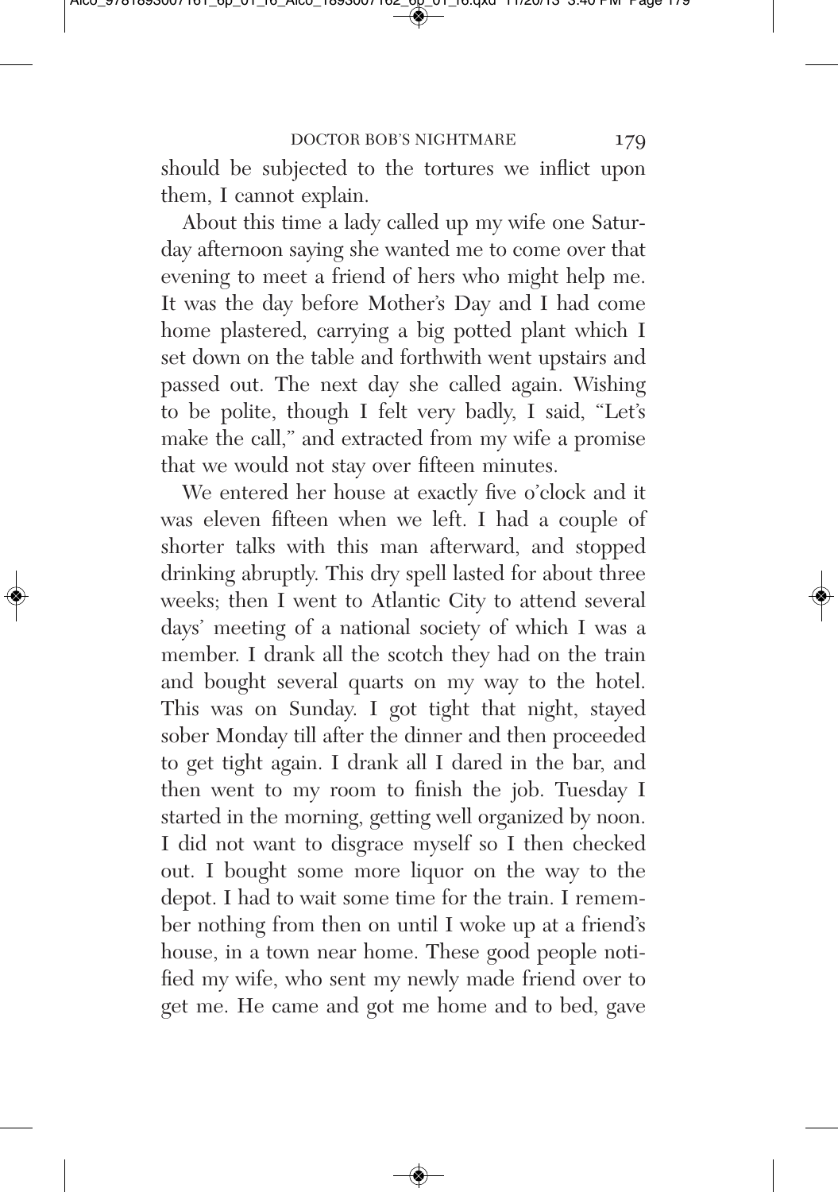should be subjected to the tortures we inflict upon them, I cannot explain.

About this time a lady called up my wife one Saturday afternoon saying she wanted me to come over that evening to meet a friend of hers who might help me. It was the day before Mother's Day and I had come home plastered, carrying a big potted plant which I set down on the table and forthwith went upstairs and passed out. The next day she called again. Wishing to be polite, though I felt very badly, I said, "Let's make the call," and extracted from my wife a promise that we would not stay over fifteen minutes.

We entered her house at exactly five o'clock and it was eleven fifteen when we left. I had a couple of shorter talks with this man afterward, and stopped drinking abruptly. This dry spell lasted for about three weeks; then I went to Atlantic City to attend several days' meeting of a national society of which I was a member. I drank all the scotch they had on the train and bought several quarts on my way to the hotel. This was on Sunday. I got tight that night, stayed sober Monday till after the dinner and then proceeded to get tight again. I drank all I dared in the bar, and then went to my room to finish the job. Tuesday I started in the morning, getting well organized by noon. I did not want to disgrace myself so I then checked out. I bought some more liquor on the way to the depot. I had to wait some time for the train. I remember nothing from then on until I woke up at a friend's house, in a town near home. These good people notified my wife, who sent my newly made friend over to get me. He came and got me home and to bed, gave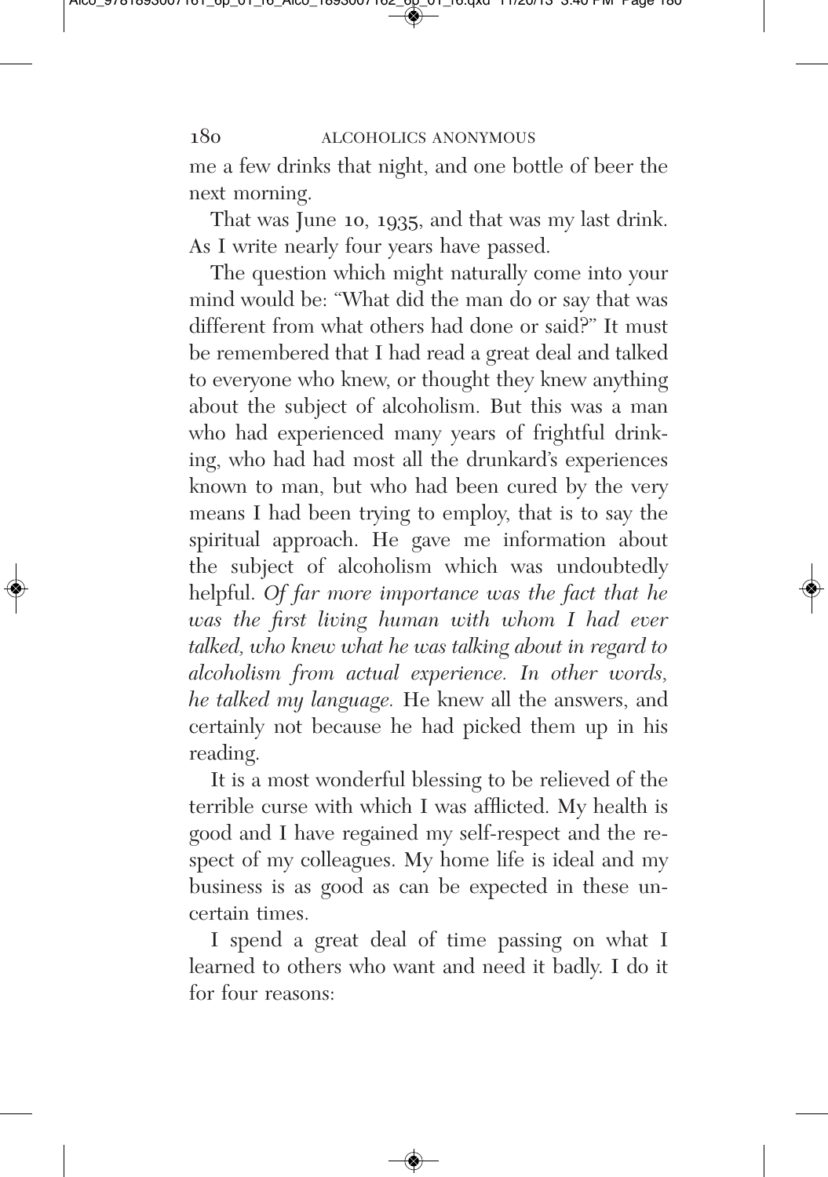me a few drinks that night, and one bottle of beer the next morning.

That was June 10, 1935, and that was my last drink. As I write nearly four years have passed.

The question which might naturally come into your mind would be: "What did the man do or say that was different from what others had done or said?" It must be remembered that I had read a great deal and talked to everyone who knew, or thought they knew anything about the subject of alcoholism. But this was a man who had experienced many years of frightful drinking, who had had most all the drunkard's experiences known to man, but who had been cured by the very means I had been trying to employ, that is to say the spiritual approach. He gave me information about the subject of alcoholism which was undoubtedly helpful. *Of far more importance was the fact that he was the first living human with whom I had ever talked, who knew what he was talking about in regard to alcoholism from actual experience. In other words, he talked my language.* He knew all the answers, and certainly not because he had picked them up in his reading.

It is a most wonderful blessing to be relieved of the terrible curse with which I was afflicted. My health is good and I have regained my self-respect and the respect of my colleagues. My home life is ideal and my business is as good as can be expected in these uncertain times.

I spend a great deal of time passing on what I learned to others who want and need it badly. I do it for four reasons: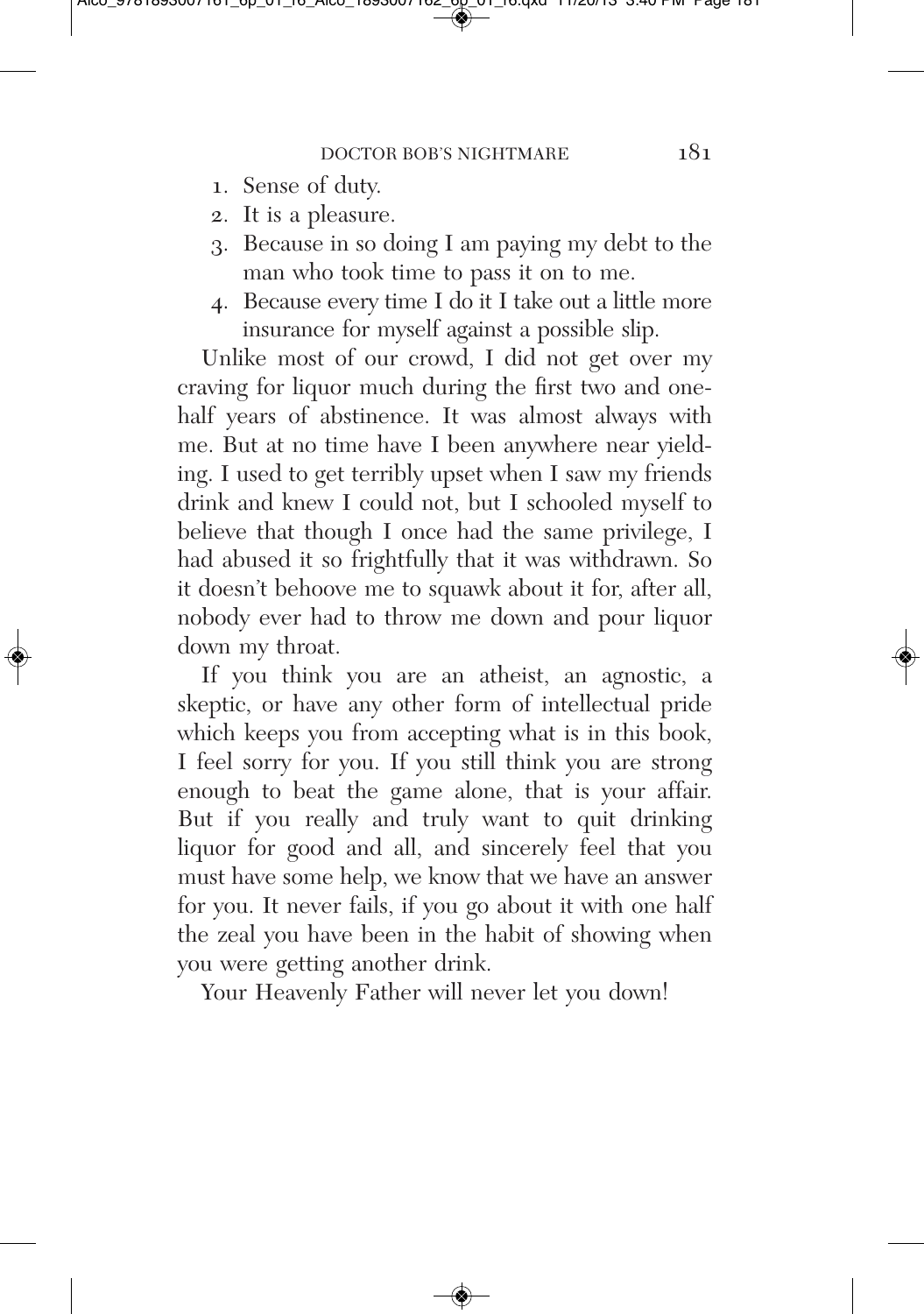1. Sense of duty.
2. It is a pleasure.
3. Because in so doing I am paying my debt to the man who took time to pass it on to me.
4. Because every time I do it I take out a little more insurance for myself against a possible slip.

Unlike most of our crowd, I did not get over my craving for liquor much during the first two and one-half years of abstinence. It was almost always with me. But at no time have I been anywhere near yielding. I used to get terribly upset when I saw my friends drink and knew I could not, but I schooled myself to believe that though I once had the same privilege, I had abused it so frightfully that it was withdrawn. So it doesn't behoove me to squawk about it for, after all, nobody ever had to throw me down and pour liquor down my throat.

If you think you are an atheist, an agnostic, a skeptic, or have any other form of intellectual pride which keeps you from accepting what is in this book, I feel sorry for you. If you still think you are strong enough to beat the game alone, that is your affair. But if you really and truly want to quit drinking liquor for good and all, and sincerely feel that you must have some help, we know that we have an answer for you. It never fails, if you go about it with one half the zeal you have been in the habit of showing when you were getting another drink.

Your Heavenly Father will never let you down!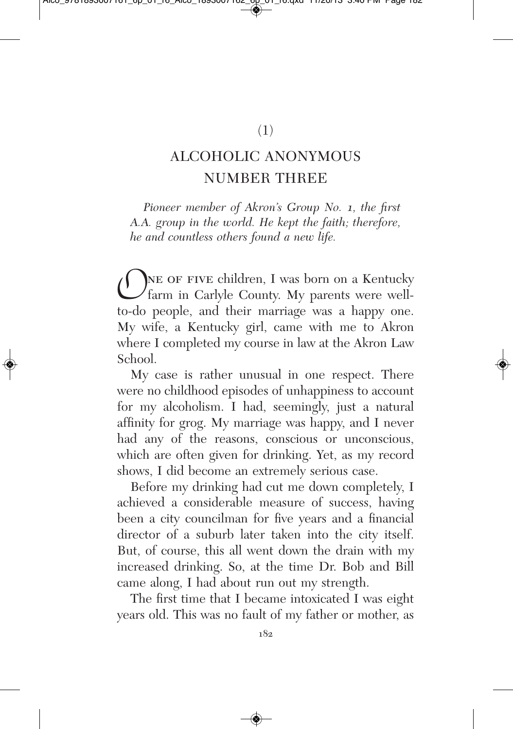(1)

# ALCOHOLIC ANONYMOUS NUMBER THREE

*Pioneer member of Akron's Group No. 1, the first A.A. group in the world. He kept the faith; therefore, he and countless others found a new life.*

One of five children, I was born on a Kentucky farm in Carlyle County. My parents were well-to-do people, and their marriage was a happy one. My wife, a Kentucky girl, came with me to Akron where I completed my course in law at the Akron Law School.

My case is rather unusual in one respect. There were no childhood episodes of unhappiness to account for my alcoholism. I had, seemingly, just a natural affinity for grog. My marriage was happy, and I never had any of the reasons, conscious or unconscious, which are often given for drinking. Yet, as my record shows, I did become an extremely serious case.

Before my drinking had cut me down completely, I achieved a considerable measure of success, having been a city councilman for five years and a financial director of a suburb later taken into the city itself. But, of course, this all went down the drain with my increased drinking. So, at the time Dr. Bob and Bill came along, I had about run out my strength.

The first time that I became intoxicated I was eight years old. This was no fault of my father or mother, as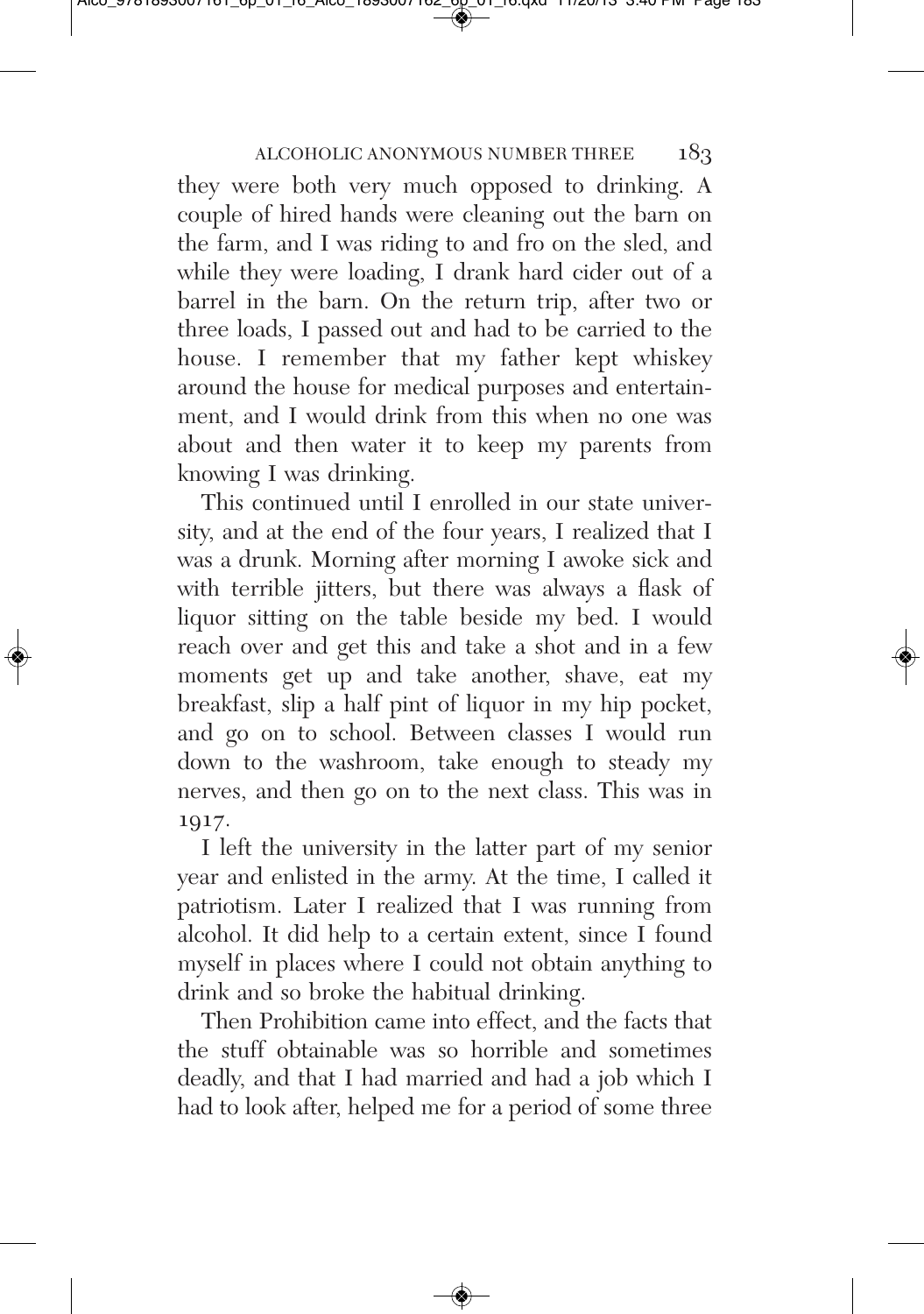they were both very much opposed to drinking. A couple of hired hands were cleaning out the barn on the farm, and I was riding to and fro on the sled, and while they were loading, I drank hard cider out of a barrel in the barn. On the return trip, after two or three loads, I passed out and had to be carried to the house. I remember that my father kept whiskey around the house for medical purposes and entertainment, and I would drink from this when no one was about and then water it to keep my parents from knowing I was drinking.

This continued until I enrolled in our state university, and at the end of the four years, I realized that I was a drunk. Morning after morning I awoke sick and with terrible jitters, but there was always a flask of liquor sitting on the table beside my bed. I would reach over and get this and take a shot and in a few moments get up and take another, shave, eat my breakfast, slip a half pint of liquor in my hip pocket, and go on to school. Between classes I would run down to the washroom, take enough to steady my nerves, and then go on to the next class. This was in 1917.

I left the university in the latter part of my senior year and enlisted in the army. At the time, I called it patriotism. Later I realized that I was running from alcohol. It did help to a certain extent, since I found myself in places where I could not obtain anything to drink and so broke the habitual drinking.

Then Prohibition came into effect, and the facts that the stuff obtainable was so horrible and sometimes deadly, and that I had married and had a job which I had to look after, helped me for a period of some three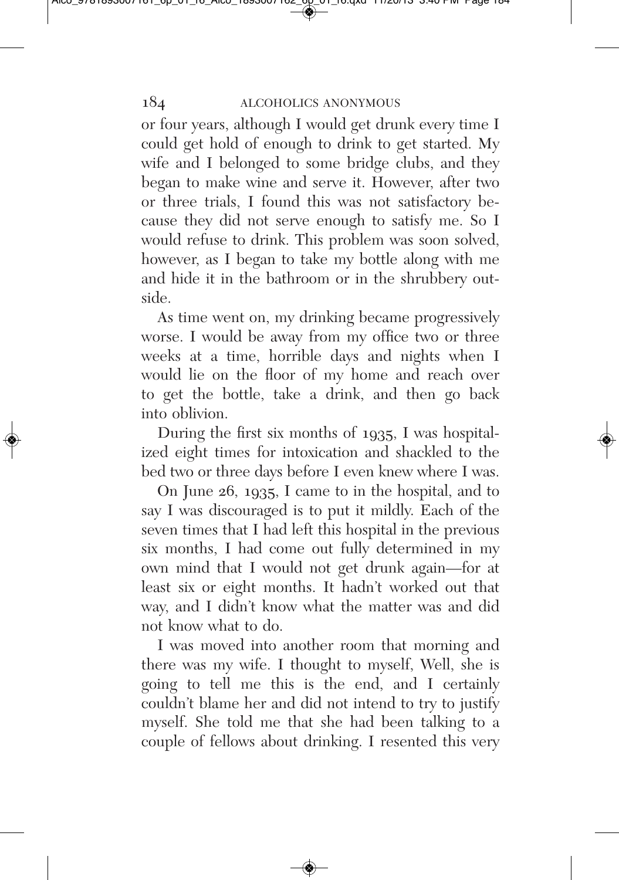or four years, although I would get drunk every time I could get hold of enough to drink to get started. My wife and I belonged to some bridge clubs, and they began to make wine and serve it. However, after two or three trials, I found this was not satisfactory because they did not serve enough to satisfy me. So I would refuse to drink. This problem was soon solved, however, as I began to take my bottle along with me and hide it in the bathroom or in the shrubbery outside.

As time went on, my drinking became progressively worse. I would be away from my office two or three weeks at a time, horrible days and nights when I would lie on the floor of my home and reach over to get the bottle, take a drink, and then go back into oblivion.

During the first six months of 1935, I was hospitalized eight times for intoxication and shackled to the bed two or three days before I even knew where I was.

On June 26, 1935, I came to in the hospital, and to say I was discouraged is to put it mildly. Each of the seven times that I had left this hospital in the previous six months, I had come out fully determined in my own mind that I would not get drunk again—for at least six or eight months. It hadn't worked out that way, and I didn't know what the matter was and did not know what to do.

I was moved into another room that morning and there was my wife. I thought to myself, Well, she is going to tell me this is the end, and I certainly couldn't blame her and did not intend to try to justify myself. She told me that she had been talking to a couple of fellows about drinking. I resented this very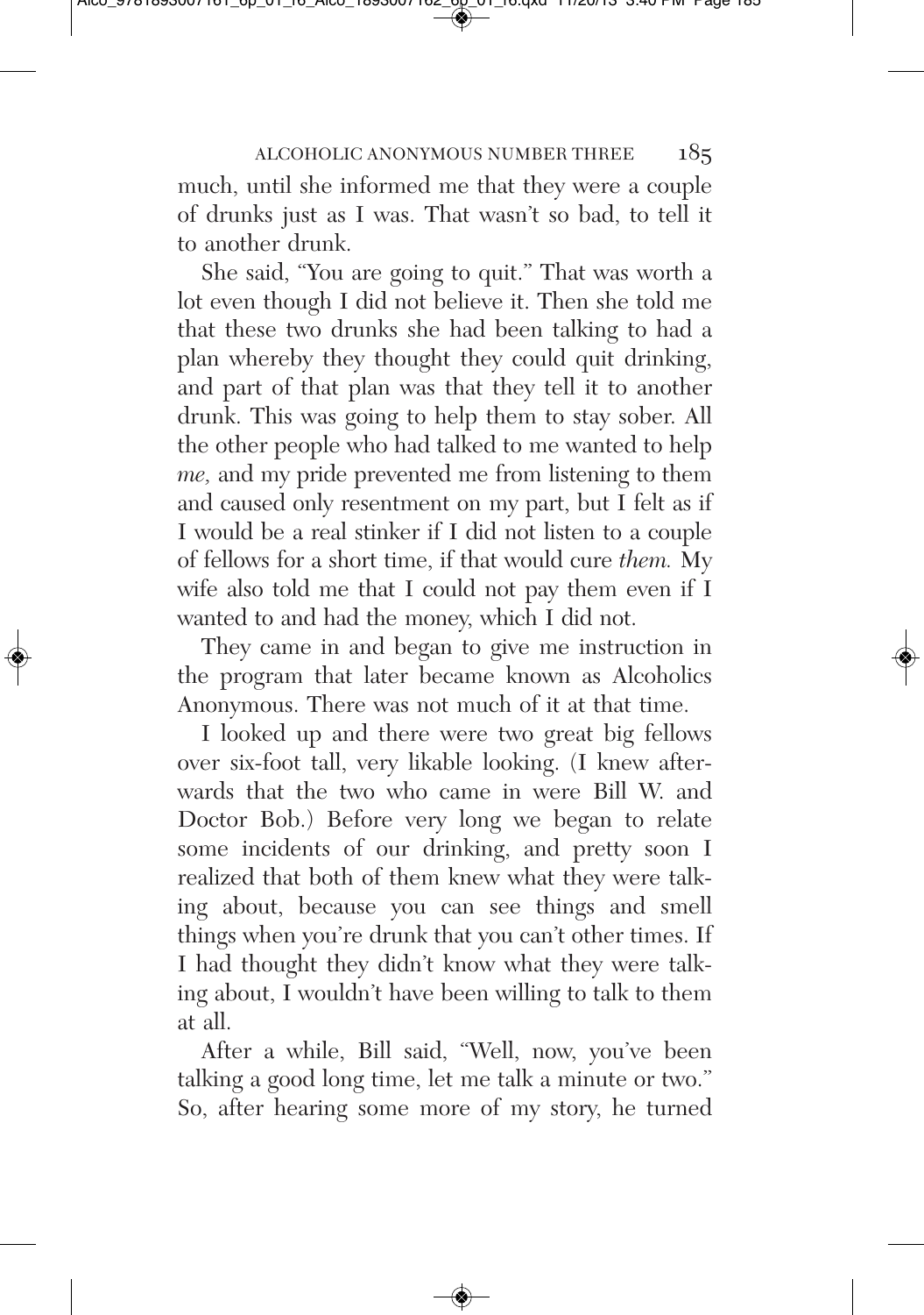much, until she informed me that they were a couple of drunks just as I was. That wasn't so bad, to tell it to another drunk.

She said, "You are going to quit." That was worth a lot even though I did not believe it. Then she told me that these two drunks she had been talking to had a plan whereby they thought they could quit drinking, and part of that plan was that they tell it to another drunk. This was going to help them to stay sober. All the other people who had talked to me wanted to help *me,* and my pride prevented me from listening to them and caused only resentment on my part, but I felt as if I would be a real stinker if I did not listen to a couple of fellows for a short time, if that would cure *them.* My wife also told me that I could not pay them even if I wanted to and had the money, which I did not.

They came in and began to give me instruction in the program that later became known as Alcoholics Anonymous. There was not much of it at that time.

I looked up and there were two great big fellows over six-foot tall, very likable looking. (I knew afterwards that the two who came in were Bill W. and Doctor Bob.) Before very long we began to relate some incidents of our drinking, and pretty soon I realized that both of them knew what they were talking about, because you can see things and smell things when you're drunk that you can't other times. If I had thought they didn't know what they were talking about, I wouldn't have been willing to talk to them at all.

After a while, Bill said, "Well, now, you've been talking a good long time, let me talk a minute or two." So, after hearing some more of my story, he turned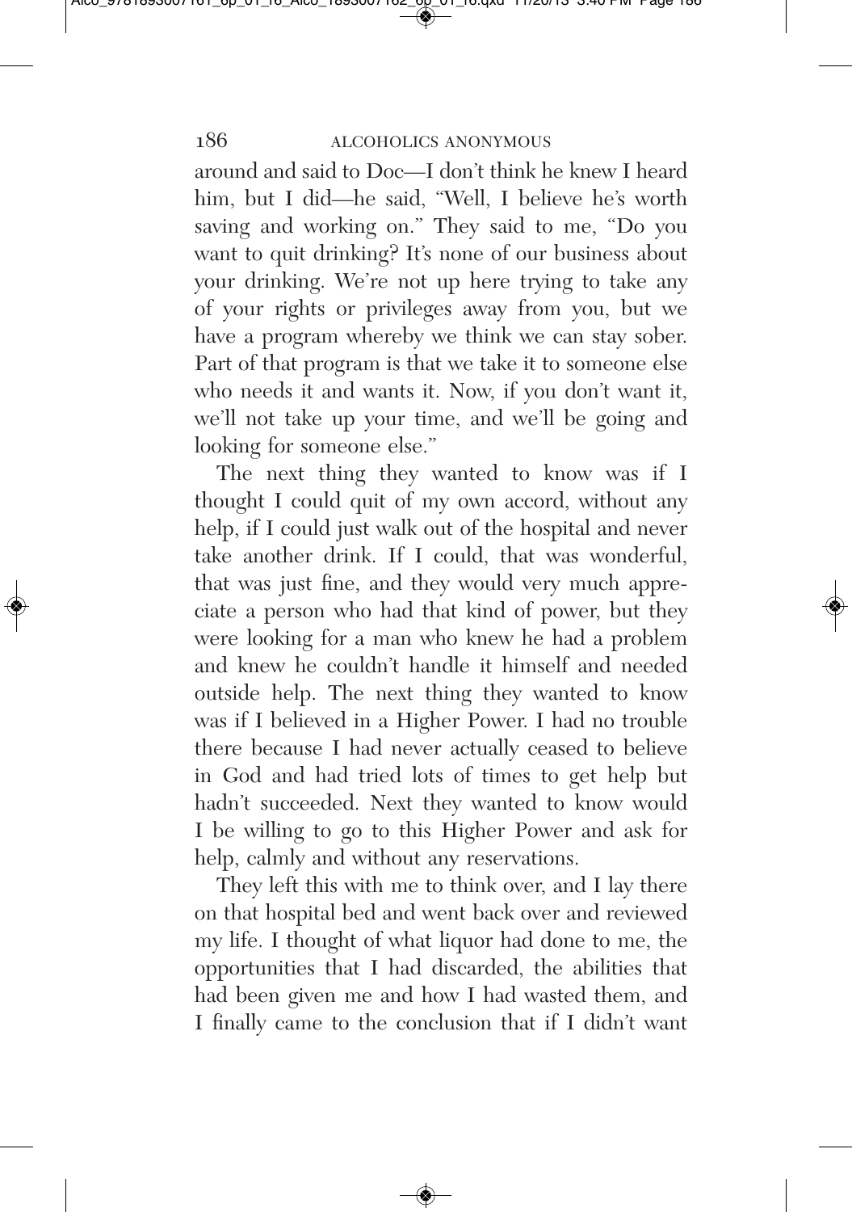around and said to Doc—I don't think he knew I heard him, but I did—he said, "Well, I believe he's worth saving and working on." They said to me, "Do you want to quit drinking? It's none of our business about your drinking. We're not up here trying to take any of your rights or privileges away from you, but we have a program whereby we think we can stay sober. Part of that program is that we take it to someone else who needs it and wants it. Now, if you don't want it, we'll not take up your time, and we'll be going and looking for someone else."

The next thing they wanted to know was if I thought I could quit of my own accord, without any help, if I could just walk out of the hospital and never take another drink. If I could, that was wonderful, that was just fine, and they would very much appreciate a person who had that kind of power, but they were looking for a man who knew he had a problem and knew he couldn't handle it himself and needed outside help. The next thing they wanted to know was if I believed in a Higher Power. I had no trouble there because I had never actually ceased to believe in God and had tried lots of times to get help but hadn't succeeded. Next they wanted to know would I be willing to go to this Higher Power and ask for help, calmly and without any reservations.

They left this with me to think over, and I lay there on that hospital bed and went back over and reviewed my life. I thought of what liquor had done to me, the opportunities that I had discarded, the abilities that had been given me and how I had wasted them, and I finally came to the conclusion that if I didn't want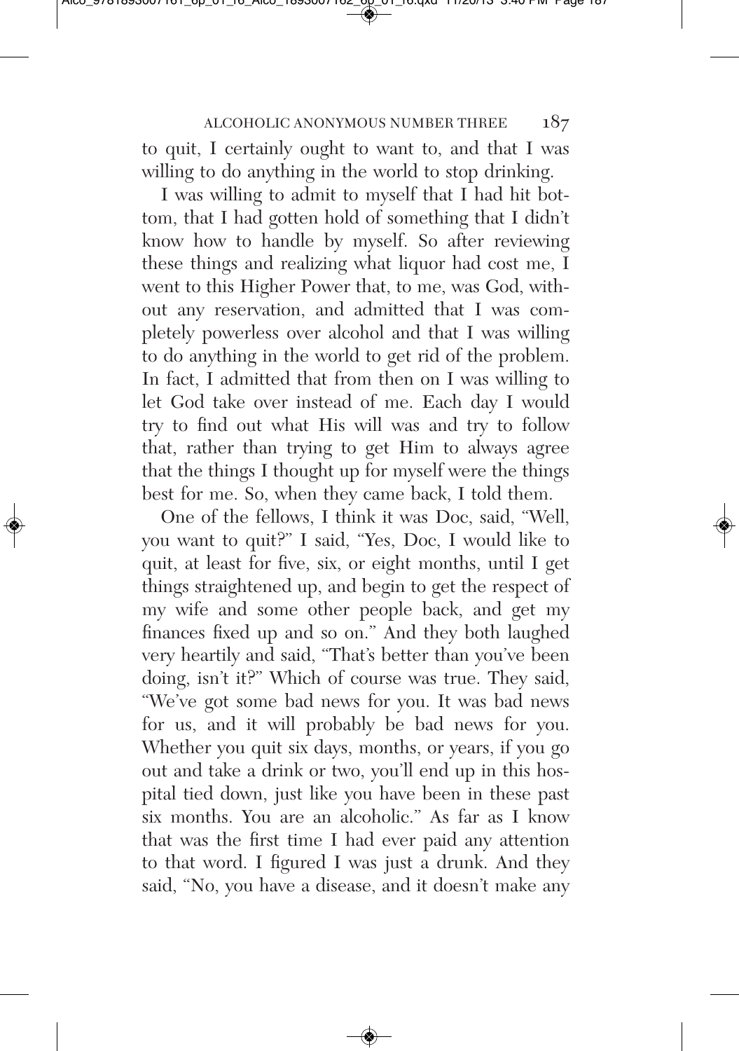to quit, I certainly ought to want to, and that I was willing to do anything in the world to stop drinking.

I was willing to admit to myself that I had hit bottom, that I had gotten hold of something that I didn't know how to handle by myself. So after reviewing these things and realizing what liquor had cost me, I went to this Higher Power that, to me, was God, without any reservation, and admitted that I was completely powerless over alcohol and that I was willing to do anything in the world to get rid of the problem. In fact, I admitted that from then on I was willing to let God take over instead of me. Each day I would try to find out what His will was and try to follow that, rather than trying to get Him to always agree that the things I thought up for myself were the things best for me. So, when they came back, I told them.

One of the fellows, I think it was Doc, said, "Well, you want to quit?" I said, "Yes, Doc, I would like to quit, at least for five, six, or eight months, until I get things straightened up, and begin to get the respect of my wife and some other people back, and get my finances fixed up and so on." And they both laughed very heartily and said, "That's better than you've been doing, isn't it?" Which of course was true. They said, "We've got some bad news for you. It was bad news for us, and it will probably be bad news for you. Whether you quit six days, months, or years, if you go out and take a drink or two, you'll end up in this hospital tied down, just like you have been in these past six months. You are an alcoholic." As far as I know that was the first time I had ever paid any attention to that word. I figured I was just a drunk. And they said, "No, you have a disease, and it doesn't make any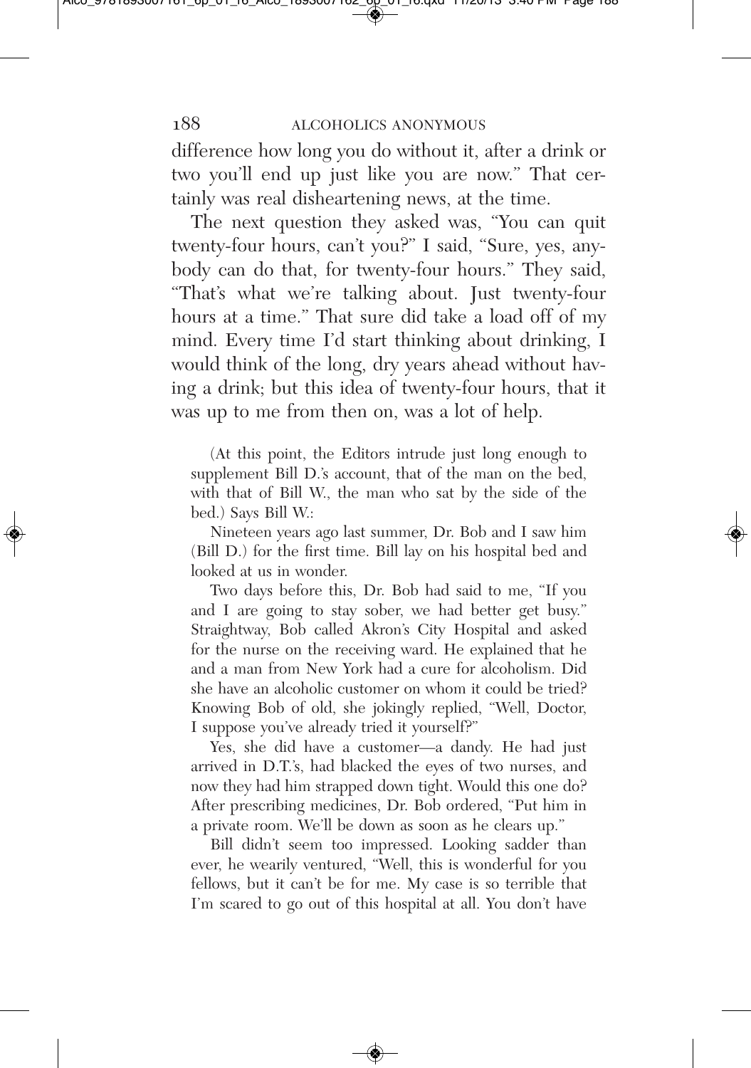difference how long you do without it, after a drink or two you'll end up just like you are now." That certainly was real disheartening news, at the time.

The next question they asked was, "You can quit twenty-four hours, can't you?" I said, "Sure, yes, anybody can do that, for twenty-four hours." They said, "That's what we're talking about. Just twenty-four hours at a time." That sure did take a load off of my mind. Every time I'd start thinking about drinking, I would think of the long, dry years ahead without having a drink; but this idea of twenty-four hours, that it was up to me from then on, was a lot of help.

(At this point, the Editors intrude just long enough to supplement Bill D.'s account, that of the man on the bed, with that of Bill W., the man who sat by the side of the bed.) Says Bill W.:

Nineteen years ago last summer, Dr. Bob and I saw him (Bill D.) for the first time. Bill lay on his hospital bed and looked at us in wonder.

Two days before this, Dr. Bob had said to me, "If you and I are going to stay sober, we had better get busy." Straightway, Bob called Akron's City Hospital and asked for the nurse on the receiving ward. He explained that he and a man from New York had a cure for alcoholism. Did she have an alcoholic customer on whom it could be tried? Knowing Bob of old, she jokingly replied, "Well, Doctor, I suppose you've already tried it yourself?"

Yes, she did have a customer—a dandy. He had just arrived in D.T.'s, had blacked the eyes of two nurses, and now they had him strapped down tight. Would this one do? After prescribing medicines, Dr. Bob ordered, "Put him in a private room. We'll be down as soon as he clears up."

Bill didn't seem too impressed. Looking sadder than ever, he wearily ventured, "Well, this is wonderful for you fellows, but it can't be for me. My case is so terrible that I'm scared to go out of this hospital at all. You don't have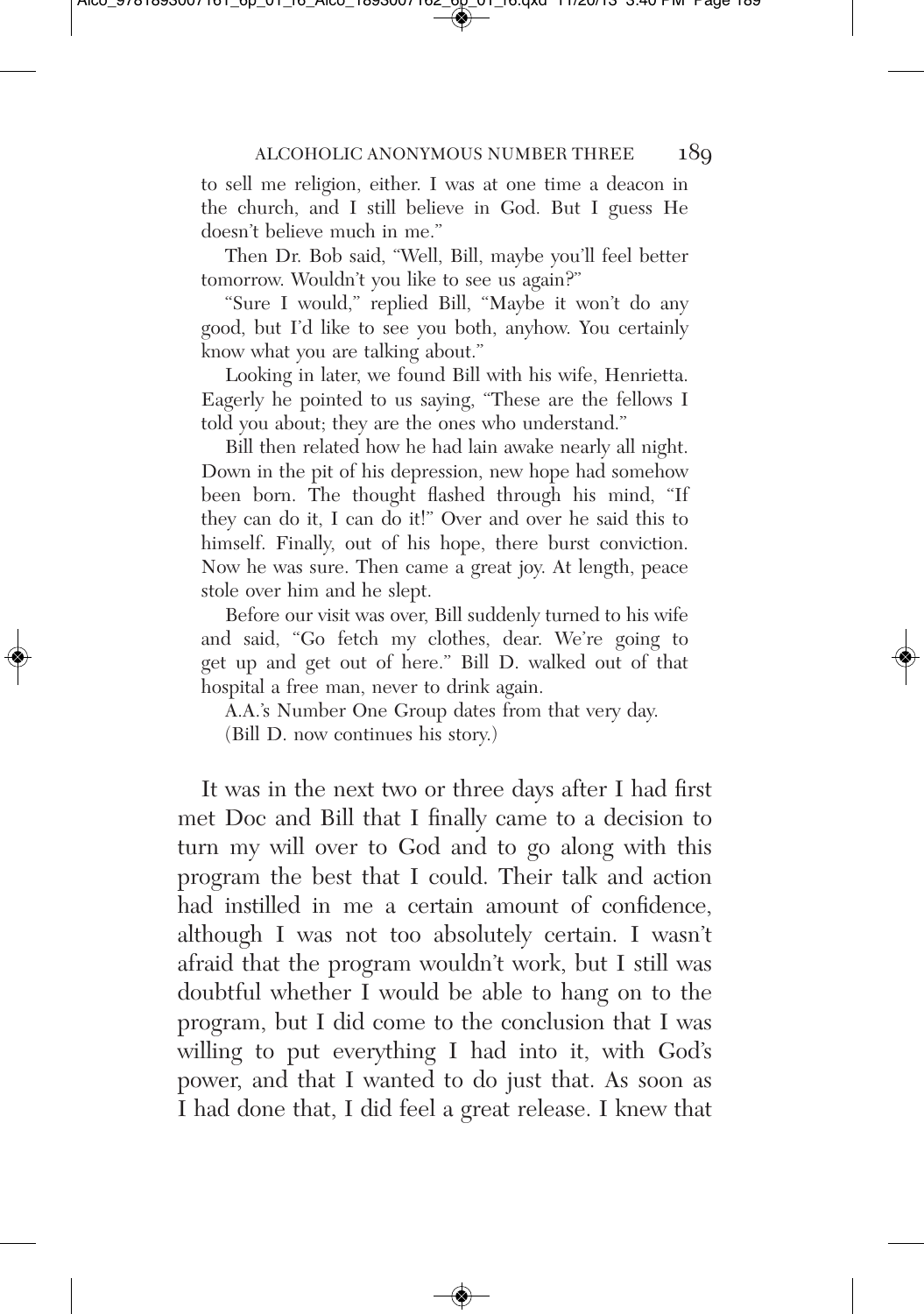to sell me religion, either. I was at one time a deacon in the church, and I still believe in God. But I guess He doesn't believe much in me."

Then Dr. Bob said, "Well, Bill, maybe you'll feel better tomorrow. Wouldn't you like to see us again?"

"Sure I would," replied Bill, "Maybe it won't do any good, but I'd like to see you both, anyhow. You certainly know what you are talking about."

Looking in later, we found Bill with his wife, Henrietta. Eagerly he pointed to us saying, "These are the fellows I told you about; they are the ones who understand."

Bill then related how he had lain awake nearly all night. Down in the pit of his depression, new hope had somehow been born. The thought flashed through his mind, "If they can do it, I can do it!" Over and over he said this to himself. Finally, out of his hope, there burst conviction. Now he was sure. Then came a great joy. At length, peace stole over him and he slept.

Before our visit was over, Bill suddenly turned to his wife and said, "Go fetch my clothes, dear. We're going to get up and get out of here." Bill D. walked out of that hospital a free man, never to drink again.

A.A.'s Number One Group dates from that very day.

(Bill D. now continues his story.)

It was in the next two or three days after I had first met Doc and Bill that I finally came to a decision to turn my will over to God and to go along with this program the best that I could. Their talk and action had instilled in me a certain amount of confidence, although I was not too absolutely certain. I wasn't afraid that the program wouldn't work, but I still was doubtful whether I would be able to hang on to the program, but I did come to the conclusion that I was willing to put everything I had into it, with God's power, and that I wanted to do just that. As soon as I had done that, I did feel a great release. I knew that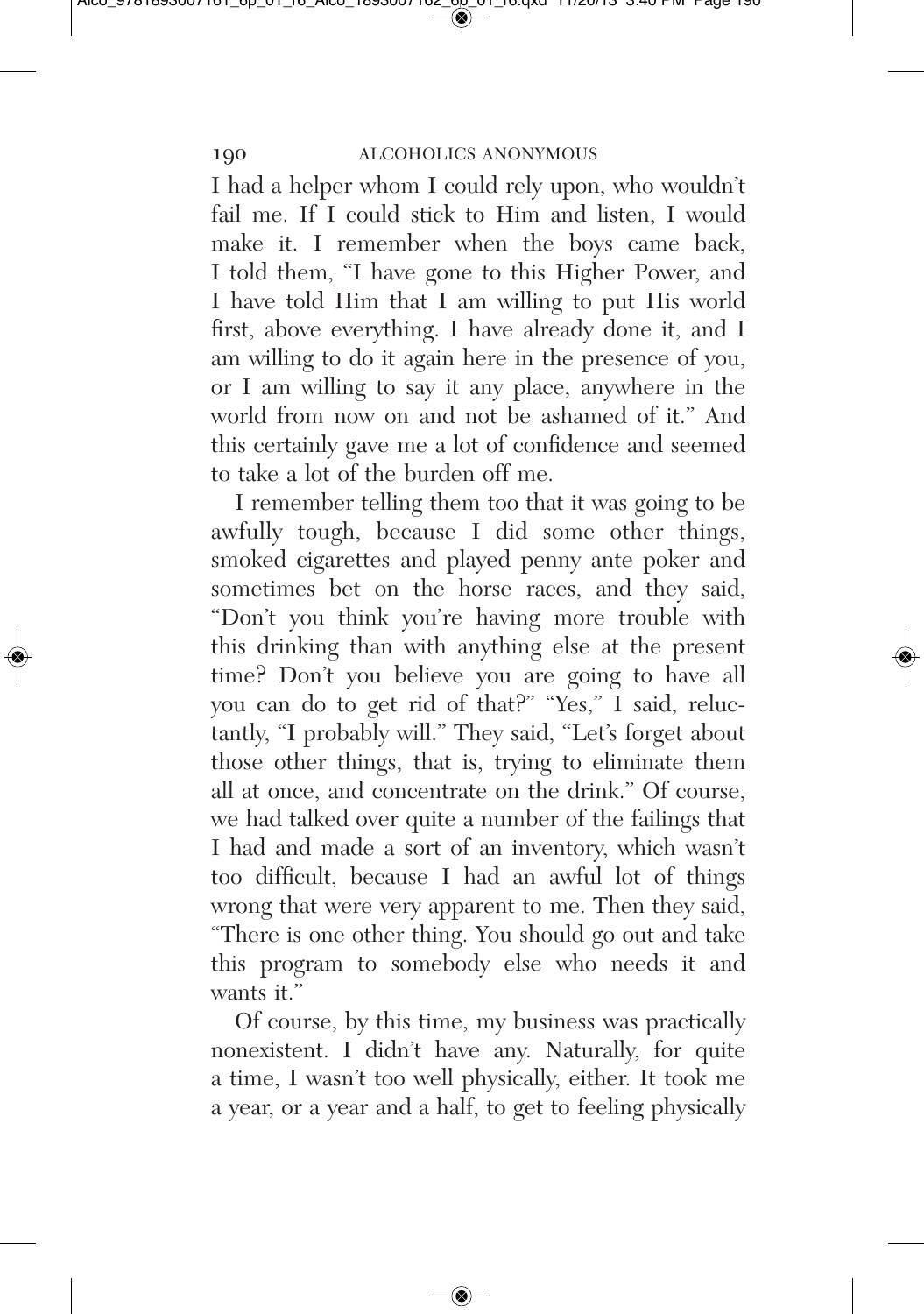I had a helper whom I could rely upon, who wouldn't fail me. If I could stick to Him and listen, I would make it. I remember when the boys came back, I told them, "I have gone to this Higher Power, and I have told Him that I am willing to put His world first, above everything. I have already done it, and I am willing to do it again here in the presence of you, or I am willing to say it any place, anywhere in the world from now on and not be ashamed of it." And this certainly gave me a lot of confidence and seemed to take a lot of the burden off me.

I remember telling them too that it was going to be awfully tough, because I did some other things, smoked cigarettes and played penny ante poker and sometimes bet on the horse races, and they said, "Don't you think you're having more trouble with this drinking than with anything else at the present time? Don't you believe you are going to have all you can do to get rid of that?" "Yes," I said, reluctantly, "I probably will." They said, "Let's forget about those other things, that is, trying to eliminate them all at once, and concentrate on the drink." Of course, we had talked over quite a number of the failings that I had and made a sort of an inventory, which wasn't too difficult, because I had an awful lot of things wrong that were very apparent to me. Then they said, "There is one other thing. You should go out and take this program to somebody else who needs it and wants it."

Of course, by this time, my business was practically nonexistent. I didn't have any. Naturally, for quite a time, I wasn't too well physically, either. It took me a year, or a year and a half, to get to feeling physically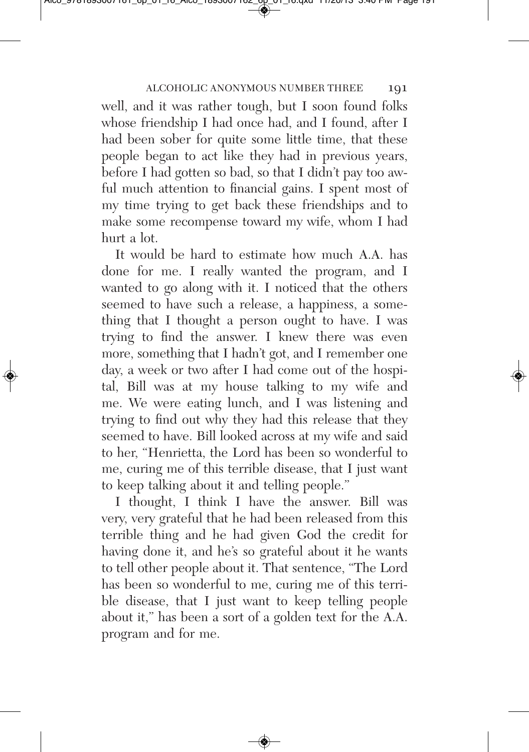well, and it was rather tough, but I soon found folks whose friendship I had once had, and I found, after I had been sober for quite some little time, that these people began to act like they had in previous years, before I had gotten so bad, so that I didn't pay too awful much attention to financial gains. I spent most of my time trying to get back these friendships and to make some recompense toward my wife, whom I had hurt a lot.

It would be hard to estimate how much A.A. has done for me. I really wanted the program, and I wanted to go along with it. I noticed that the others seemed to have such a release, a happiness, a something that I thought a person ought to have. I was trying to find the answer. I knew there was even more, something that I hadn't got, and I remember one day, a week or two after I had come out of the hospital, Bill was at my house talking to my wife and me. We were eating lunch, and I was listening and trying to find out why they had this release that they seemed to have. Bill looked across at my wife and said to her, "Henrietta, the Lord has been so wonderful to me, curing me of this terrible disease, that I just want to keep talking about it and telling people."

I thought, I think I have the answer. Bill was very, very grateful that he had been released from this terrible thing and he had given God the credit for having done it, and he's so grateful about it he wants to tell other people about it. That sentence, "The Lord has been so wonderful to me, curing me of this terrible disease, that I just want to keep telling people about it," has been a sort of a golden text for the A.A. program and for me.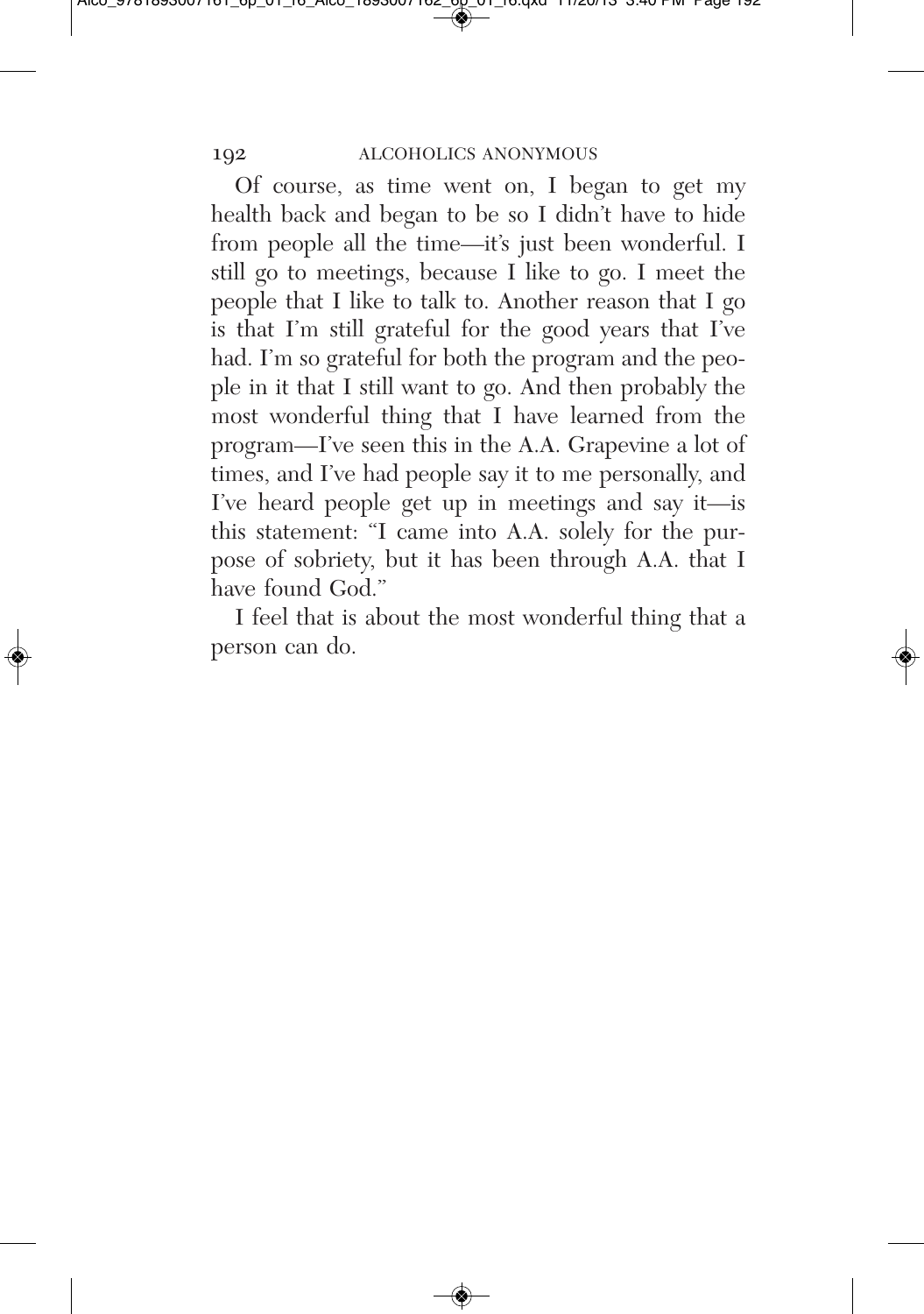Of course, as time went on, I began to get my health back and began to be so I didn't have to hide from people all the time—it's just been wonderful. I still go to meetings, because I like to go. I meet the people that I like to talk to. Another reason that I go is that I'm still grateful for the good years that I've had. I'm so grateful for both the program and the people in it that I still want to go. And then probably the most wonderful thing that I have learned from the program—I've seen this in the A.A. Grapevine a lot of times, and I've had people say it to me personally, and I've heard people get up in meetings and say it—is this statement: "I came into A.A. solely for the purpose of sobriety, but it has been through A.A. that I have found God."

I feel that is about the most wonderful thing that a person can do.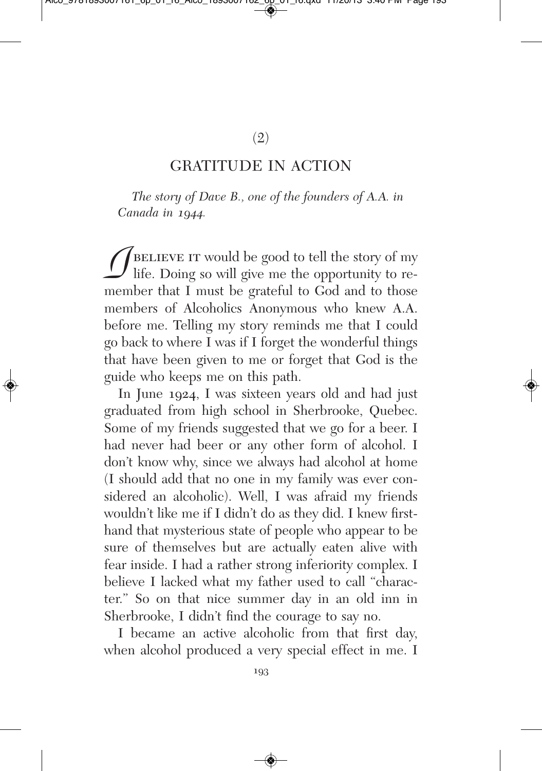(2)

## GRATITUDE IN ACTION

*The story of Dave B., one of the founders of A.A. in Canada in 1944.*

I BELIEVE IT would be good to tell the story of my life. Doing so will give me the opportunity to remember that I must be grateful to God and to those members of Alcoholics Anonymous who knew A.A. before me. Telling my story reminds me that I could go back to where I was if I forget the wonderful things that have been given to me or forget that God is the guide who keeps me on this path.

In June 1924, I was sixteen years old and had just graduated from high school in Sherbrooke, Quebec. Some of my friends suggested that we go for a beer. I had never had beer or any other form of alcohol. I don't know why, since we always had alcohol at home (I should add that no one in my family was ever considered an alcoholic). Well, I was afraid my friends wouldn't like me if I didn't do as they did. I knew firsthand that mysterious state of people who appear to be sure of themselves but are actually eaten alive with fear inside. I had a rather strong inferiority complex. I believe I lacked what my father used to call "character." So on that nice summer day in an old inn in Sherbrooke, I didn't find the courage to say no.

I became an active alcoholic from that first day, when alcohol produced a very special effect in me. I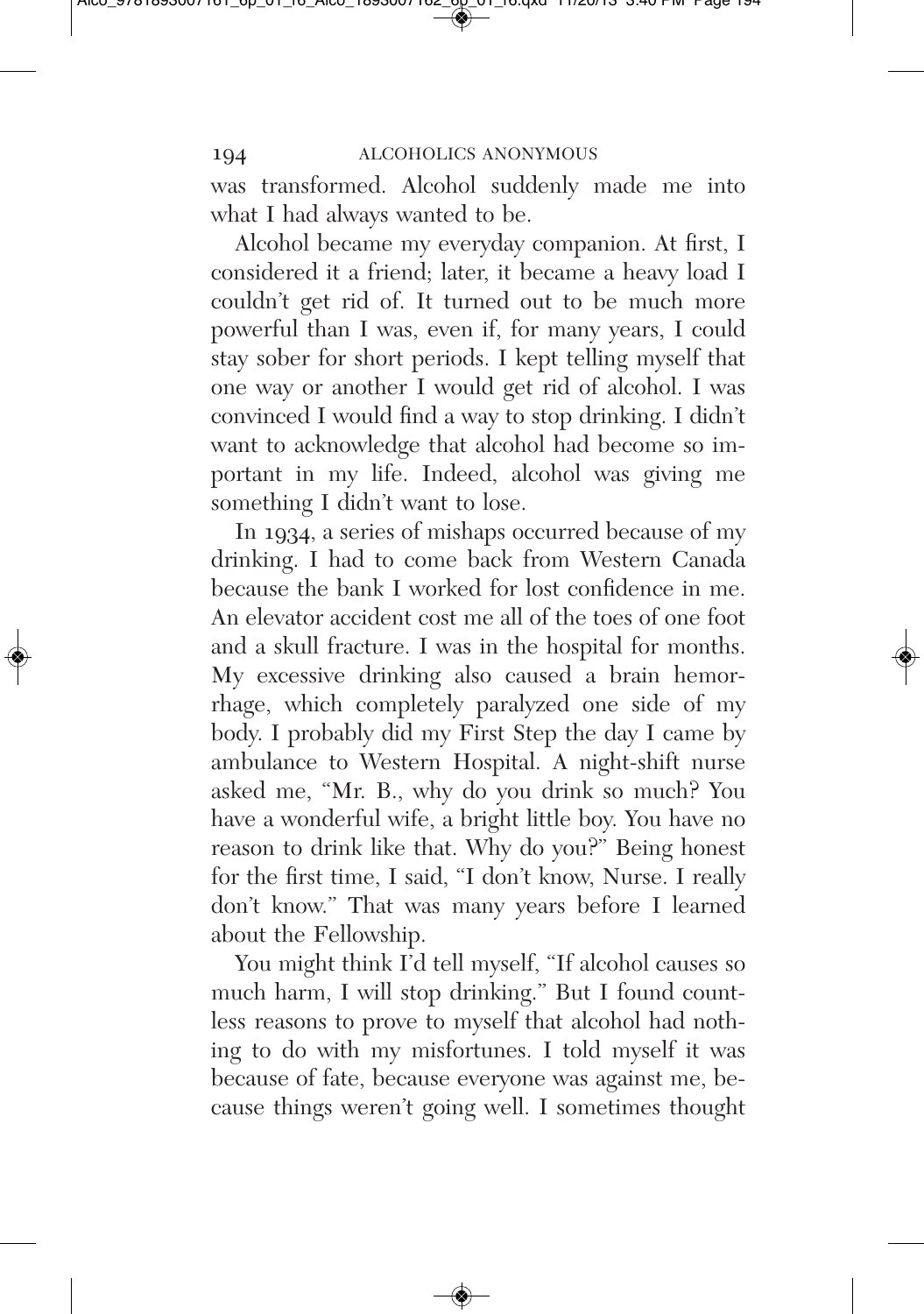was transformed. Alcohol suddenly made me into what I had always wanted to be.

Alcohol became my everyday companion. At first, I considered it a friend; later, it became a heavy load I couldn't get rid of. It turned out to be much more powerful than I was, even if, for many years, I could stay sober for short periods. I kept telling myself that one way or another I would get rid of alcohol. I was convinced I would find a way to stop drinking. I didn't want to acknowledge that alcohol had become so important in my life. Indeed, alcohol was giving me something I didn't want to lose.

In 1934, a series of mishaps occurred because of my drinking. I had to come back from Western Canada because the bank I worked for lost confidence in me. An elevator accident cost me all of the toes of one foot and a skull fracture. I was in the hospital for months. My excessive drinking also caused a brain hemorrhage, which completely paralyzed one side of my body. I probably did my First Step the day I came by ambulance to Western Hospital. A night-shift nurse asked me, "Mr. B., why do you drink so much? You have a wonderful wife, a bright little boy. You have no reason to drink like that. Why do you?" Being honest for the first time, I said, "I don't know, Nurse. I really don't know." That was many years before I learned about the Fellowship.

You might think I'd tell myself, "If alcohol causes so much harm, I will stop drinking." But I found countless reasons to prove to myself that alcohol had nothing to do with my misfortunes. I told myself it was because of fate, because everyone was against me, because things weren't going well. I sometimes thought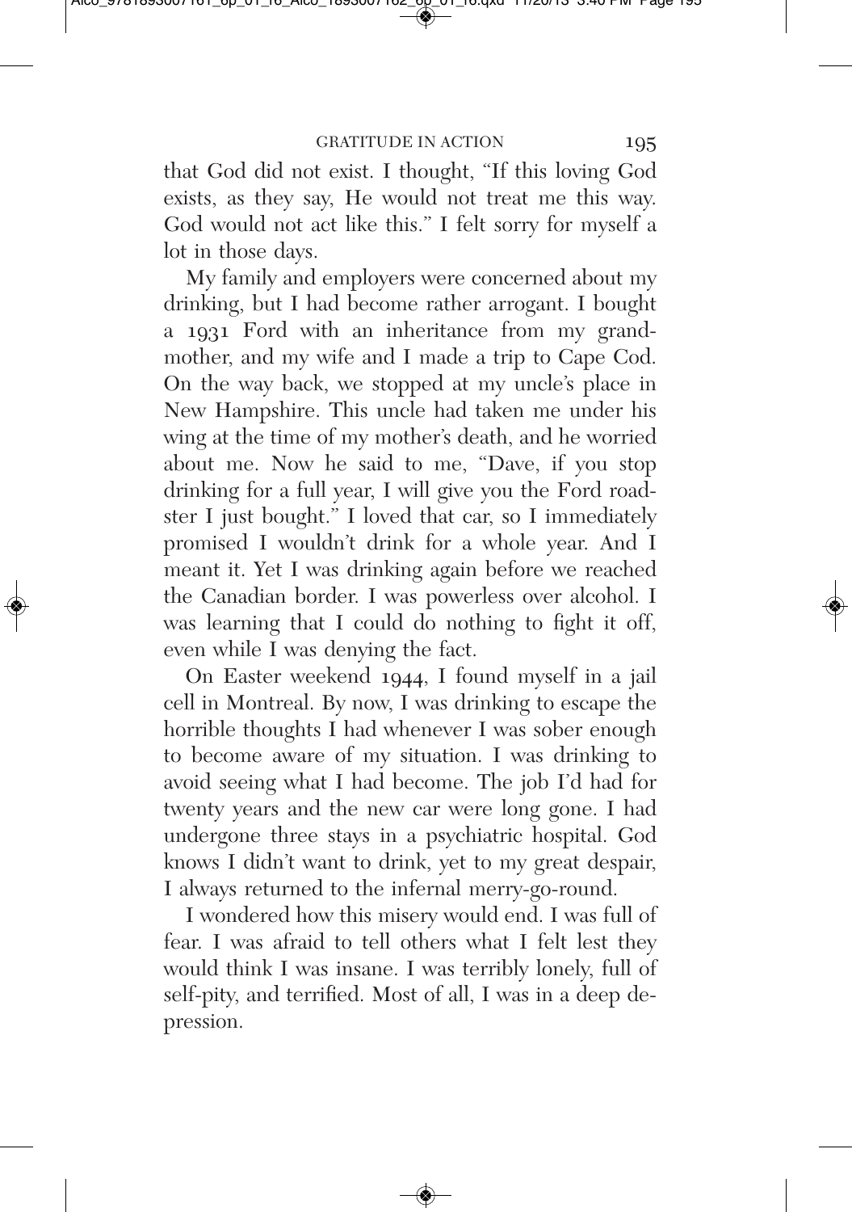that God did not exist. I thought, "If this loving God exists, as they say, He would not treat me this way. God would not act like this." I felt sorry for myself a lot in those days.

My family and employers were concerned about my drinking, but I had become rather arrogant. I bought a 1931 Ford with an inheritance from my grandmother, and my wife and I made a trip to Cape Cod. On the way back, we stopped at my uncle's place in New Hampshire. This uncle had taken me under his wing at the time of my mother's death, and he worried about me. Now he said to me, "Dave, if you stop drinking for a full year, I will give you the Ford roadster I just bought." I loved that car, so I immediately promised I wouldn't drink for a whole year. And I meant it. Yet I was drinking again before we reached the Canadian border. I was powerless over alcohol. I was learning that I could do nothing to fight it off, even while I was denying the fact.

On Easter weekend 1944, I found myself in a jail cell in Montreal. By now, I was drinking to escape the horrible thoughts I had whenever I was sober enough to become aware of my situation. I was drinking to avoid seeing what I had become. The job I'd had for twenty years and the new car were long gone. I had undergone three stays in a psychiatric hospital. God knows I didn't want to drink, yet to my great despair, I always returned to the infernal merry-go-round.

I wondered how this misery would end. I was full of fear. I was afraid to tell others what I felt lest they would think I was insane. I was terribly lonely, full of self-pity, and terrified. Most of all, I was in a deep depression.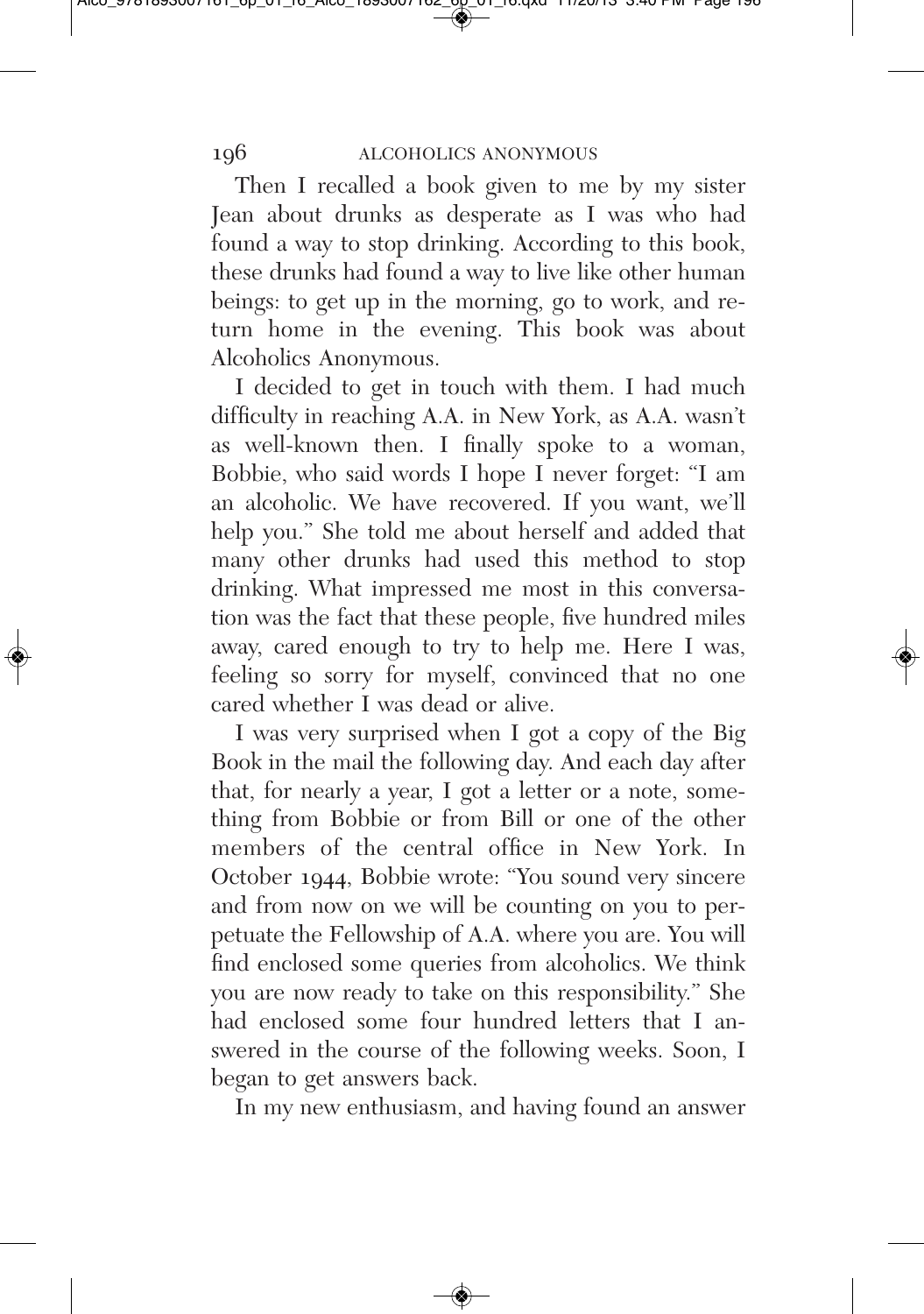Then I recalled a book given to me by my sister Jean about drunks as desperate as I was who had found a way to stop drinking. According to this book, these drunks had found a way to live like other human beings: to get up in the morning, go to work, and return home in the evening. This book was about Alcoholics Anonymous.

I decided to get in touch with them. I had much difficulty in reaching A.A. in New York, as A.A. wasn't as well-known then. I finally spoke to a woman, Bobbie, who said words I hope I never forget: "I am an alcoholic. We have recovered. If you want, we'll help you." She told me about herself and added that many other drunks had used this method to stop drinking. What impressed me most in this conversation was the fact that these people, five hundred miles away, cared enough to try to help me. Here I was, feeling so sorry for myself, convinced that no one cared whether I was dead or alive.

I was very surprised when I got a copy of the Big Book in the mail the following day. And each day after that, for nearly a year, I got a letter or a note, something from Bobbie or from Bill or one of the other members of the central office in New York. In October 1944, Bobbie wrote: "You sound very sincere and from now on we will be counting on you to perpetuate the Fellowship of A.A. where you are. You will find enclosed some queries from alcoholics. We think you are now ready to take on this responsibility." She had enclosed some four hundred letters that I answered in the course of the following weeks. Soon, I began to get answers back.

In my new enthusiasm, and having found an answer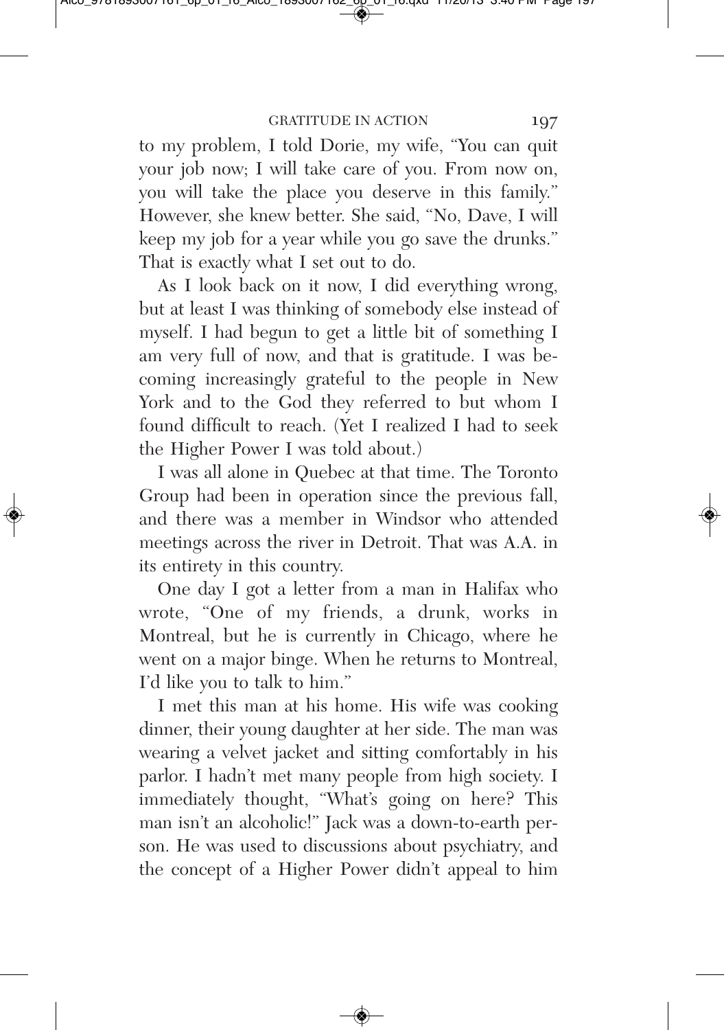to my problem, I told Dorie, my wife, "You can quit your job now; I will take care of you. From now on, you will take the place you deserve in this family." However, she knew better. She said, "No, Dave, I will keep my job for a year while you go save the drunks." That is exactly what I set out to do.

As I look back on it now, I did everything wrong, but at least I was thinking of somebody else instead of myself. I had begun to get a little bit of something I am very full of now, and that is gratitude. I was becoming increasingly grateful to the people in New York and to the God they referred to but whom I found difficult to reach. (Yet I realized I had to seek the Higher Power I was told about.)

I was all alone in Quebec at that time. The Toronto Group had been in operation since the previous fall, and there was a member in Windsor who attended meetings across the river in Detroit. That was A.A. in its entirety in this country.

One day I got a letter from a man in Halifax who wrote, "One of my friends, a drunk, works in Montreal, but he is currently in Chicago, where he went on a major binge. When he returns to Montreal, I'd like you to talk to him."

I met this man at his home. His wife was cooking dinner, their young daughter at her side. The man was wearing a velvet jacket and sitting comfortably in his parlor. I hadn't met many people from high society. I immediately thought, "What's going on here? This man isn't an alcoholic!" Jack was a down-to-earth person. He was used to discussions about psychiatry, and the concept of a Higher Power didn't appeal to him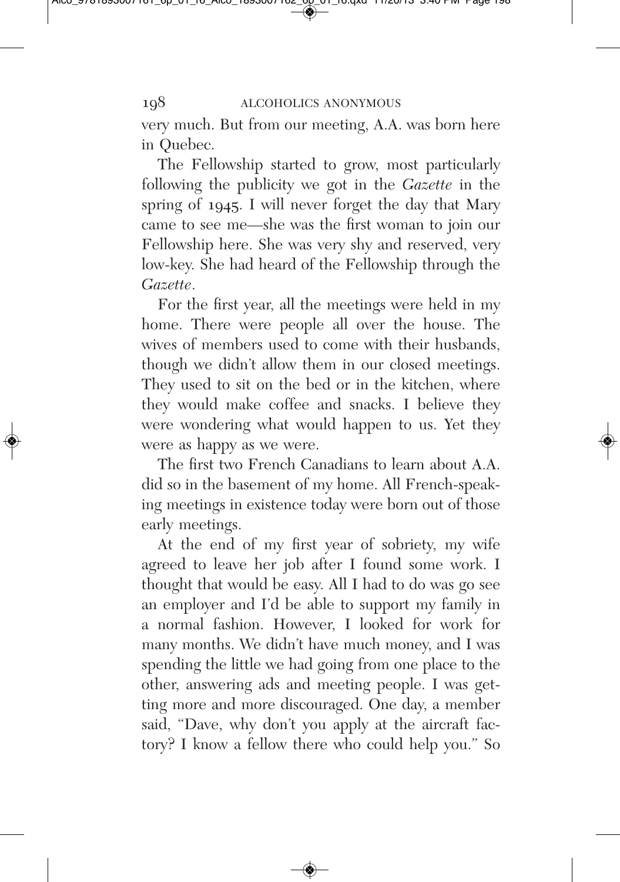very much. But from our meeting, A.A. was born here in Quebec.

The Fellowship started to grow, most particularly following the publicity we got in the *Gazette* in the spring of 1945. I will never forget the day that Mary came to see me—she was the first woman to join our Fellowship here. She was very shy and reserved, very low-key. She had heard of the Fellowship through the *Gazette*.

For the first year, all the meetings were held in my home. There were people all over the house. The wives of members used to come with their husbands, though we didn't allow them in our closed meetings. They used to sit on the bed or in the kitchen, where they would make coffee and snacks. I believe they were wondering what would happen to us. Yet they were as happy as we were.

The first two French Canadians to learn about A.A. did so in the basement of my home. All French-speaking meetings in existence today were born out of those early meetings.

At the end of my first year of sobriety, my wife agreed to leave her job after I found some work. I thought that would be easy. All I had to do was go see an employer and I'd be able to support my family in a normal fashion. However, I looked for work for many months. We didn't have much money, and I was spending the little we had going from one place to the other, answering ads and meeting people. I was getting more and more discouraged. One day, a member said, "Dave, why don't you apply at the aircraft factory? I know a fellow there who could help you." So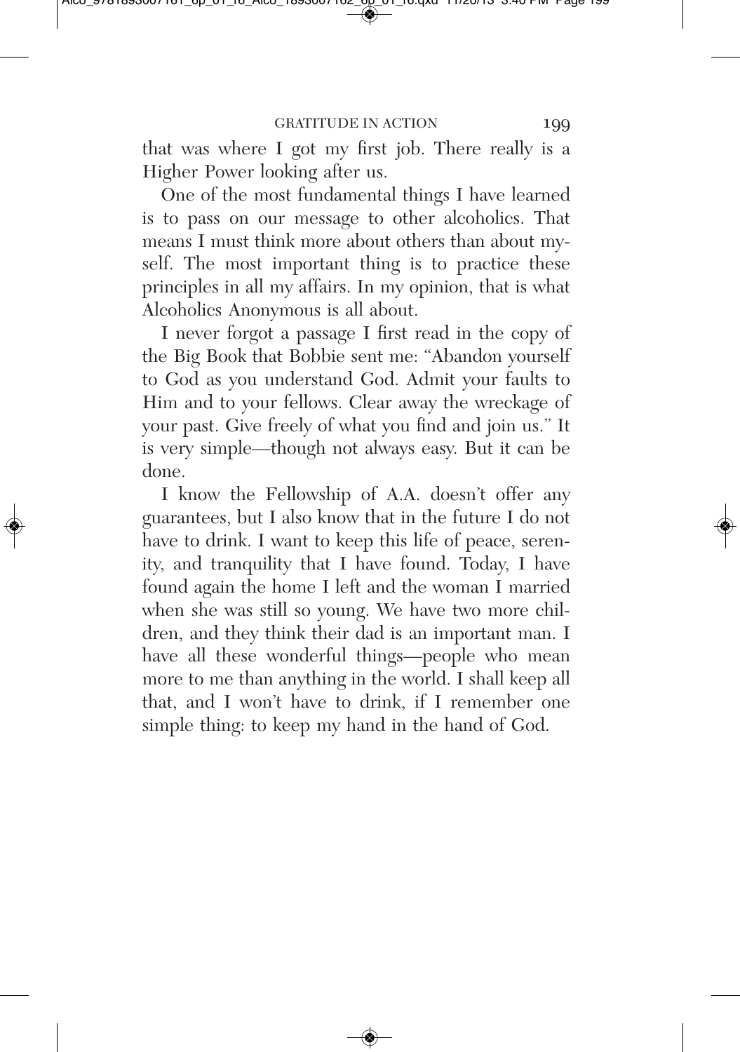that was where I got my first job. There really is a Higher Power looking after us.

One of the most fundamental things I have learned is to pass on our message to other alcoholics. That means I must think more about others than about myself. The most important thing is to practice these principles in all my affairs. In my opinion, that is what Alcoholics Anonymous is all about.

I never forgot a passage I first read in the copy of the Big Book that Bobbie sent me: "Abandon yourself to God as you understand God. Admit your faults to Him and to your fellows. Clear away the wreckage of your past. Give freely of what you find and join us." It is very simple—though not always easy. But it can be done.

I know the Fellowship of A.A. doesn't offer any guarantees, but I also know that in the future I do not have to drink. I want to keep this life of peace, serenity, and tranquility that I have found. Today, I have found again the home I left and the woman I married when she was still so young. We have two more children, and they think their dad is an important man. I have all these wonderful things—people who mean more to me than anything in the world. I shall keep all that, and I won't have to drink, if I remember one simple thing: to keep my hand in the hand of God.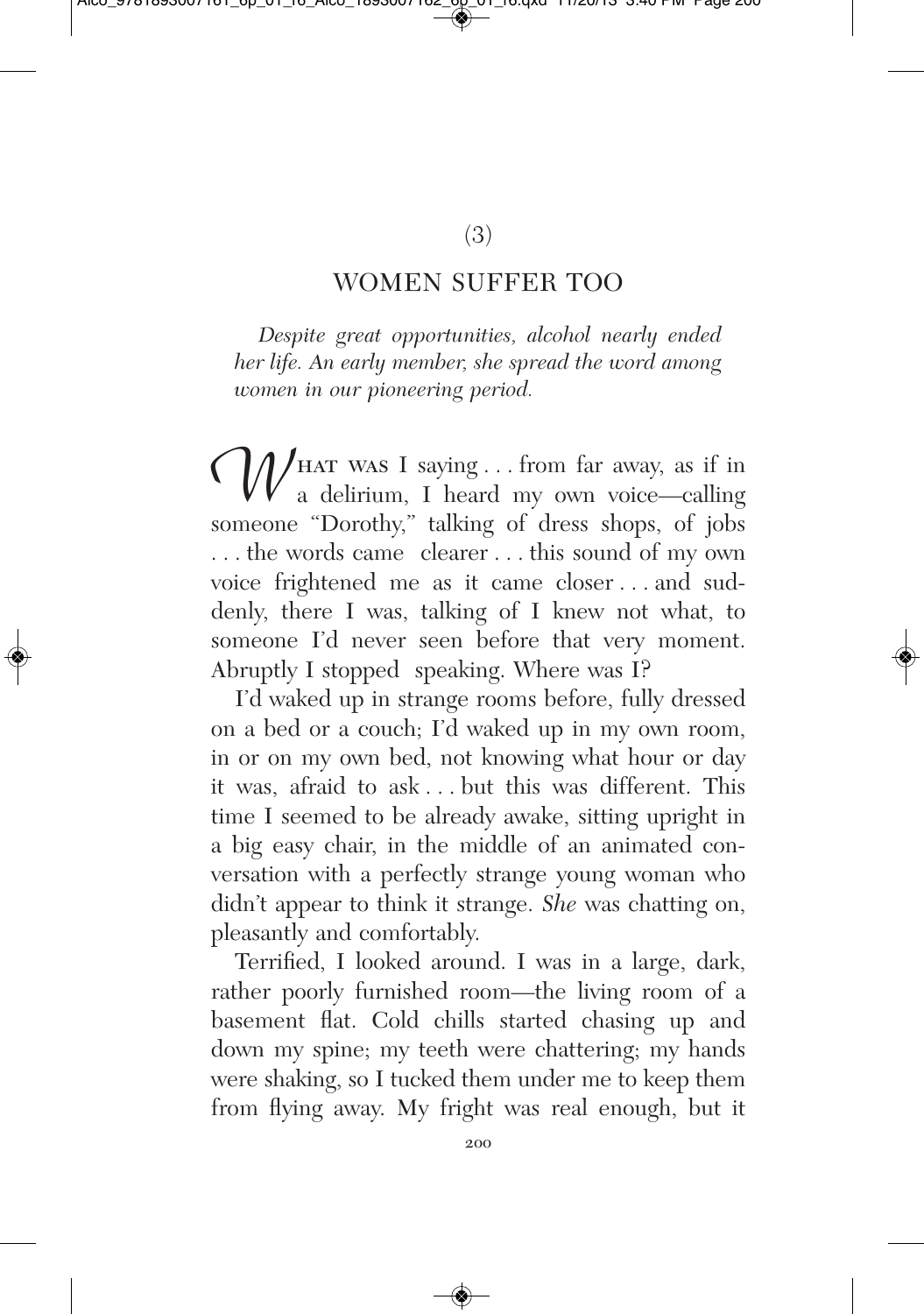(3)

## WOMEN SUFFER TOO

*Despite great opportunities, alcohol nearly ended her life. An early member, she spread the word among women in our pioneering period.*

What was I saying . . . from far away, as if in a delirium, I heard my own voice—calling someone "Dorothy," talking of dress shops, of jobs . . . the words came clearer . . . this sound of my own voice frightened me as it came closer . . . and suddenly, there I was, talking of I knew not what, to someone I'd never seen before that very moment. Abruptly I stopped speaking. Where was I?

I'd waked up in strange rooms before, fully dressed on a bed or a couch; I'd waked up in my own room, in or on my own bed, not knowing what hour or day it was, afraid to ask . . . but this was different. This time I seemed to be already awake, sitting upright in a big easy chair, in the middle of an animated conversation with a perfectly strange young woman who didn't appear to think it strange. *She* was chatting on, pleasantly and comfortably.

Terrified, I looked around. I was in a large, dark, rather poorly furnished room—the living room of a basement flat. Cold chills started chasing up and down my spine; my teeth were chattering; my hands were shaking, so I tucked them under me to keep them from flying away. My fright was real enough, but it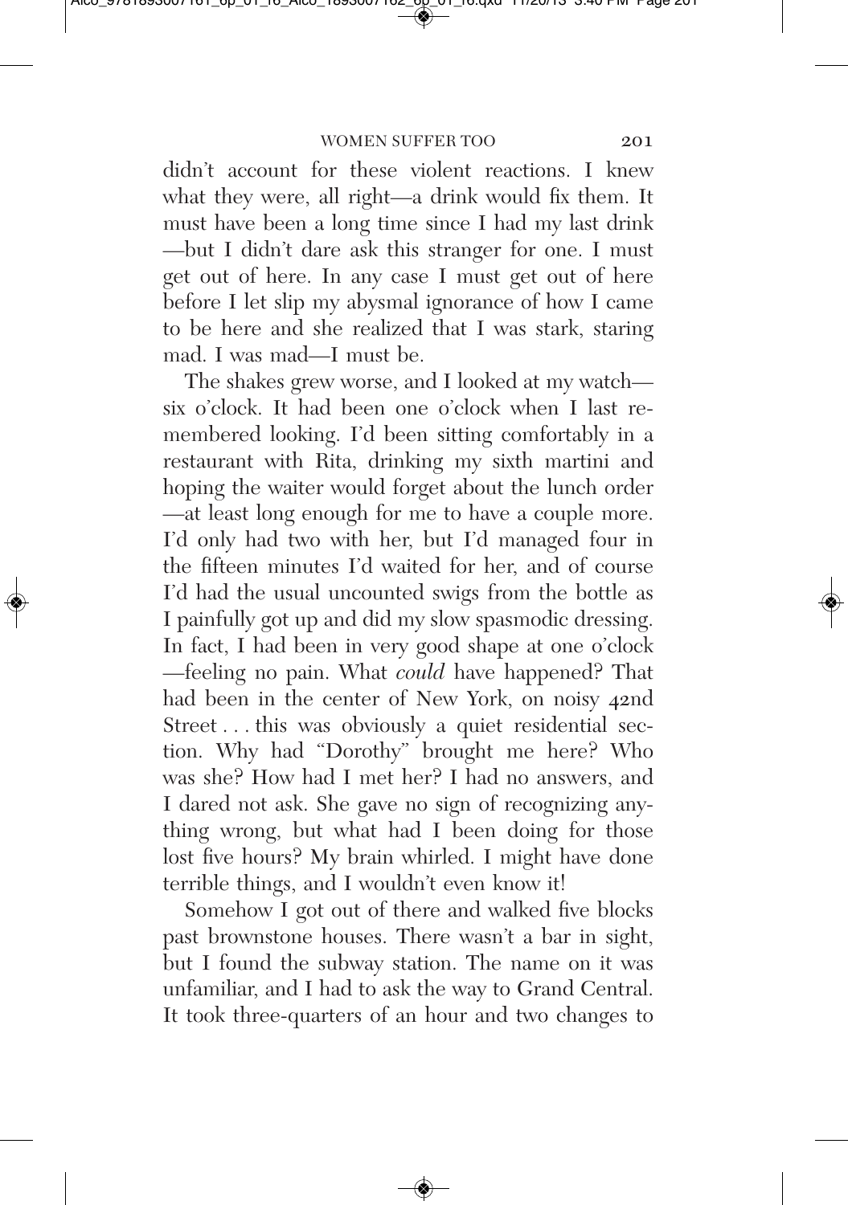didn't account for these violent reactions. I knew what they were, all right—a drink would fix them. It must have been a long time since I had my last drink—but I didn't dare ask this stranger for one. I must get out of here. In any case I must get out of here before I let slip my abysmal ignorance of how I came to be here and she realized that I was stark, staring mad. I was mad—I must be.

The shakes grew worse, and I looked at my watch—six o'clock. It had been one o'clock when I last remembered looking. I'd been sitting comfortably in a restaurant with Rita, drinking my sixth martini and hoping the waiter would forget about the lunch order—at least long enough for me to have a couple more. I'd only had two with her, but I'd managed four in the fifteen minutes I'd waited for her, and of course I'd had the usual uncounted swigs from the bottle as I painfully got up and did my slow spasmodic dressing. In fact, I had been in very good shape at one o'clock—feeling no pain. What *could* have happened? That had been in the center of New York, on noisy 42nd Street . . . this was obviously a quiet residential section. Why had "Dorothy" brought me here? Who was she? How had I met her? I had no answers, and I dared not ask. She gave no sign of recognizing anything wrong, but what had I been doing for those lost five hours? My brain whirled. I might have done terrible things, and I wouldn't even know it!

Somehow I got out of there and walked five blocks past brownstone houses. There wasn't a bar in sight, but I found the subway station. The name on it was unfamiliar, and I had to ask the way to Grand Central. It took three-quarters of an hour and two changes to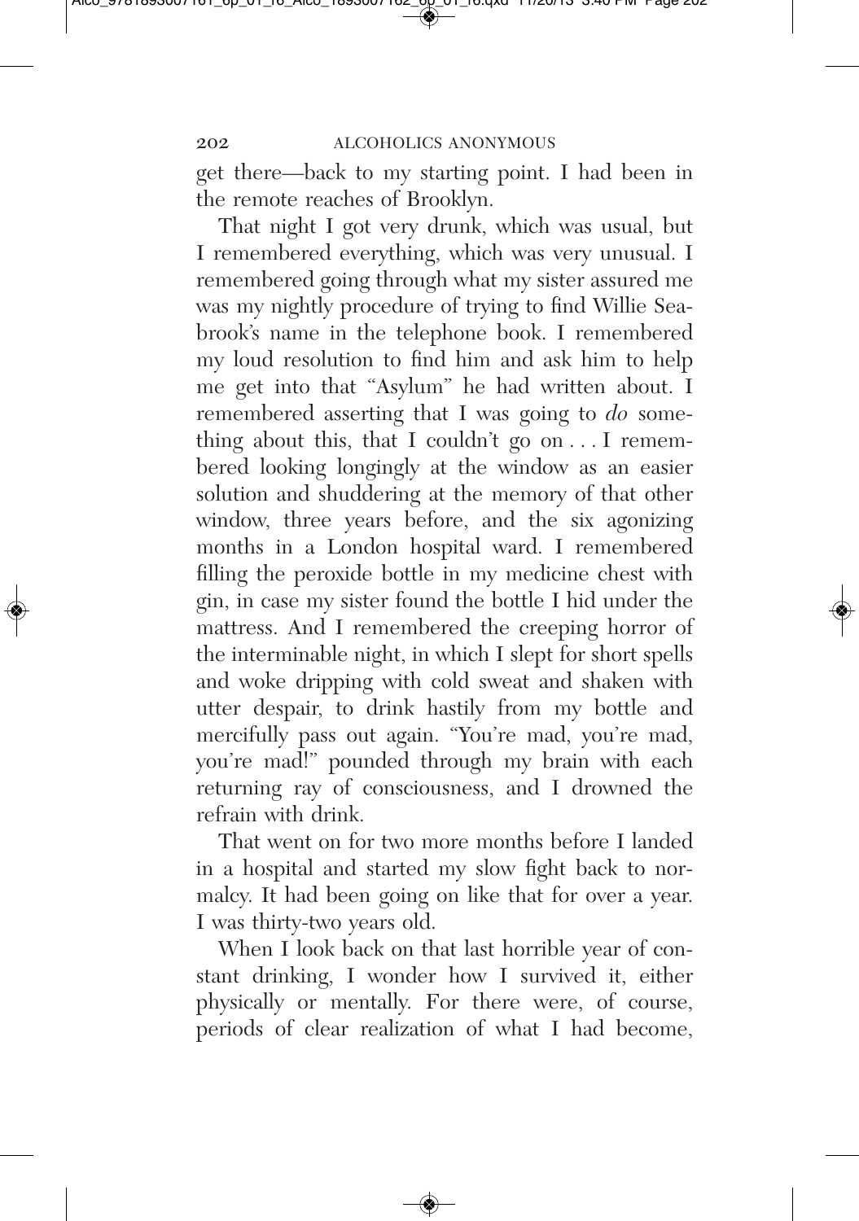get there—back to my starting point. I had been in the remote reaches of Brooklyn.

That night I got very drunk, which was usual, but I remembered everything, which was very unusual. I remembered going through what my sister assured me was my nightly procedure of trying to find Willie Seabrook's name in the telephone book. I remembered my loud resolution to find him and ask him to help me get into that "Asylum" he had written about. I remembered asserting that I was going to *do* something about this, that I couldn't go on . . . I remembered looking longingly at the window as an easier solution and shuddering at the memory of that other window, three years before, and the six agonizing months in a London hospital ward. I remembered filling the peroxide bottle in my medicine chest with gin, in case my sister found the bottle I hid under the mattress. And I remembered the creeping horror of the interminable night, in which I slept for short spells and woke dripping with cold sweat and shaken with utter despair, to drink hastily from my bottle and mercifully pass out again. "You're mad, you're mad, you're mad!" pounded through my brain with each returning ray of consciousness, and I drowned the refrain with drink.

That went on for two more months before I landed in a hospital and started my slow fight back to normalcy. It had been going on like that for over a year. I was thirty-two years old.

When I look back on that last horrible year of constant drinking, I wonder how I survived it, either physically or mentally. For there were, of course, periods of clear realization of what I had become,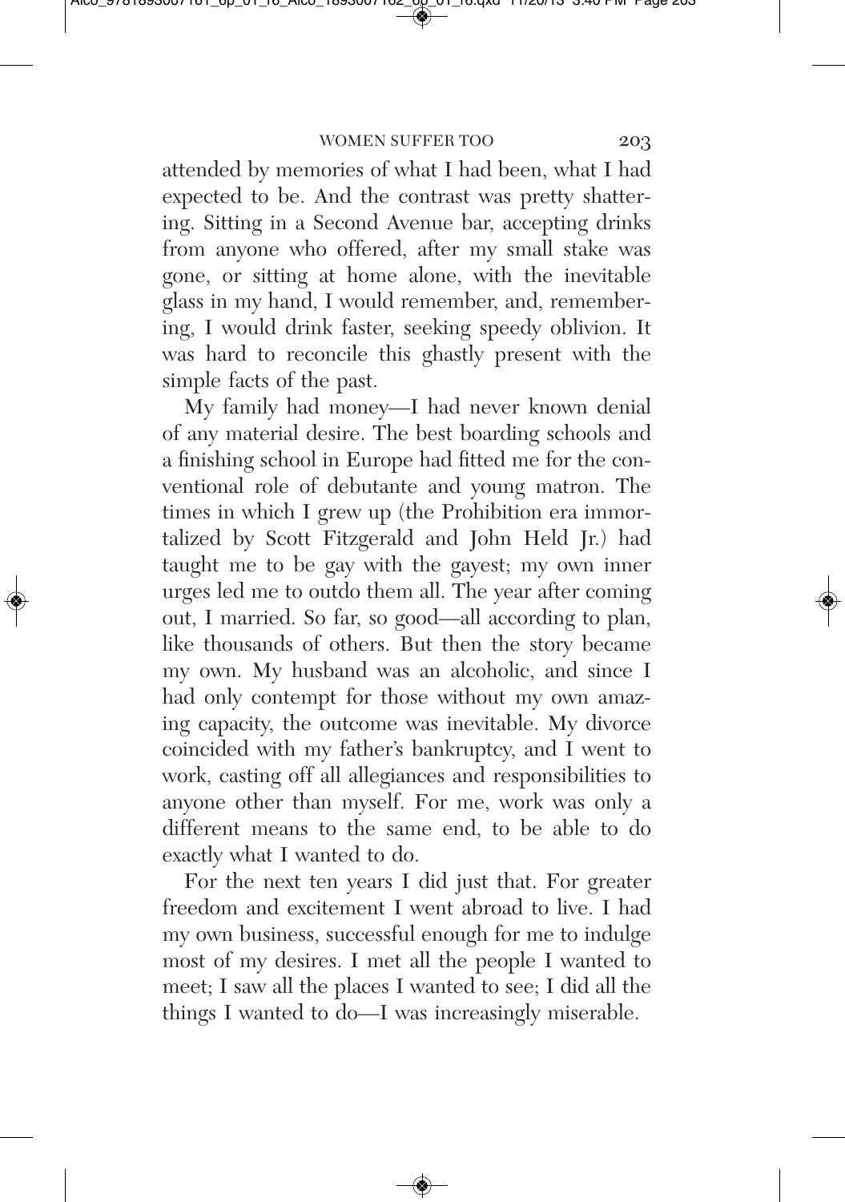attended by memories of what I had been, what I had expected to be. And the contrast was pretty shattering. Sitting in a Second Avenue bar, accepting drinks from anyone who offered, after my small stake was gone, or sitting at home alone, with the inevitable glass in my hand, I would remember, and, remembering, I would drink faster, seeking speedy oblivion. It was hard to reconcile this ghastly present with the simple facts of the past.

My family had money—I had never known denial of any material desire. The best boarding schools and a finishing school in Europe had fitted me for the conventional role of debutante and young matron. The times in which I grew up (the Prohibition era immortalized by Scott Fitzgerald and John Held Jr.) had taught me to be gay with the gayest; my own inner urges led me to outdo them all. The year after coming out, I married. So far, so good—all according to plan, like thousands of others. But then the story became my own. My husband was an alcoholic, and since I had only contempt for those without my own amazing capacity, the outcome was inevitable. My divorce coincided with my father's bankruptcy, and I went to work, casting off all allegiances and responsibilities to anyone other than myself. For me, work was only a different means to the same end, to be able to do exactly what I wanted to do.

For the next ten years I did just that. For greater freedom and excitement I went abroad to live. I had my own business, successful enough for me to indulge most of my desires. I met all the people I wanted to meet; I saw all the places I wanted to see; I did all the things I wanted to do—I was increasingly miserable.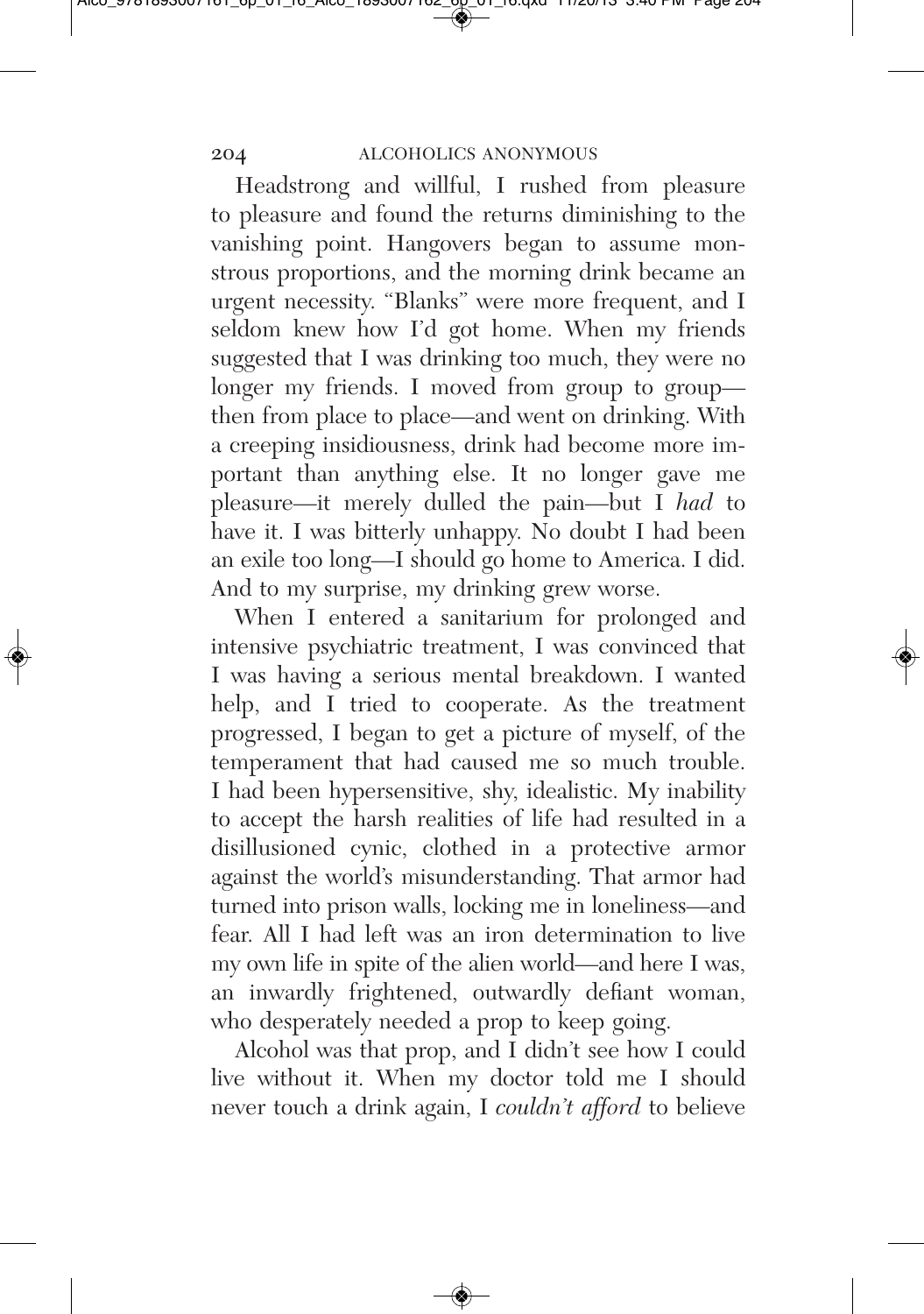Headstrong and willful, I rushed from pleasure to pleasure and found the returns diminishing to the vanishing point. Hangovers began to assume monstrous proportions, and the morning drink became an urgent necessity. "Blanks" were more frequent, and I seldom knew how I'd got home. When my friends suggested that I was drinking too much, they were no longer my friends. I moved from group to group—then from place to place—and went on drinking. With a creeping insidiousness, drink had become more important than anything else. It no longer gave me pleasure—it merely dulled the pain—but I *had* to have it. I was bitterly unhappy. No doubt I had been an exile too long—I should go home to America. I did. And to my surprise, my drinking grew worse.

When I entered a sanitarium for prolonged and intensive psychiatric treatment, I was convinced that I was having a serious mental breakdown. I wanted help, and I tried to cooperate. As the treatment progressed, I began to get a picture of myself, of the temperament that had caused me so much trouble. I had been hypersensitive, shy, idealistic. My inability to accept the harsh realities of life had resulted in a disillusioned cynic, clothed in a protective armor against the world's misunderstanding. That armor had turned into prison walls, locking me in loneliness—and fear. All I had left was an iron determination to live my own life in spite of the alien world—and here I was, an inwardly frightened, outwardly defiant woman, who desperately needed a prop to keep going.

Alcohol was that prop, and I didn't see how I could live without it. When my doctor told me I should never touch a drink again, I *couldn't afford* to believe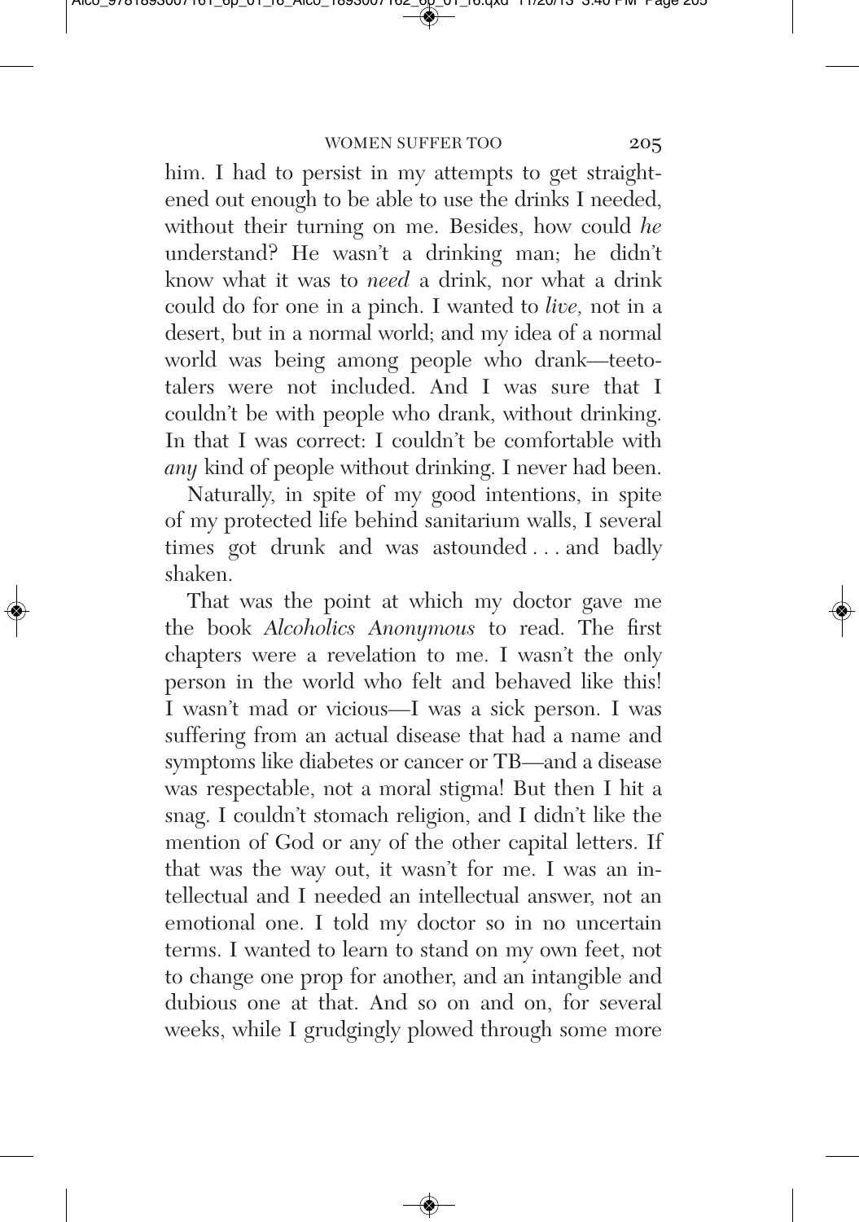him. I had to persist in my attempts to get straightened out enough to be able to use the drinks I needed, without their turning on me. Besides, how could *he* understand? He wasn't a drinking man; he didn't know what it was to *need* a drink, nor what a drink could do for one in a pinch. I wanted to *live,* not in a desert, but in a normal world; and my idea of a normal world was being among people who drank—teetotalers were not included. And I was sure that I couldn't be with people who drank, without drinking. In that I was correct: I couldn't be comfortable with *any* kind of people without drinking. I never had been.

Naturally, in spite of my good intentions, in spite of my protected life behind sanitarium walls, I several times got drunk and was astounded . . . and badly shaken.

That was the point at which my doctor gave me the book *Alcoholics Anonymous* to read. The first chapters were a revelation to me. I wasn't the only person in the world who felt and behaved like this! I wasn't mad or vicious—I was a sick person. I was suffering from an actual disease that had a name and symptoms like diabetes or cancer or TB—and a disease was respectable, not a moral stigma! But then I hit a snag. I couldn't stomach religion, and I didn't like the mention of God or any of the other capital letters. If that was the way out, it wasn't for me. I was an intellectual and I needed an intellectual answer, not an emotional one. I told my doctor so in no uncertain terms. I wanted to learn to stand on my own feet, not to change one prop for another, and an intangible and dubious one at that. And so on and on, for several weeks, while I grudgingly plowed through some more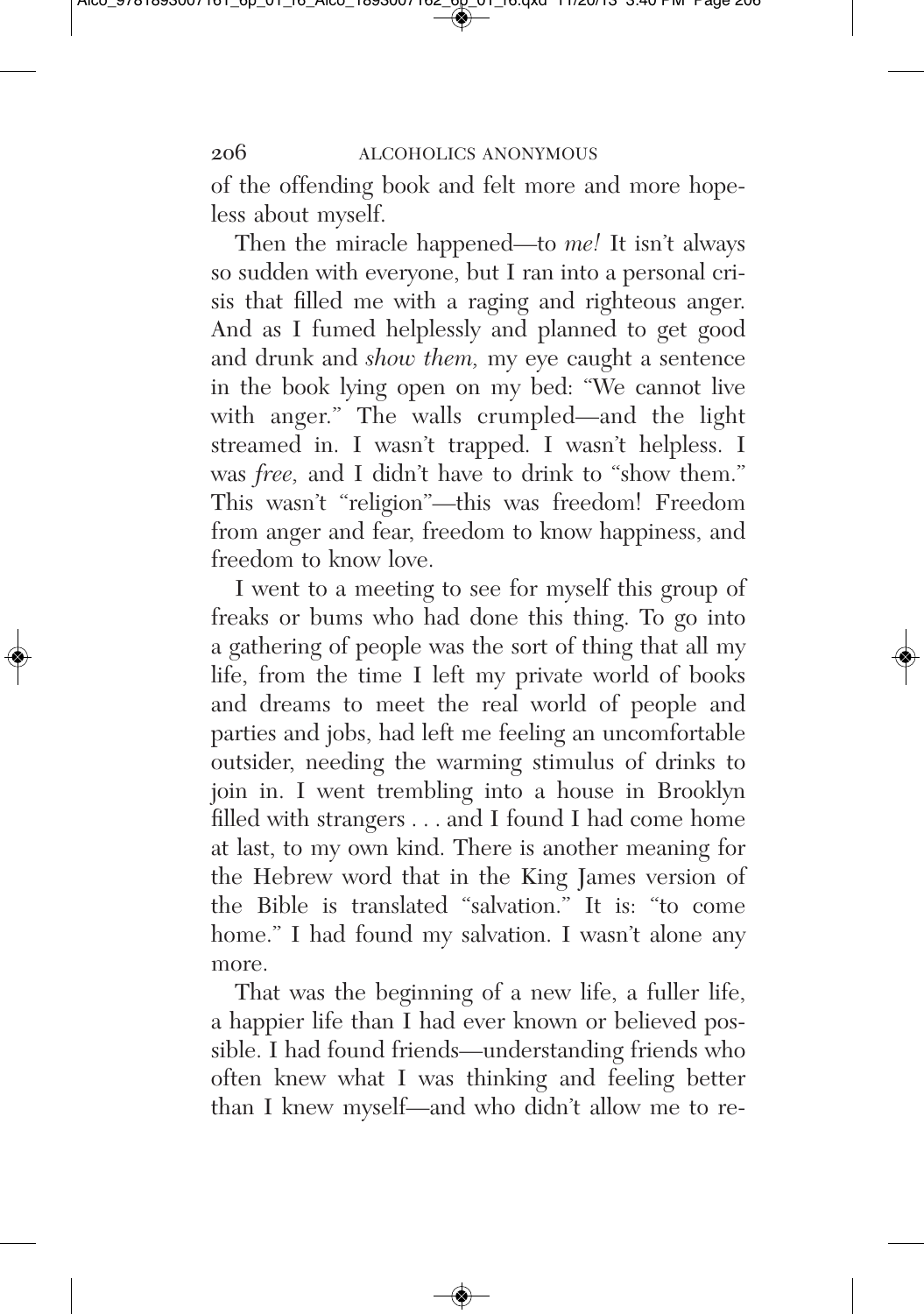of the offending book and felt more and more hopeless about myself.

Then the miracle happened—to *me!* It isn't always so sudden with everyone, but I ran into a personal crisis that filled me with a raging and righteous anger. And as I fumed helplessly and planned to get good and drunk and *show them,* my eye caught a sentence in the book lying open on my bed: "We cannot live with anger." The walls crumpled—and the light streamed in. I wasn't trapped. I wasn't helpless. I was *free,* and I didn't have to drink to "show them." This wasn't "religion"—this was freedom! Freedom from anger and fear, freedom to know happiness, and freedom to know love.

I went to a meeting to see for myself this group of freaks or bums who had done this thing. To go into a gathering of people was the sort of thing that all my life, from the time I left my private world of books and dreams to meet the real world of people and parties and jobs, had left me feeling an uncomfortable outsider, needing the warming stimulus of drinks to join in. I went trembling into a house in Brooklyn filled with strangers . . . and I found I had come home at last, to my own kind. There is another meaning for the Hebrew word that in the King James version of the Bible is translated "salvation." It is: "to come home." I had found my salvation. I wasn't alone any more.

That was the beginning of a new life, a fuller life, a happier life than I had ever known or believed possible. I had found friends—understanding friends who often knew what I was thinking and feeling better than I knew myself—and who didn't allow me to re-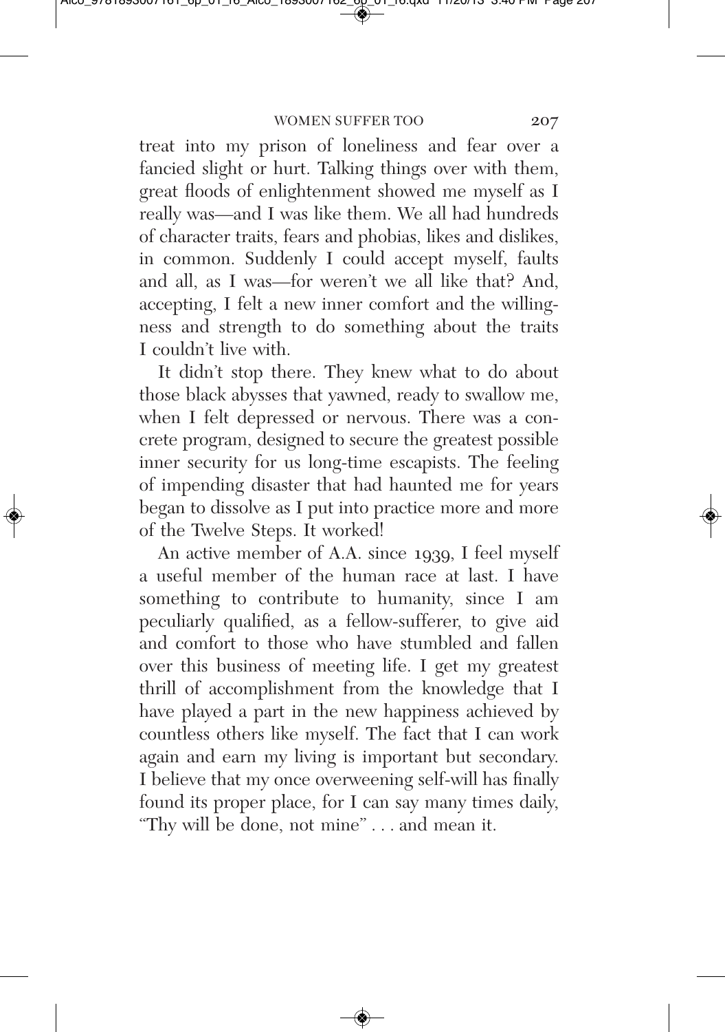treat into my prison of loneliness and fear over a fancied slight or hurt. Talking things over with them, great floods of enlightenment showed me myself as I really was—and I was like them. We all had hundreds of character traits, fears and phobias, likes and dislikes, in common. Suddenly I could accept myself, faults and all, as I was—for weren't we all like that? And, accepting, I felt a new inner comfort and the willingness and strength to do something about the traits I couldn't live with.

It didn't stop there. They knew what to do about those black abysses that yawned, ready to swallow me, when I felt depressed or nervous. There was a concrete program, designed to secure the greatest possible inner security for us long-time escapists. The feeling of impending disaster that had haunted me for years began to dissolve as I put into practice more and more of the Twelve Steps. It worked!

An active member of A.A. since 1939, I feel myself a useful member of the human race at last. I have something to contribute to humanity, since I am peculiarly qualified, as a fellow-sufferer, to give aid and comfort to those who have stumbled and fallen over this business of meeting life. I get my greatest thrill of accomplishment from the knowledge that I have played a part in the new happiness achieved by countless others like myself. The fact that I can work again and earn my living is important but secondary. I believe that my once overweening self-will has finally found its proper place, for I can say many times daily, "Thy will be done, not mine" . . . and mean it.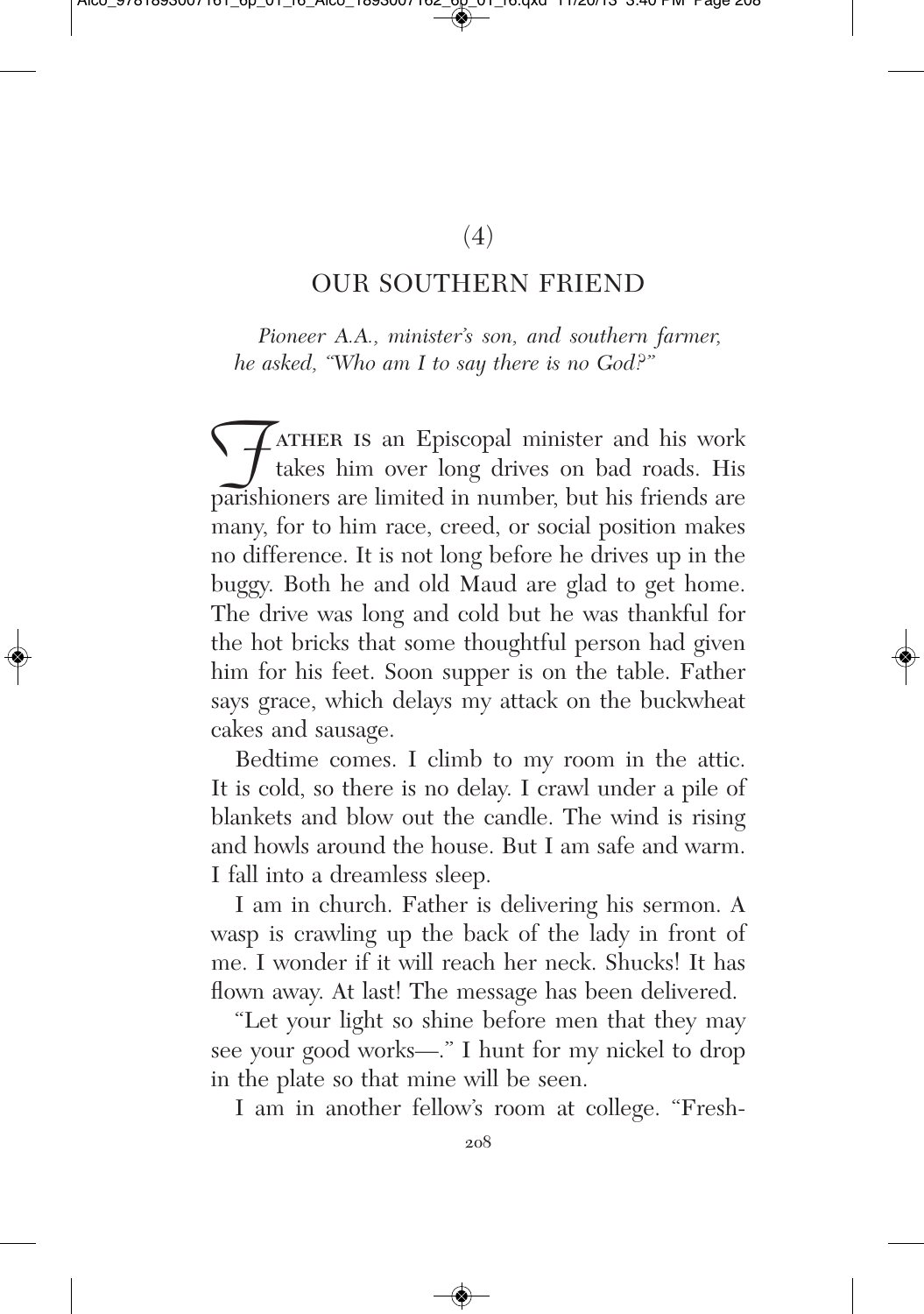(4)

## OUR SOUTHERN FRIEND

*Pioneer A.A., minister's son, and southern farmer, he asked, "Who am I to say there is no God?"*

Father is an Episcopal minister and his work takes him over long drives on bad roads. His parishioners are limited in number, but his friends are many, for to him race, creed, or social position makes no difference. It is not long before he drives up in the buggy. Both he and old Maud are glad to get home. The drive was long and cold but he was thankful for the hot bricks that some thoughtful person had given him for his feet. Soon supper is on the table. Father says grace, which delays my attack on the buckwheat cakes and sausage.

Bedtime comes. I climb to my room in the attic. It is cold, so there is no delay. I crawl under a pile of blankets and blow out the candle. The wind is rising and howls around the house. But I am safe and warm. I fall into a dreamless sleep.

I am in church. Father is delivering his sermon. A wasp is crawling up the back of the lady in front of me. I wonder if it will reach her neck. Shucks! It has flown away. At last! The message has been delivered.

"Let your light so shine before men that they may see your good works—." I hunt for my nickel to drop in the plate so that mine will be seen.

I am in another fellow's room at college. "Fresh-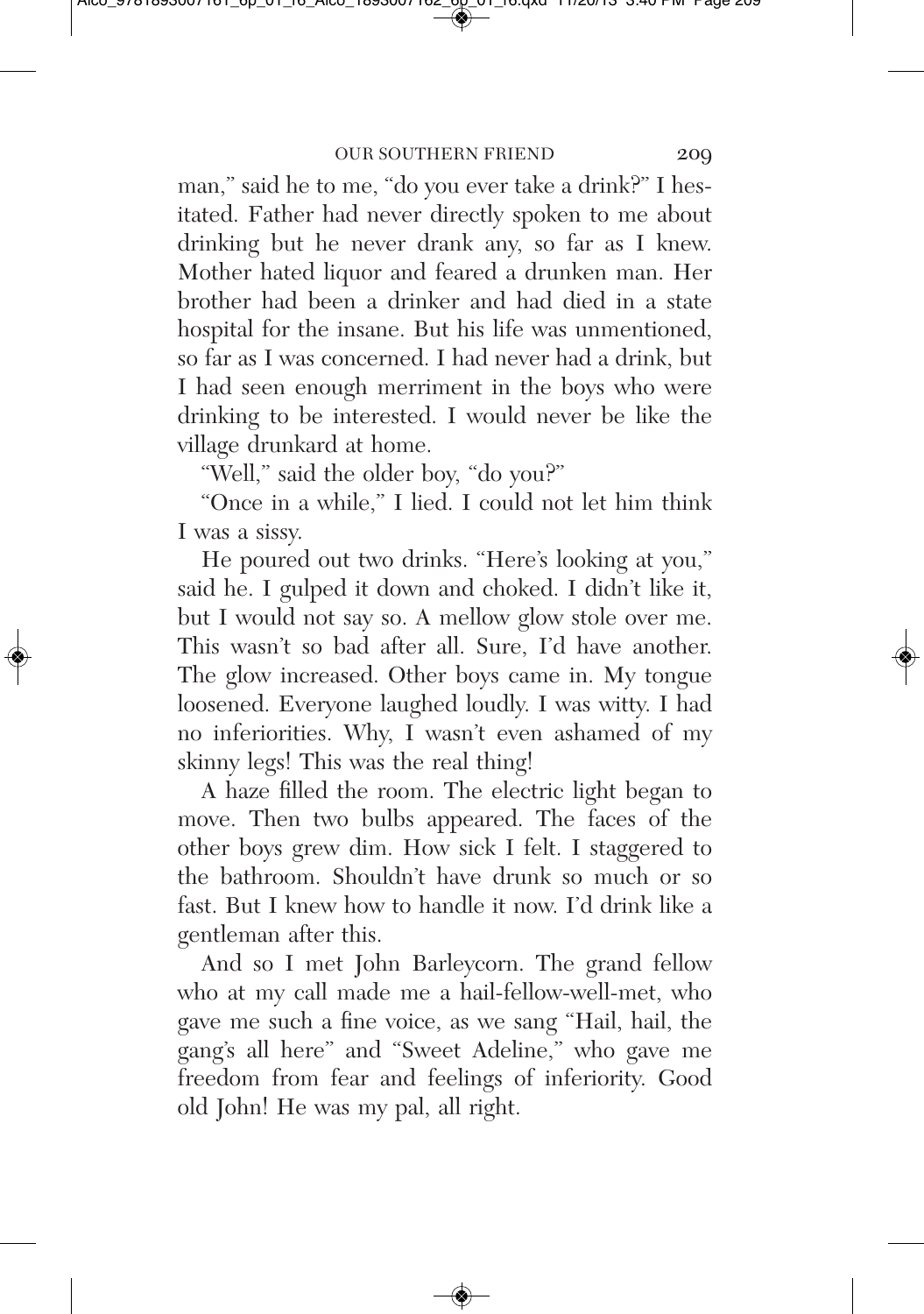man," said he to me, "do you ever take a drink?" I hesitated. Father had never directly spoken to me about drinking but he never drank any, so far as I knew. Mother hated liquor and feared a drunken man. Her brother had been a drinker and had died in a state hospital for the insane. But his life was unmentioned, so far as I was concerned. I had never had a drink, but I had seen enough merriment in the boys who were drinking to be interested. I would never be like the village drunkard at home.

"Well," said the older boy, "do you?"

"Once in a while," I lied. I could not let him think I was a sissy.

He poured out two drinks. "Here's looking at you," said he. I gulped it down and choked. I didn't like it, but I would not say so. A mellow glow stole over me. This wasn't so bad after all. Sure, I'd have another. The glow increased. Other boys came in. My tongue loosened. Everyone laughed loudly. I was witty. I had no inferiorities. Why, I wasn't even ashamed of my skinny legs! This was the real thing!

A haze filled the room. The electric light began to move. Then two bulbs appeared. The faces of the other boys grew dim. How sick I felt. I staggered to the bathroom. Shouldn't have drunk so much or so fast. But I knew how to handle it now. I'd drink like a gentleman after this.

And so I met John Barleycorn. The grand fellow who at my call made me a hail-fellow-well-met, who gave me such a fine voice, as we sang "Hail, hail, the gang's all here" and "Sweet Adeline," who gave me freedom from fear and feelings of inferiority. Good old John! He was my pal, all right.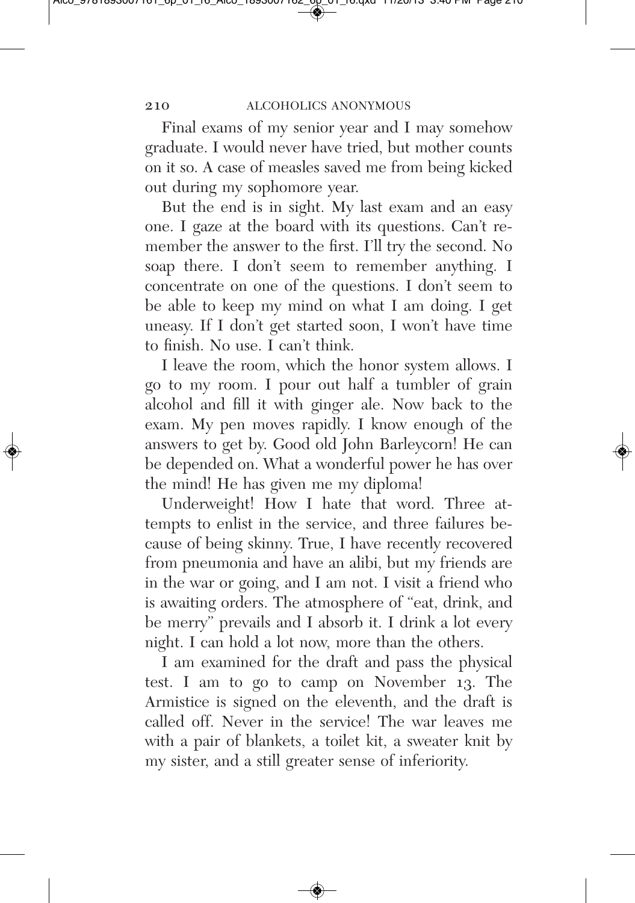Final exams of my senior year and I may somehow graduate. I would never have tried, but mother counts on it so. A case of measles saved me from being kicked out during my sophomore year.

But the end is in sight. My last exam and an easy one. I gaze at the board with its questions. Can't remember the answer to the first. I'll try the second. No soap there. I don't seem to remember anything. I concentrate on one of the questions. I don't seem to be able to keep my mind on what I am doing. I get uneasy. If I don't get started soon, I won't have time to finish. No use. I can't think.

I leave the room, which the honor system allows. I go to my room. I pour out half a tumbler of grain alcohol and fill it with ginger ale. Now back to the exam. My pen moves rapidly. I know enough of the answers to get by. Good old John Barleycorn! He can be depended on. What a wonderful power he has over the mind! He has given me my diploma!

Underweight! How I hate that word. Three attempts to enlist in the service, and three failures because of being skinny. True, I have recently recovered from pneumonia and have an alibi, but my friends are in the war or going, and I am not. I visit a friend who is awaiting orders. The atmosphere of "eat, drink, and be merry" prevails and I absorb it. I drink a lot every night. I can hold a lot now, more than the others.

I am examined for the draft and pass the physical test. I am to go to camp on November 13. The Armistice is signed on the eleventh, and the draft is called off. Never in the service! The war leaves me with a pair of blankets, a toilet kit, a sweater knit by my sister, and a still greater sense of inferiority.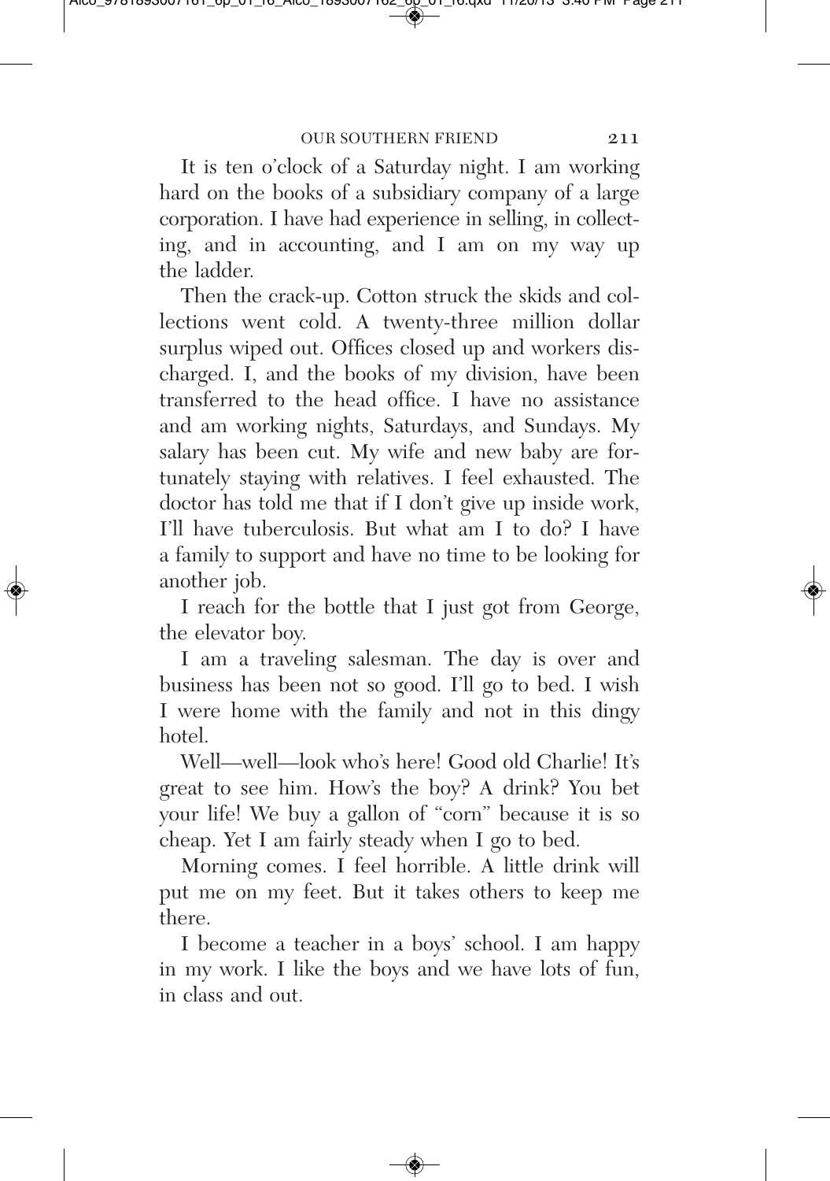It is ten o'clock of a Saturday night. I am working hard on the books of a subsidiary company of a large corporation. I have had experience in selling, in collecting, and in accounting, and I am on my way up the ladder.

Then the crack-up. Cotton struck the skids and collections went cold. A twenty-three million dollar surplus wiped out. Offices closed up and workers discharged. I, and the books of my division, have been transferred to the head office. I have no assistance and am working nights, Saturdays, and Sundays. My salary has been cut. My wife and new baby are fortunately staying with relatives. I feel exhausted. The doctor has told me that if I don't give up inside work, I'll have tuberculosis. But what am I to do? I have a family to support and have no time to be looking for another job.

I reach for the bottle that I just got from George, the elevator boy.

I am a traveling salesman. The day is over and business has been not so good. I'll go to bed. I wish I were home with the family and not in this dingy hotel.

Well—well—look who's here! Good old Charlie! It's great to see him. How's the boy? A drink? You bet your life! We buy a gallon of "corn" because it is so cheap. Yet I am fairly steady when I go to bed.

Morning comes. I feel horrible. A little drink will put me on my feet. But it takes others to keep me there.

I become a teacher in a boys' school. I am happy in my work. I like the boys and we have lots of fun, in class and out.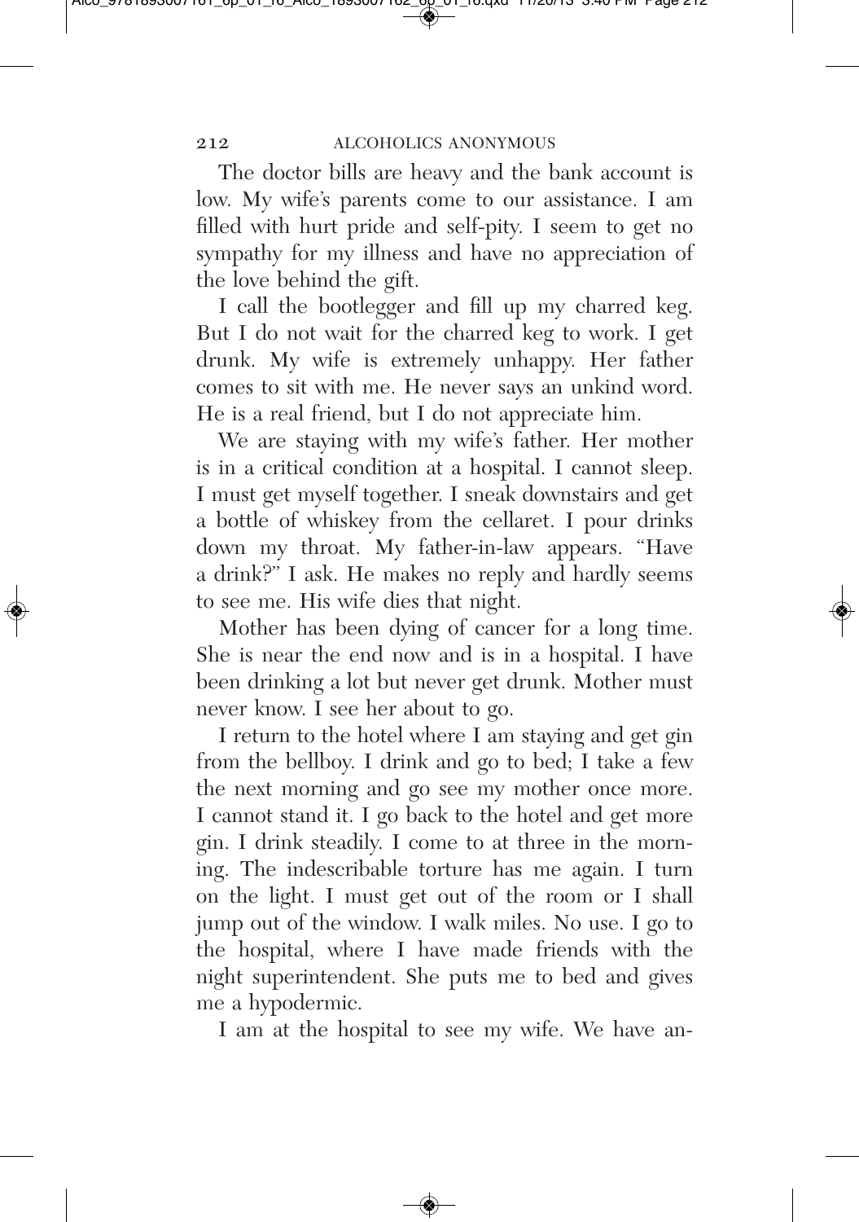The doctor bills are heavy and the bank account is low. My wife's parents come to our assistance. I am filled with hurt pride and self-pity. I seem to get no sympathy for my illness and have no appreciation of the love behind the gift.

I call the bootlegger and fill up my charred keg. But I do not wait for the charred keg to work. I get drunk. My wife is extremely unhappy. Her father comes to sit with me. He never says an unkind word. He is a real friend, but I do not appreciate him.

We are staying with my wife's father. Her mother is in a critical condition at a hospital. I cannot sleep. I must get myself together. I sneak downstairs and get a bottle of whiskey from the cellaret. I pour drinks down my throat. My father-in-law appears. "Have a drink?" I ask. He makes no reply and hardly seems to see me. His wife dies that night.

Mother has been dying of cancer for a long time. She is near the end now and is in a hospital. I have been drinking a lot but never get drunk. Mother must never know. I see her about to go.

I return to the hotel where I am staying and get gin from the bellboy. I drink and go to bed; I take a few the next morning and go see my mother once more. I cannot stand it. I go back to the hotel and get more gin. I drink steadily. I come to at three in the morning. The indescribable torture has me again. I turn on the light. I must get out of the room or I shall jump out of the window. I walk miles. No use. I go to the hospital, where I have made friends with the night superintendent. She puts me to bed and gives me a hypodermic.

I am at the hospital to see my wife. We have an-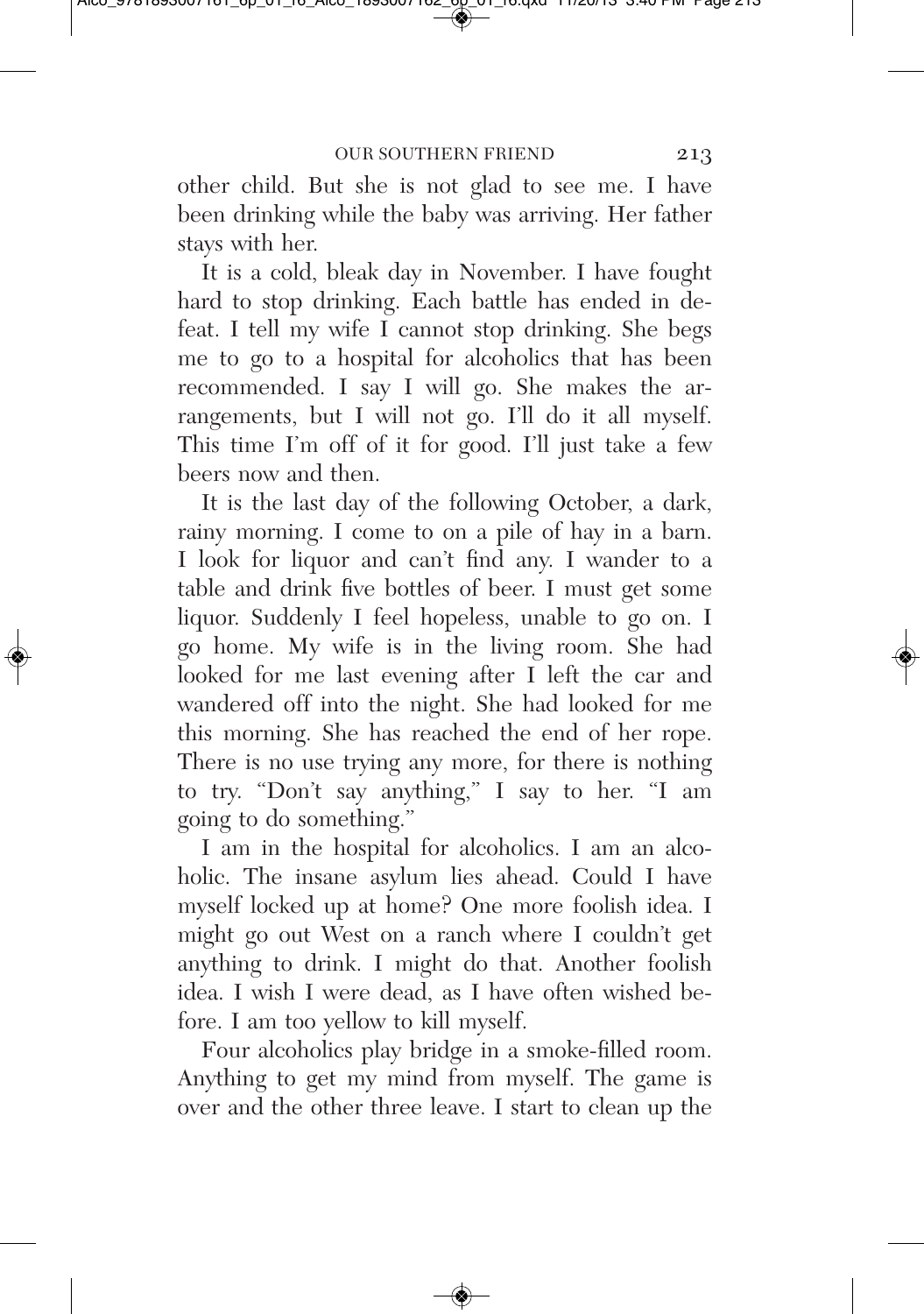other child. But she is not glad to see me. I have been drinking while the baby was arriving. Her father stays with her.

It is a cold, bleak day in November. I have fought hard to stop drinking. Each battle has ended in defeat. I tell my wife I cannot stop drinking. She begs me to go to a hospital for alcoholics that has been recommended. I say I will go. She makes the arrangements, but I will not go. I'll do it all myself. This time I'm off of it for good. I'll just take a few beers now and then.

It is the last day of the following October, a dark, rainy morning. I come to on a pile of hay in a barn. I look for liquor and can't find any. I wander to a table and drink five bottles of beer. I must get some liquor. Suddenly I feel hopeless, unable to go on. I go home. My wife is in the living room. She had looked for me last evening after I left the car and wandered off into the night. She had looked for me this morning. She has reached the end of her rope. There is no use trying any more, for there is nothing to try. "Don't say anything," I say to her. "I am going to do something."

I am in the hospital for alcoholics. I am an alcoholic. The insane asylum lies ahead. Could I have myself locked up at home? One more foolish idea. I might go out West on a ranch where I couldn't get anything to drink. I might do that. Another foolish idea. I wish I were dead, as I have often wished before. I am too yellow to kill myself.

Four alcoholics play bridge in a smoke-filled room. Anything to get my mind from myself. The game is over and the other three leave. I start to clean up the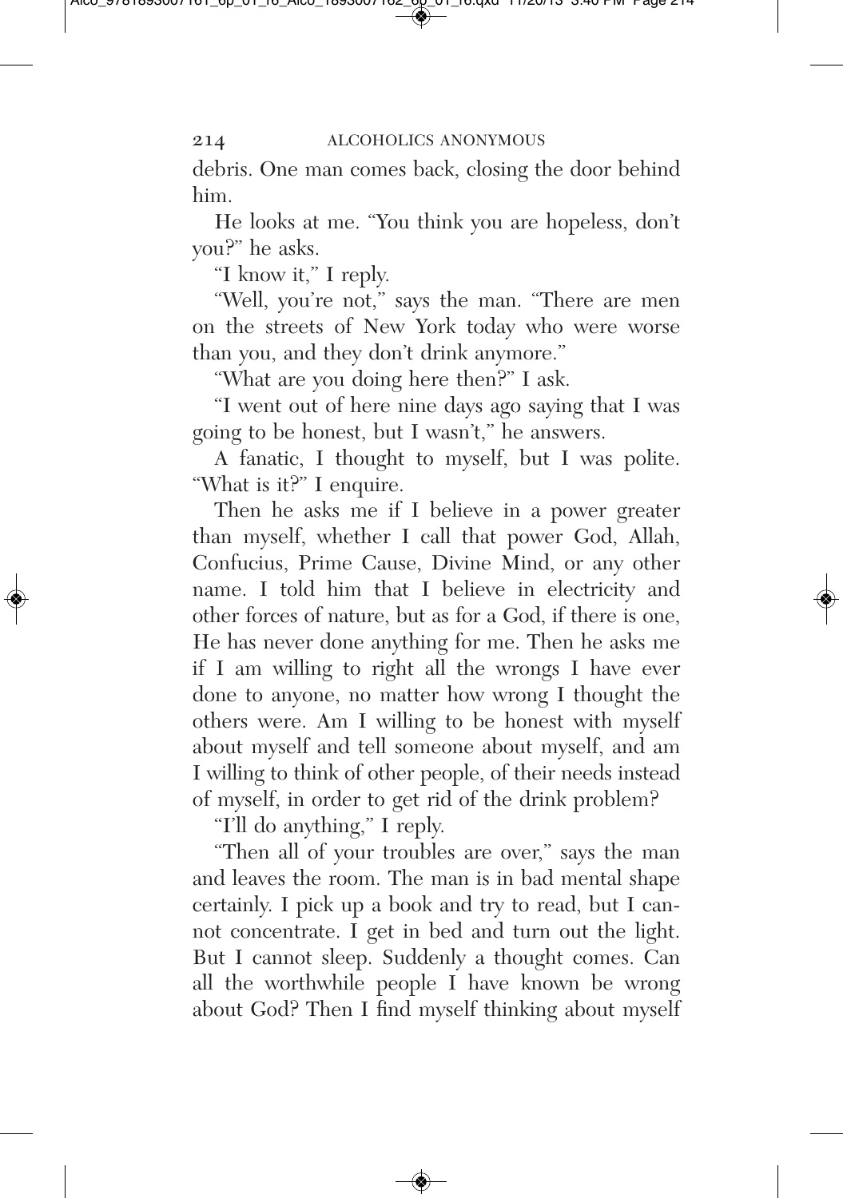debris. One man comes back, closing the door behind him.

He looks at me. "You think you are hopeless, don't you?" he asks.

"I know it," I reply.

"Well, you're not," says the man. "There are men on the streets of New York today who were worse than you, and they don't drink anymore."

"What are you doing here then?" I ask.

"I went out of here nine days ago saying that I was going to be honest, but I wasn't," he answers.

A fanatic, I thought to myself, but I was polite. "What is it?" I enquire.

Then he asks me if I believe in a power greater than myself, whether I call that power God, Allah, Confucius, Prime Cause, Divine Mind, or any other name. I told him that I believe in electricity and other forces of nature, but as for a God, if there is one, He has never done anything for me. Then he asks me if I am willing to right all the wrongs I have ever done to anyone, no matter how wrong I thought the others were. Am I willing to be honest with myself about myself and tell someone about myself, and am I willing to think of other people, of their needs instead of myself, in order to get rid of the drink problem?

"I'll do anything," I reply.

"Then all of your troubles are over," says the man and leaves the room. The man is in bad mental shape certainly. I pick up a book and try to read, but I cannot concentrate. I get in bed and turn out the light. But I cannot sleep. Suddenly a thought comes. Can all the worthwhile people I have known be wrong about God? Then I find myself thinking about myself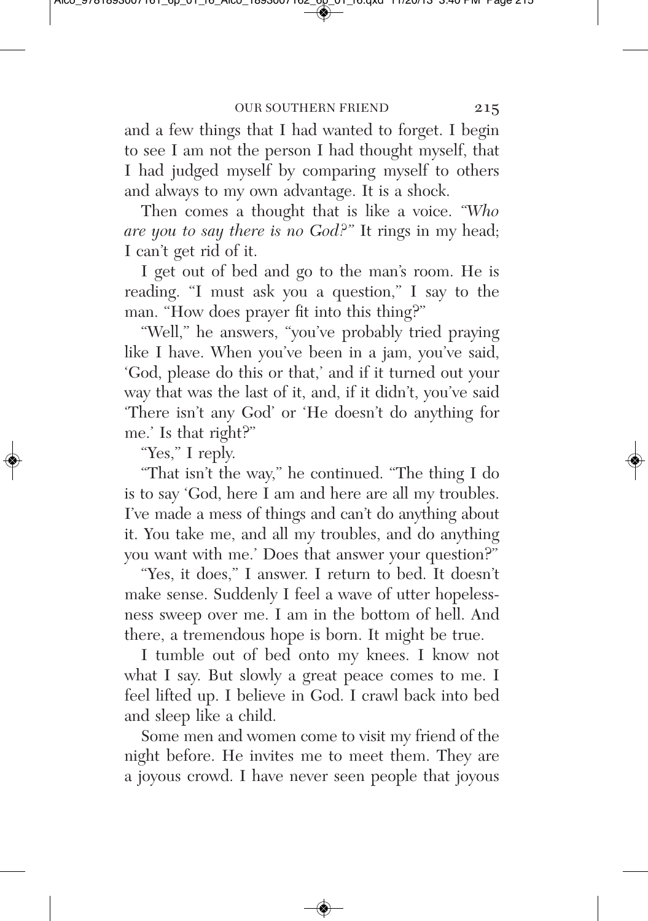and a few things that I had wanted to forget. I begin to see I am not the person I had thought myself, that I had judged myself by comparing myself to others and always to my own advantage. It is a shock.

Then comes a thought that is like a voice. *"Who are you to say there is no God?"* It rings in my head; I can't get rid of it.

I get out of bed and go to the man's room. He is reading. "I must ask you a question," I say to the man. "How does prayer fit into this thing?"

"Well," he answers, "you've probably tried praying like I have. When you've been in a jam, you've said, 'God, please do this or that,' and if it turned out your way that was the last of it, and, if it didn't, you've said 'There isn't any God' or 'He doesn't do anything for me.' Is that right?"

"Yes," I reply.

"That isn't the way," he continued. "The thing I do is to say 'God, here I am and here are all my troubles. I've made a mess of things and can't do anything about it. You take me, and all my troubles, and do anything you want with me.' Does that answer your question?"

"Yes, it does," I answer. I return to bed. It doesn't make sense. Suddenly I feel a wave of utter hopelessness sweep over me. I am in the bottom of hell. And there, a tremendous hope is born. It might be true.

I tumble out of bed onto my knees. I know not what I say. But slowly a great peace comes to me. I feel lifted up. I believe in God. I crawl back into bed and sleep like a child.

Some men and women come to visit my friend of the night before. He invites me to meet them. They are a joyous crowd. I have never seen people that joyous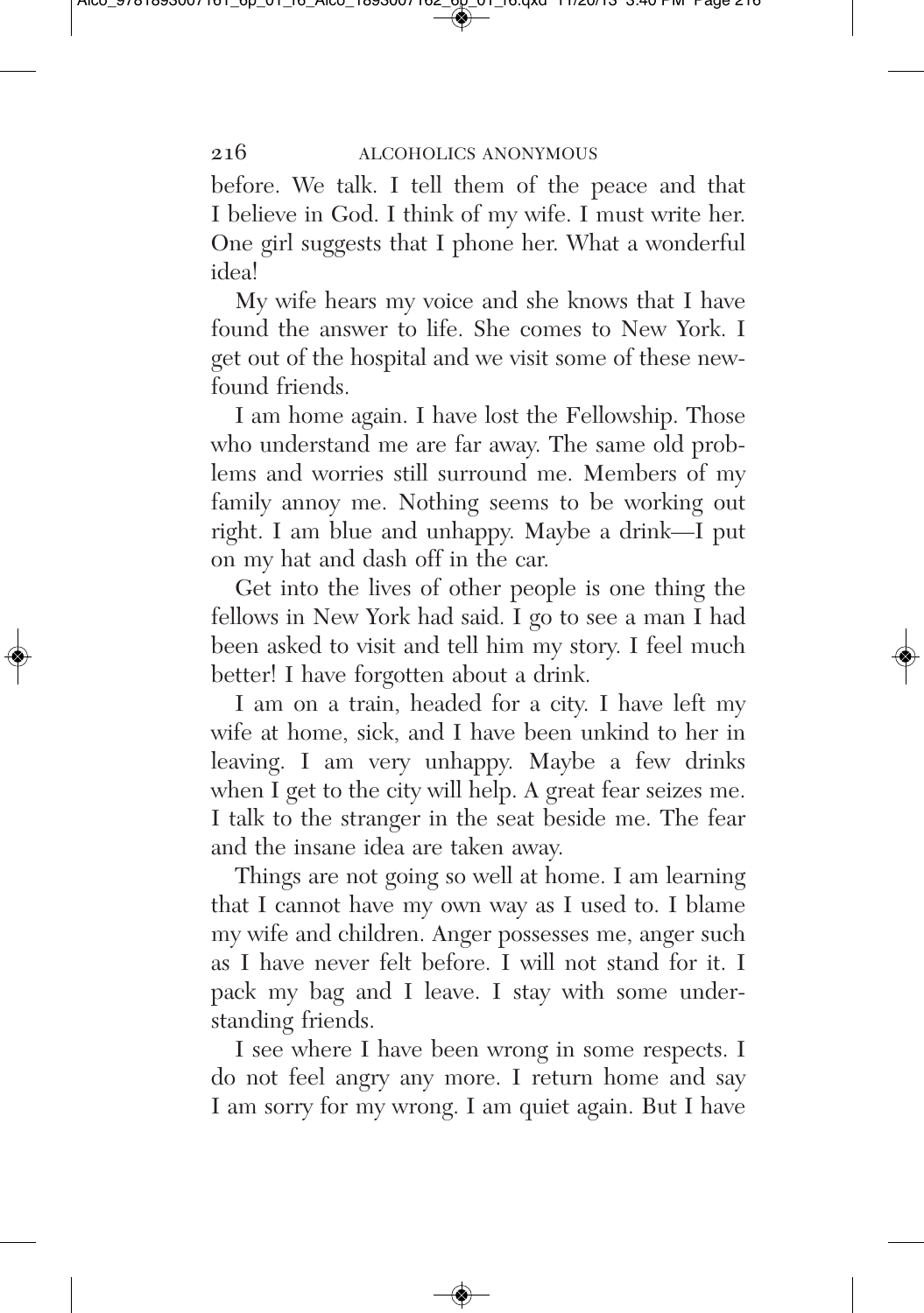before. We talk. I tell them of the peace and that I believe in God. I think of my wife. I must write her. One girl suggests that I phone her. What a wonderful idea!

My wife hears my voice and she knows that I have found the answer to life. She comes to New York. I get out of the hospital and we visit some of these newfound friends.

I am home again. I have lost the Fellowship. Those who understand me are far away. The same old problems and worries still surround me. Members of my family annoy me. Nothing seems to be working out right. I am blue and unhappy. Maybe a drink—I put on my hat and dash off in the car.

Get into the lives of other people is one thing the fellows in New York had said. I go to see a man I had been asked to visit and tell him my story. I feel much better! I have forgotten about a drink.

I am on a train, headed for a city. I have left my wife at home, sick, and I have been unkind to her in leaving. I am very unhappy. Maybe a few drinks when I get to the city will help. A great fear seizes me. I talk to the stranger in the seat beside me. The fear and the insane idea are taken away.

Things are not going so well at home. I am learning that I cannot have my own way as I used to. I blame my wife and children. Anger possesses me, anger such as I have never felt before. I will not stand for it. I pack my bag and I leave. I stay with some understanding friends.

I see where I have been wrong in some respects. I do not feel angry any more. I return home and say I am sorry for my wrong. I am quiet again. But I have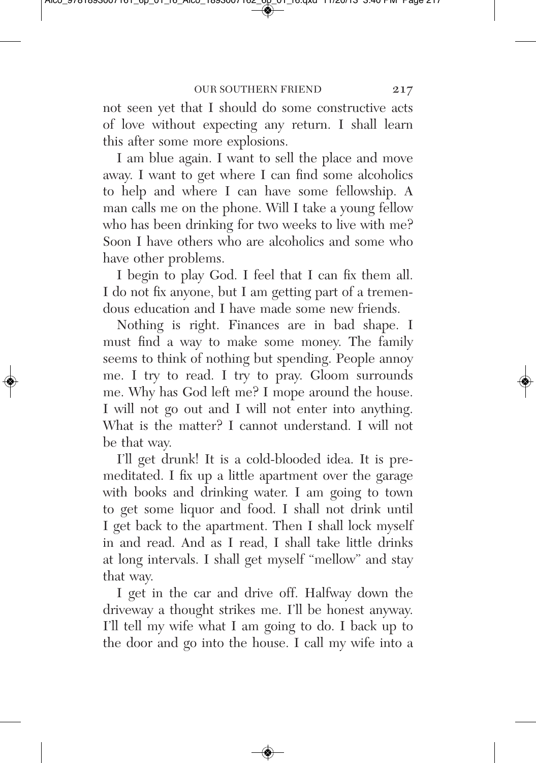not seen yet that I should do some constructive acts of love without expecting any return. I shall learn this after some more explosions.

I am blue again. I want to sell the place and move away. I want to get where I can find some alcoholics to help and where I can have some fellowship. A man calls me on the phone. Will I take a young fellow who has been drinking for two weeks to live with me? Soon I have others who are alcoholics and some who have other problems.

I begin to play God. I feel that I can fix them all. I do not fix anyone, but I am getting part of a tremendous education and I have made some new friends.

Nothing is right. Finances are in bad shape. I must find a way to make some money. The family seems to think of nothing but spending. People annoy me. I try to read. I try to pray. Gloom surrounds me. Why has God left me? I mope around the house. I will not go out and I will not enter into anything. What is the matter? I cannot understand. I will not be that way.

I'll get drunk! It is a cold-blooded idea. It is premeditated. I fix up a little apartment over the garage with books and drinking water. I am going to town to get some liquor and food. I shall not drink until I get back to the apartment. Then I shall lock myself in and read. And as I read, I shall take little drinks at long intervals. I shall get myself "mellow" and stay that way.

I get in the car and drive off. Halfway down the driveway a thought strikes me. I'll be honest anyway. I'll tell my wife what I am going to do. I back up to the door and go into the house. I call my wife into a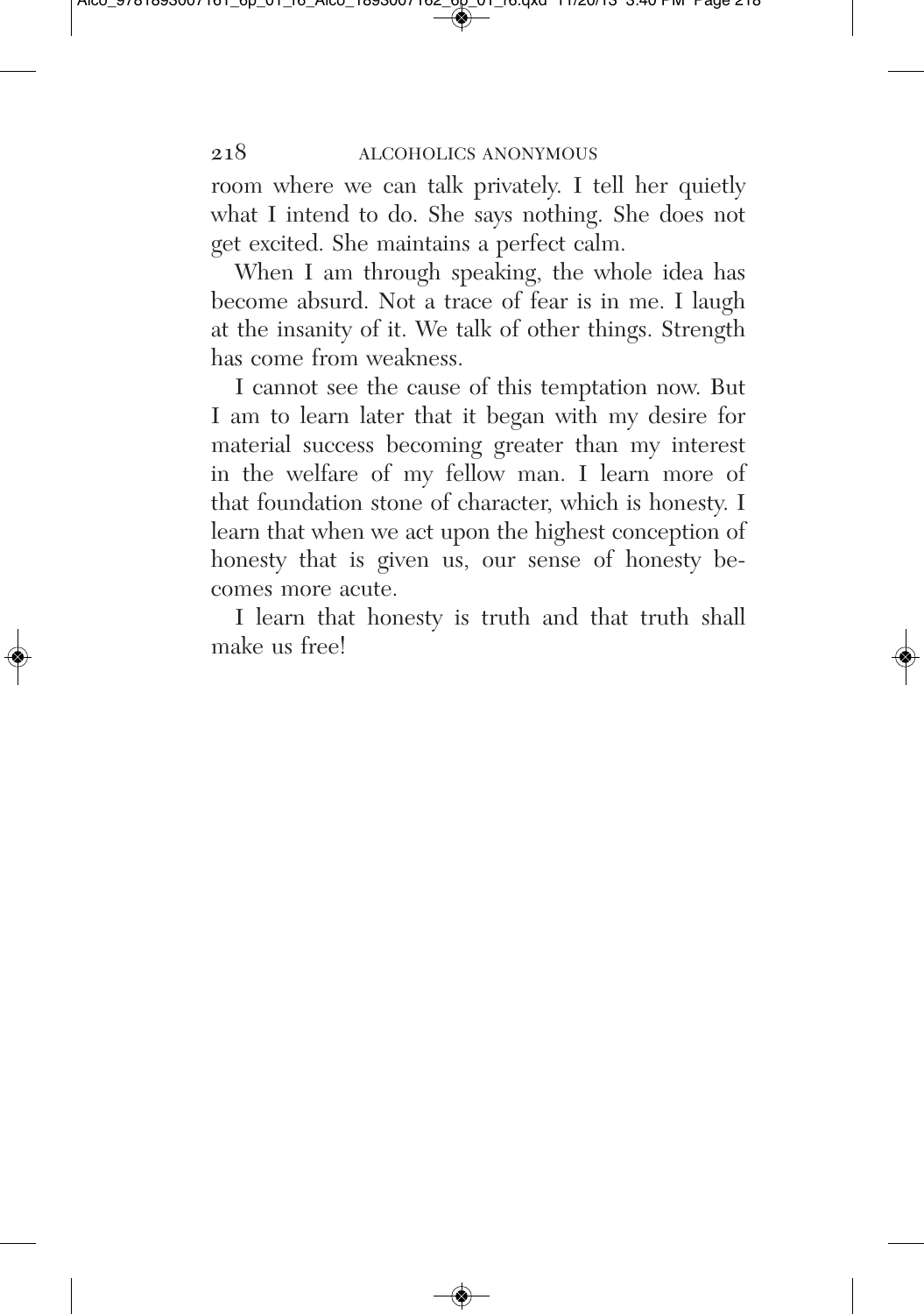room where we can talk privately. I tell her quietly what I intend to do. She says nothing. She does not get excited. She maintains a perfect calm.

When I am through speaking, the whole idea has become absurd. Not a trace of fear is in me. I laugh at the insanity of it. We talk of other things. Strength has come from weakness.

I cannot see the cause of this temptation now. But I am to learn later that it began with my desire for material success becoming greater than my interest in the welfare of my fellow man. I learn more of that foundation stone of character, which is honesty. I learn that when we act upon the highest conception of honesty that is given us, our sense of honesty becomes more acute.

I learn that honesty is truth and that truth shall make us free!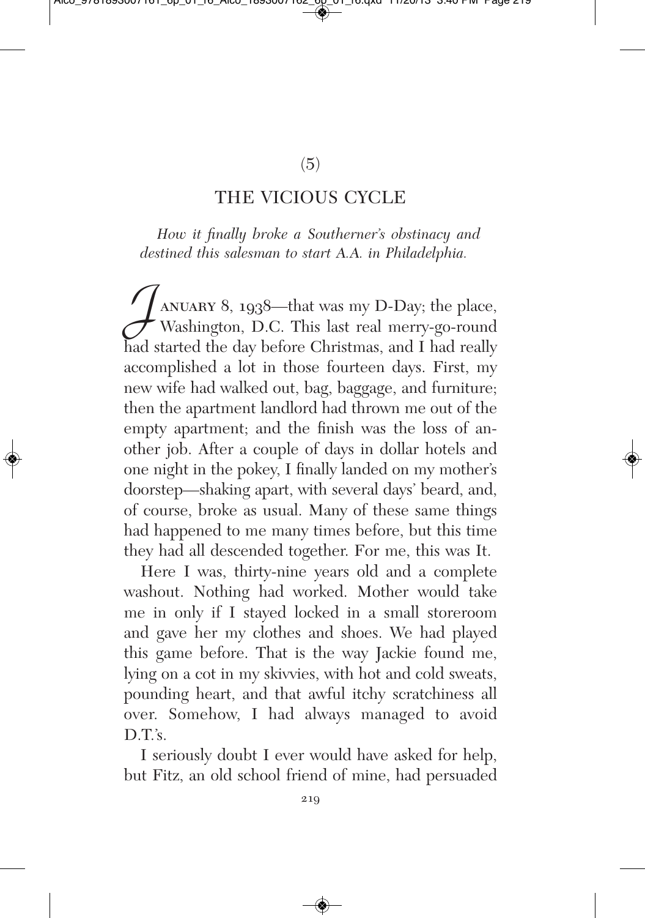(5)

## THE VICIOUS CYCLE

*How it finally broke a Southerner's obstinacy and destined this salesman to start A.A. in Philadelphia.*

JANUARY 8, 1938—that was my D-Day; the place, Washington, D.C. This last real merry-go-round had started the day before Christmas, and I had really accomplished a lot in those fourteen days. First, my new wife had walked out, bag, baggage, and furniture; then the apartment landlord had thrown me out of the empty apartment; and the finish was the loss of another job. After a couple of days in dollar hotels and one night in the pokey, I finally landed on my mother's doorstep—shaking apart, with several days' beard, and, of course, broke as usual. Many of these same things had happened to me many times before, but this time they had all descended together. For me, this was It.

Here I was, thirty-nine years old and a complete washout. Nothing had worked. Mother would take me in only if I stayed locked in a small storeroom and gave her my clothes and shoes. We had played this game before. That is the way Jackie found me, lying on a cot in my skivvies, with hot and cold sweats, pounding heart, and that awful itchy scratchiness all over. Somehow, I had always managed to avoid D.T.'s.

I seriously doubt I ever would have asked for help, but Fitz, an old school friend of mine, had persuaded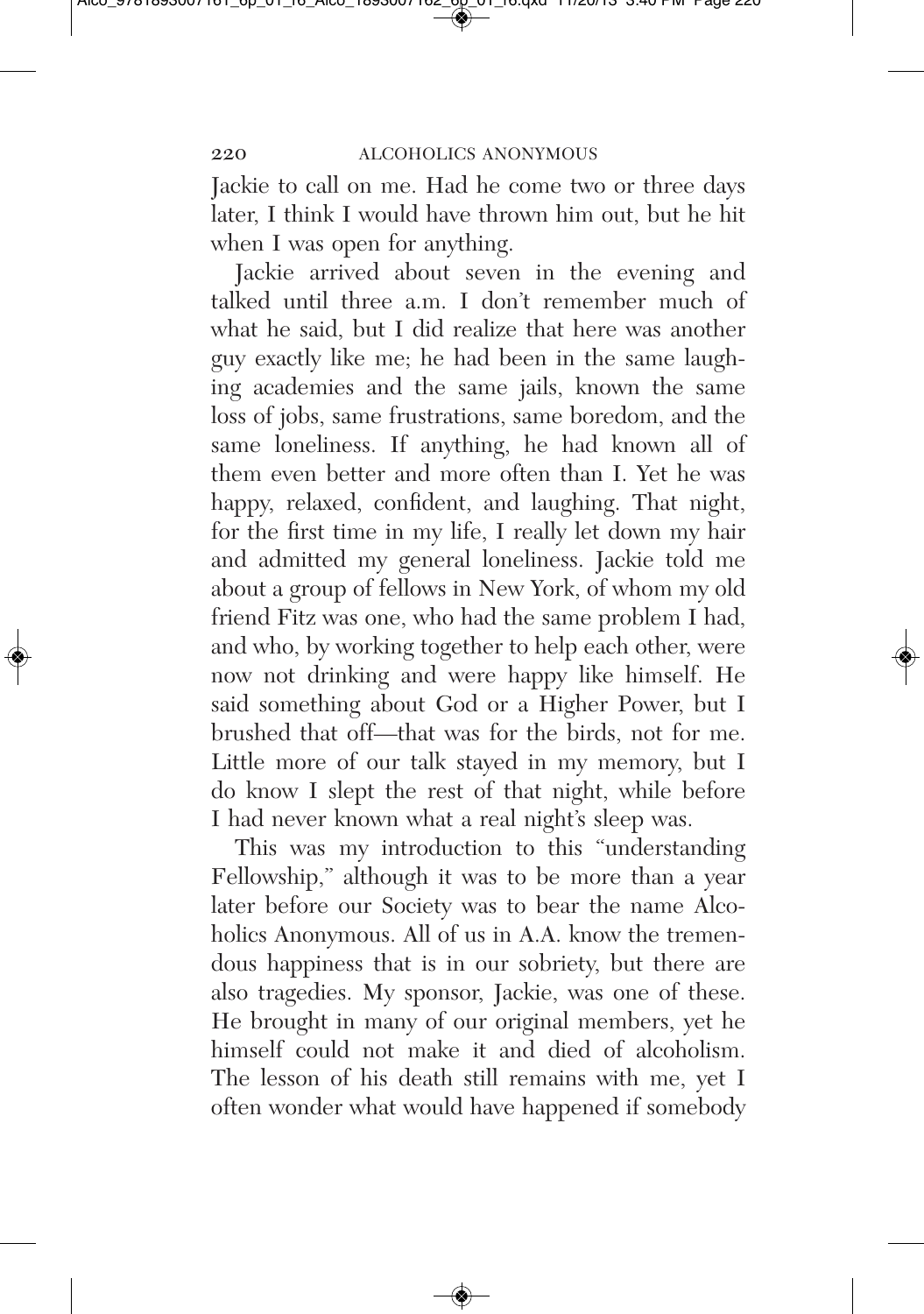Jackie to call on me. Had he come two or three days later, I think I would have thrown him out, but he hit when I was open for anything.

Jackie arrived about seven in the evening and talked until three a.m. I don't remember much of what he said, but I did realize that here was another guy exactly like me; he had been in the same laughing academies and the same jails, known the same loss of jobs, same frustrations, same boredom, and the same loneliness. If anything, he had known all of them even better and more often than I. Yet he was happy, relaxed, confident, and laughing. That night, for the first time in my life, I really let down my hair and admitted my general loneliness. Jackie told me about a group of fellows in New York, of whom my old friend Fitz was one, who had the same problem I had, and who, by working together to help each other, were now not drinking and were happy like himself. He said something about God or a Higher Power, but I brushed that off—that was for the birds, not for me. Little more of our talk stayed in my memory, but I do know I slept the rest of that night, while before I had never known what a real night's sleep was.

This was my introduction to this "understanding Fellowship," although it was to be more than a year later before our Society was to bear the name Alcoholics Anonymous. All of us in A.A. know the tremendous happiness that is in our sobriety, but there are also tragedies. My sponsor, Jackie, was one of these. He brought in many of our original members, yet he himself could not make it and died of alcoholism. The lesson of his death still remains with me, yet I often wonder what would have happened if somebody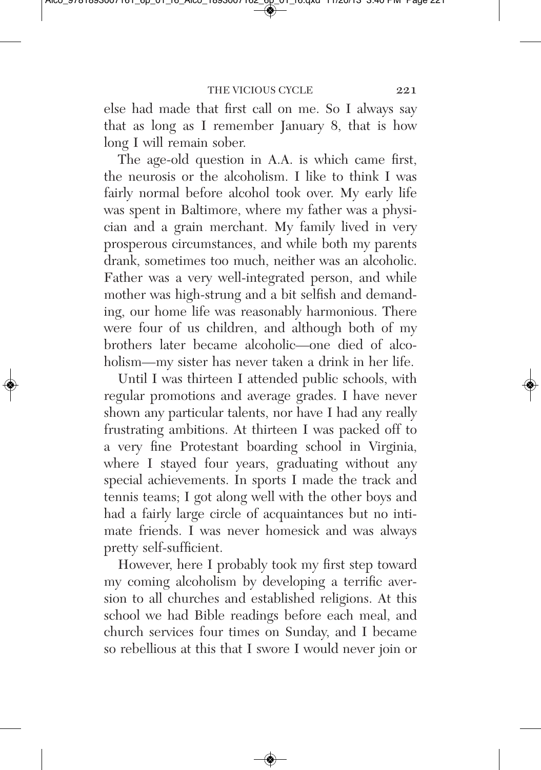else had made that first call on me. So I always say that as long as I remember January 8, that is how long I will remain sober.

The age-old question in A.A. is which came first, the neurosis or the alcoholism. I like to think I was fairly normal before alcohol took over. My early life was spent in Baltimore, where my father was a physician and a grain merchant. My family lived in very prosperous circumstances, and while both my parents drank, sometimes too much, neither was an alcoholic. Father was a very well-integrated person, and while mother was high-strung and a bit selfish and demanding, our home life was reasonably harmonious. There were four of us children, and although both of my brothers later became alcoholic—one died of alcoholism—my sister has never taken a drink in her life.

Until I was thirteen I attended public schools, with regular promotions and average grades. I have never shown any particular talents, nor have I had any really frustrating ambitions. At thirteen I was packed off to a very fine Protestant boarding school in Virginia, where I stayed four years, graduating without any special achievements. In sports I made the track and tennis teams; I got along well with the other boys and had a fairly large circle of acquaintances but no intimate friends. I was never homesick and was always pretty self-sufficient.

However, here I probably took my first step toward my coming alcoholism by developing a terrific aversion to all churches and established religions. At this school we had Bible readings before each meal, and church services four times on Sunday, and I became so rebellious at this that I swore I would never join or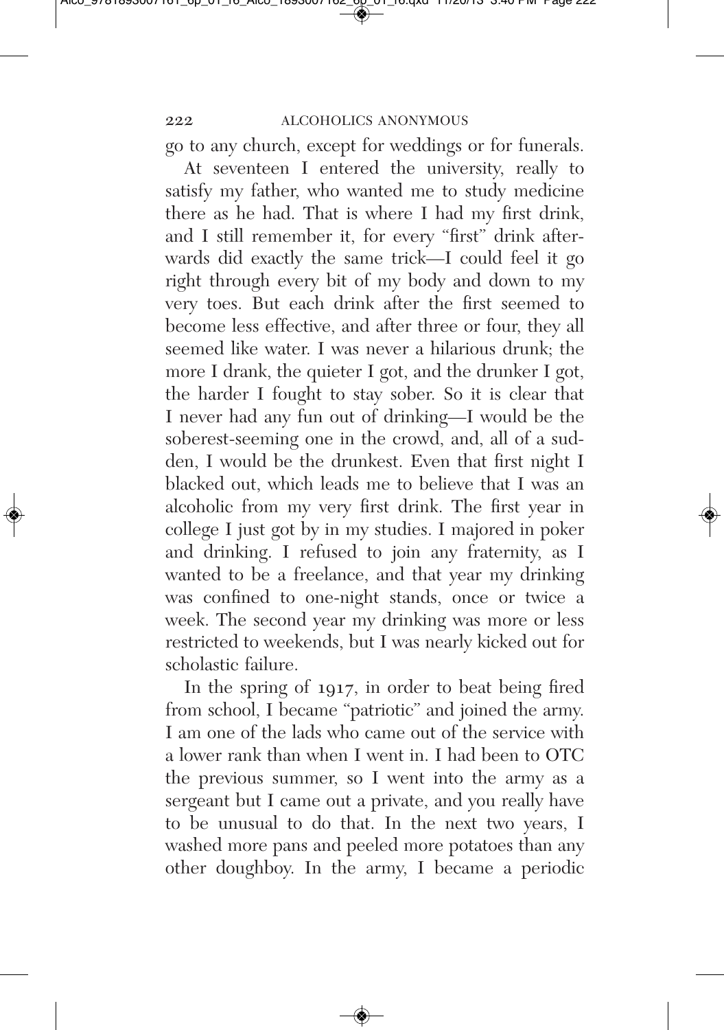go to any church, except for weddings or for funerals.

At seventeen I entered the university, really to satisfy my father, who wanted me to study medicine there as he had. That is where I had my first drink, and I still remember it, for every "first" drink afterwards did exactly the same trick—I could feel it go right through every bit of my body and down to my very toes. But each drink after the first seemed to become less effective, and after three or four, they all seemed like water. I was never a hilarious drunk; the more I drank, the quieter I got, and the drunker I got, the harder I fought to stay sober. So it is clear that I never had any fun out of drinking—I would be the soberest-seeming one in the crowd, and, all of a sudden, I would be the drunkest. Even that first night I blacked out, which leads me to believe that I was an alcoholic from my very first drink. The first year in college I just got by in my studies. I majored in poker and drinking. I refused to join any fraternity, as I wanted to be a freelance, and that year my drinking was confined to one-night stands, once or twice a week. The second year my drinking was more or less restricted to weekends, but I was nearly kicked out for scholastic failure.

In the spring of 1917, in order to beat being fired from school, I became "patriotic" and joined the army. I am one of the lads who came out of the service with a lower rank than when I went in. I had been to OTC the previous summer, so I went into the army as a sergeant but I came out a private, and you really have to be unusual to do that. In the next two years, I washed more pans and peeled more potatoes than any other doughboy. In the army, I became a periodic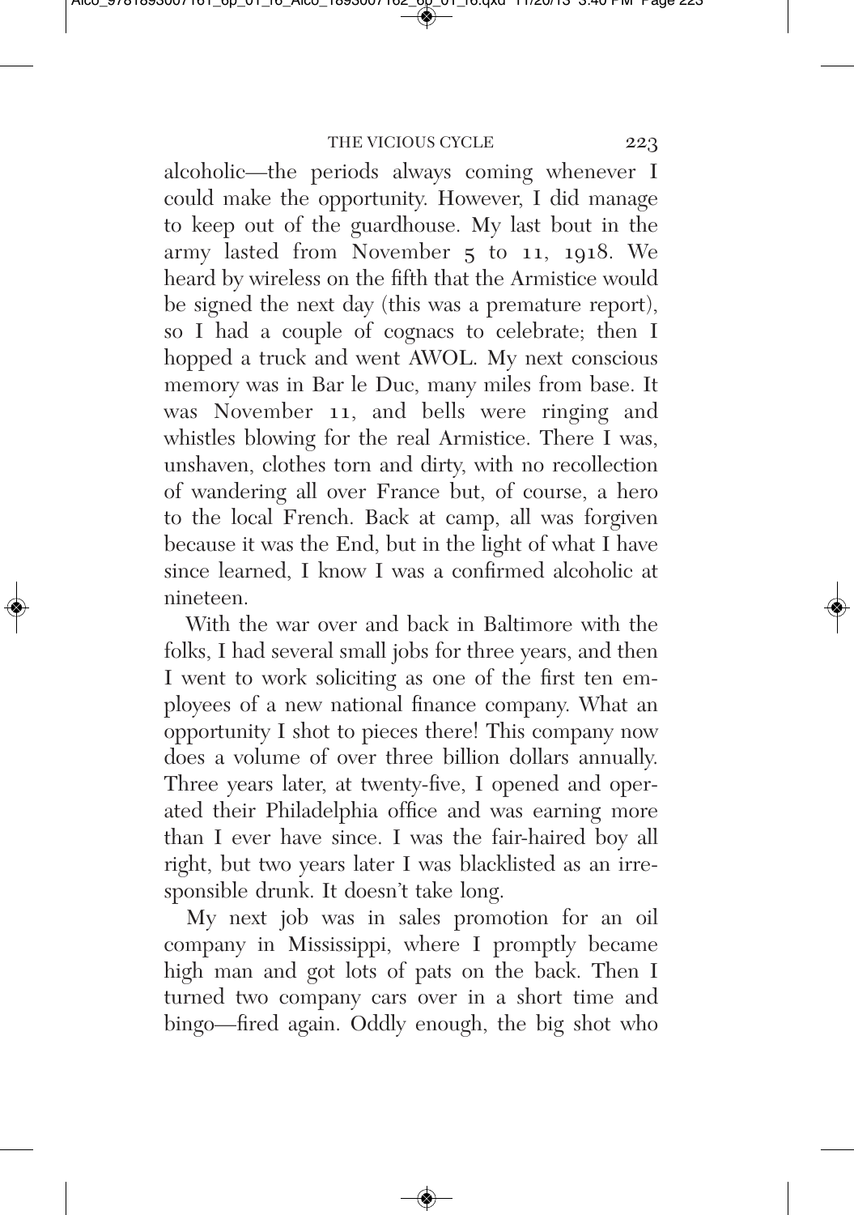alcoholic—the periods always coming whenever I could make the opportunity. However, I did manage to keep out of the guardhouse. My last bout in the army lasted from November 5 to 11, 1918. We heard by wireless on the fifth that the Armistice would be signed the next day (this was a premature report), so I had a couple of cognacs to celebrate; then I hopped a truck and went AWOL. My next conscious memory was in Bar le Duc, many miles from base. It was November 11, and bells were ringing and whistles blowing for the real Armistice. There I was, unshaven, clothes torn and dirty, with no recollection of wandering all over France but, of course, a hero to the local French. Back at camp, all was forgiven because it was the End, but in the light of what I have since learned, I know I was a confirmed alcoholic at nineteen.

With the war over and back in Baltimore with the folks, I had several small jobs for three years, and then I went to work soliciting as one of the first ten employees of a new national finance company. What an opportunity I shot to pieces there! This company now does a volume of over three billion dollars annually. Three years later, at twenty-five, I opened and operated their Philadelphia office and was earning more than I ever have since. I was the fair-haired boy all right, but two years later I was blacklisted as an irresponsible drunk. It doesn't take long.

My next job was in sales promotion for an oil company in Mississippi, where I promptly became high man and got lots of pats on the back. Then I turned two company cars over in a short time and bingo—fired again. Oddly enough, the big shot who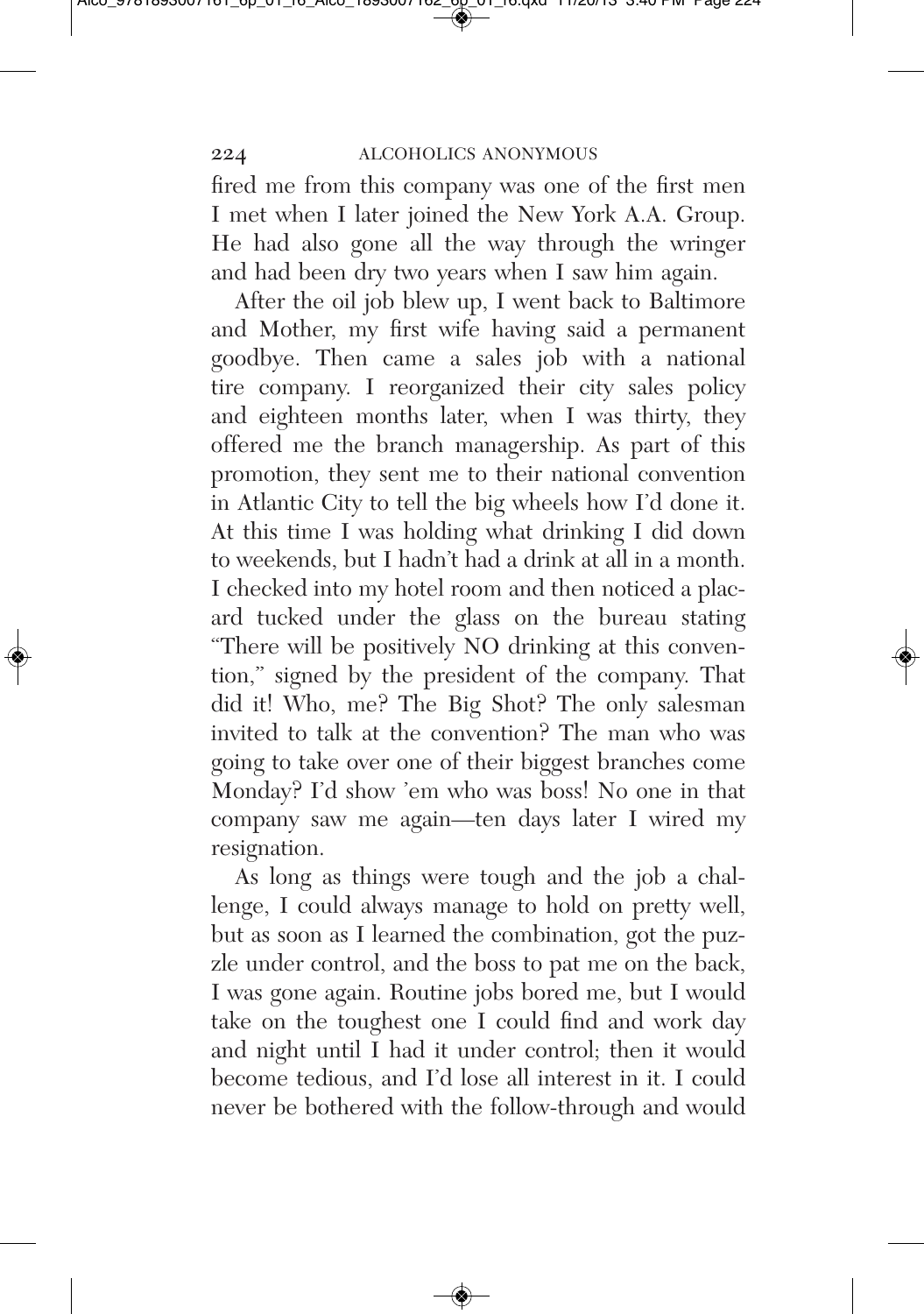fired me from this company was one of the first men I met when I later joined the New York A.A. Group. He had also gone all the way through the wringer and had been dry two years when I saw him again.

After the oil job blew up, I went back to Baltimore and Mother, my first wife having said a permanent goodbye. Then came a sales job with a national tire company. I reorganized their city sales policy and eighteen months later, when I was thirty, they offered me the branch managership. As part of this promotion, they sent me to their national convention in Atlantic City to tell the big wheels how I'd done it. At this time I was holding what drinking I did down to weekends, but I hadn't had a drink at all in a month. I checked into my hotel room and then noticed a placard tucked under the glass on the bureau stating "There will be positively NO drinking at this convention," signed by the president of the company. That did it! Who, me? The Big Shot? The only salesman invited to talk at the convention? The man who was going to take over one of their biggest branches come Monday? I'd show 'em who was boss! No one in that company saw me again—ten days later I wired my resignation.

As long as things were tough and the job a challenge, I could always manage to hold on pretty well, but as soon as I learned the combination, got the puzzle under control, and the boss to pat me on the back, I was gone again. Routine jobs bored me, but I would take on the toughest one I could find and work day and night until I had it under control; then it would become tedious, and I'd lose all interest in it. I could never be bothered with the follow-through and would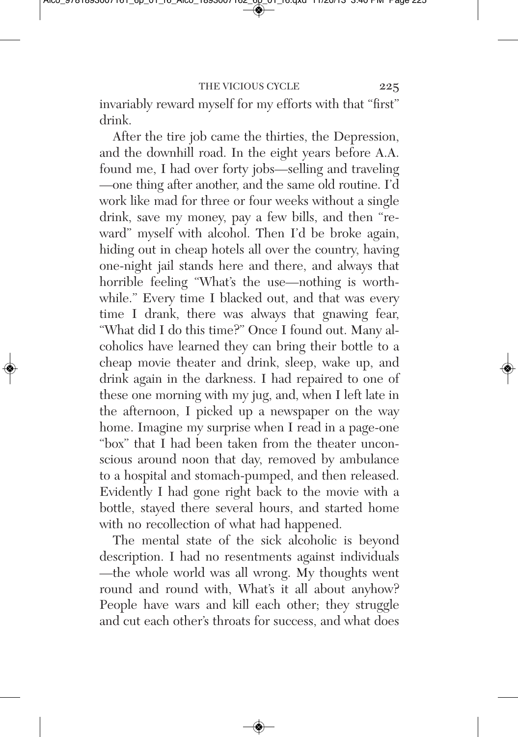invariably reward myself for my efforts with that "first" drink.

After the tire job came the thirties, the Depression, and the downhill road. In the eight years before A.A. found me, I had over forty jobs—selling and traveling—one thing after another, and the same old routine. I'd work like mad for three or four weeks without a single drink, save my money, pay a few bills, and then "reward" myself with alcohol. Then I'd be broke again, hiding out in cheap hotels all over the country, having one-night jail stands here and there, and always that horrible feeling "What's the use—nothing is worthwhile." Every time I blacked out, and that was every time I drank, there was always that gnawing fear, "What did I do this time?" Once I found out. Many alcoholics have learned they can bring their bottle to a cheap movie theater and drink, sleep, wake up, and drink again in the darkness. I had repaired to one of these one morning with my jug, and, when I left late in the afternoon, I picked up a newspaper on the way home. Imagine my surprise when I read in a page-one "box" that I had been taken from the theater unconscious around noon that day, removed by ambulance to a hospital and stomach-pumped, and then released. Evidently I had gone right back to the movie with a bottle, stayed there several hours, and started home with no recollection of what had happened.

The mental state of the sick alcoholic is beyond description. I had no resentments against individuals—the whole world was all wrong. My thoughts went round and round with, What's it all about anyhow? People have wars and kill each other; they struggle and cut each other's throats for success, and what does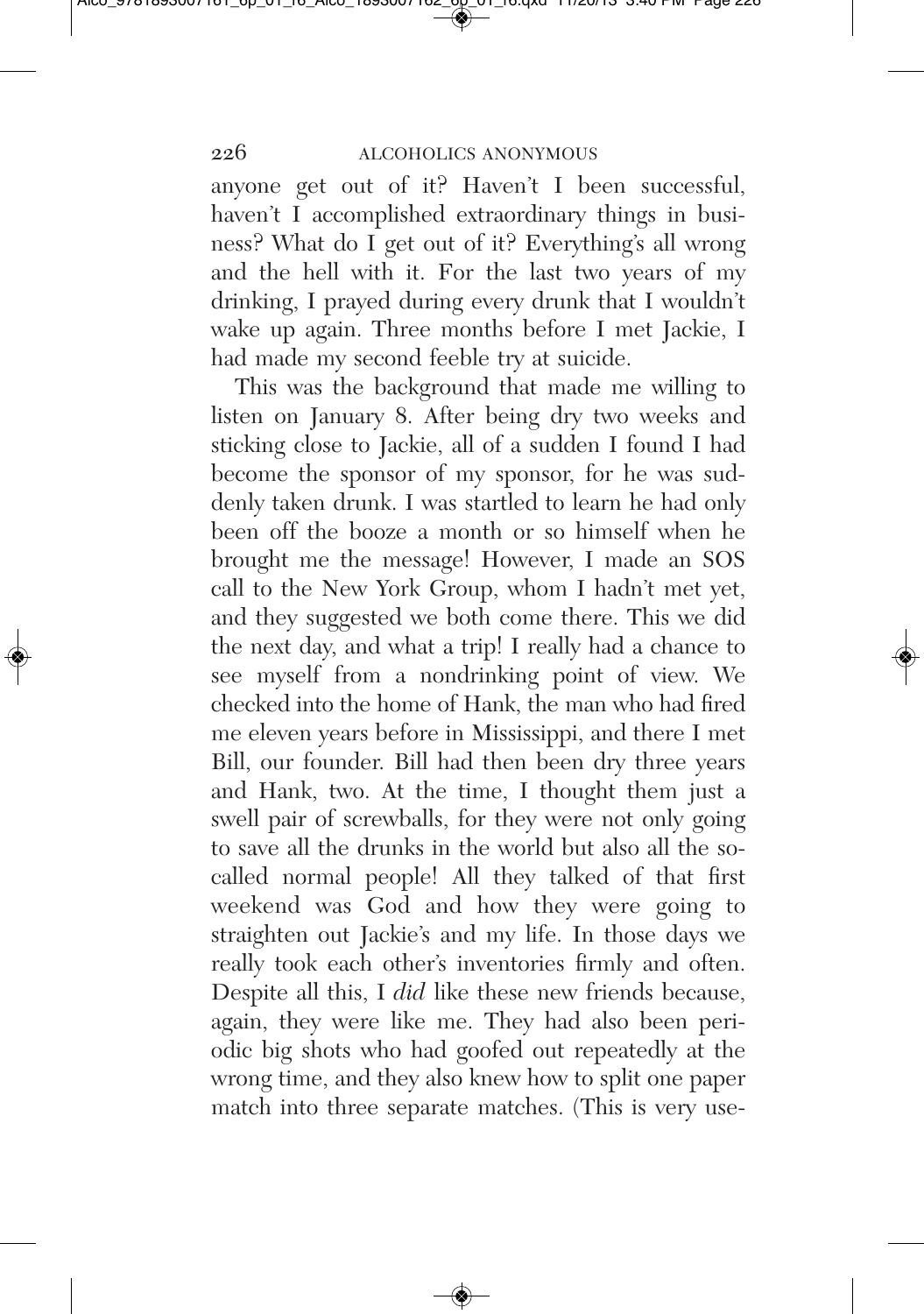anyone get out of it? Haven't I been successful, haven't I accomplished extraordinary things in business? What do I get out of it? Everything's all wrong and the hell with it. For the last two years of my drinking, I prayed during every drunk that I wouldn't wake up again. Three months before I met Jackie, I had made my second feeble try at suicide.

This was the background that made me willing to listen on January 8. After being dry two weeks and sticking close to Jackie, all of a sudden I found I had become the sponsor of my sponsor, for he was suddenly taken drunk. I was startled to learn he had only been off the booze a month or so himself when he brought me the message! However, I made an SOS call to the New York Group, whom I hadn't met yet, and they suggested we both come there. This we did the next day, and what a trip! I really had a chance to see myself from a nondrinking point of view. We checked into the home of Hank, the man who had fired me eleven years before in Mississippi, and there I met Bill, our founder. Bill had then been dry three years and Hank, two. At the time, I thought them just a swell pair of screwballs, for they were not only going to save all the drunks in the world but also all the so-called normal people! All they talked of that first weekend was God and how they were going to straighten out Jackie's and my life. In those days we really took each other's inventories firmly and often. Despite all this, I *did* like these new friends because, again, they were like me. They had also been periodic big shots who had goofed out repeatedly at the wrong time, and they also knew how to split one paper match into three separate matches. (This is very use-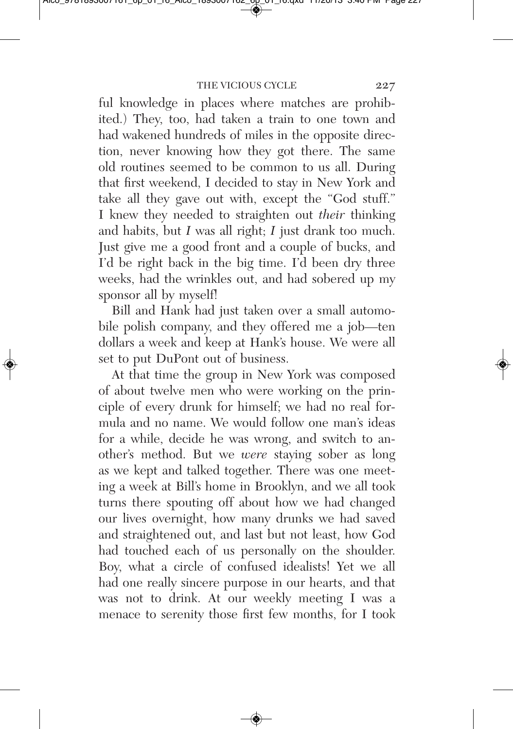ful knowledge in places where matches are prohibited.) They, too, had taken a train to one town and had wakened hundreds of miles in the opposite direction, never knowing how they got there. The same old routines seemed to be common to us all. During that first weekend, I decided to stay in New York and take all they gave out with, except the "God stuff." I knew they needed to straighten out *their* thinking and habits, but *I* was all right; *I* just drank too much. Just give me a good front and a couple of bucks, and I'd be right back in the big time. I'd been dry three weeks, had the wrinkles out, and had sobered up my sponsor all by myself!

Bill and Hank had just taken over a small automobile polish company, and they offered me a job—ten dollars a week and keep at Hank's house. We were all set to put DuPont out of business.

At that time the group in New York was composed of about twelve men who were working on the principle of every drunk for himself; we had no real formula and no name. We would follow one man's ideas for a while, decide he was wrong, and switch to another's method. But we *were* staying sober as long as we kept and talked together. There was one meeting a week at Bill's home in Brooklyn, and we all took turns there spouting off about how we had changed our lives overnight, how many drunks we had saved and straightened out, and last but not least, how God had touched each of us personally on the shoulder. Boy, what a circle of confused idealists! Yet we all had one really sincere purpose in our hearts, and that was not to drink. At our weekly meeting I was a menace to serenity those first few months, for I took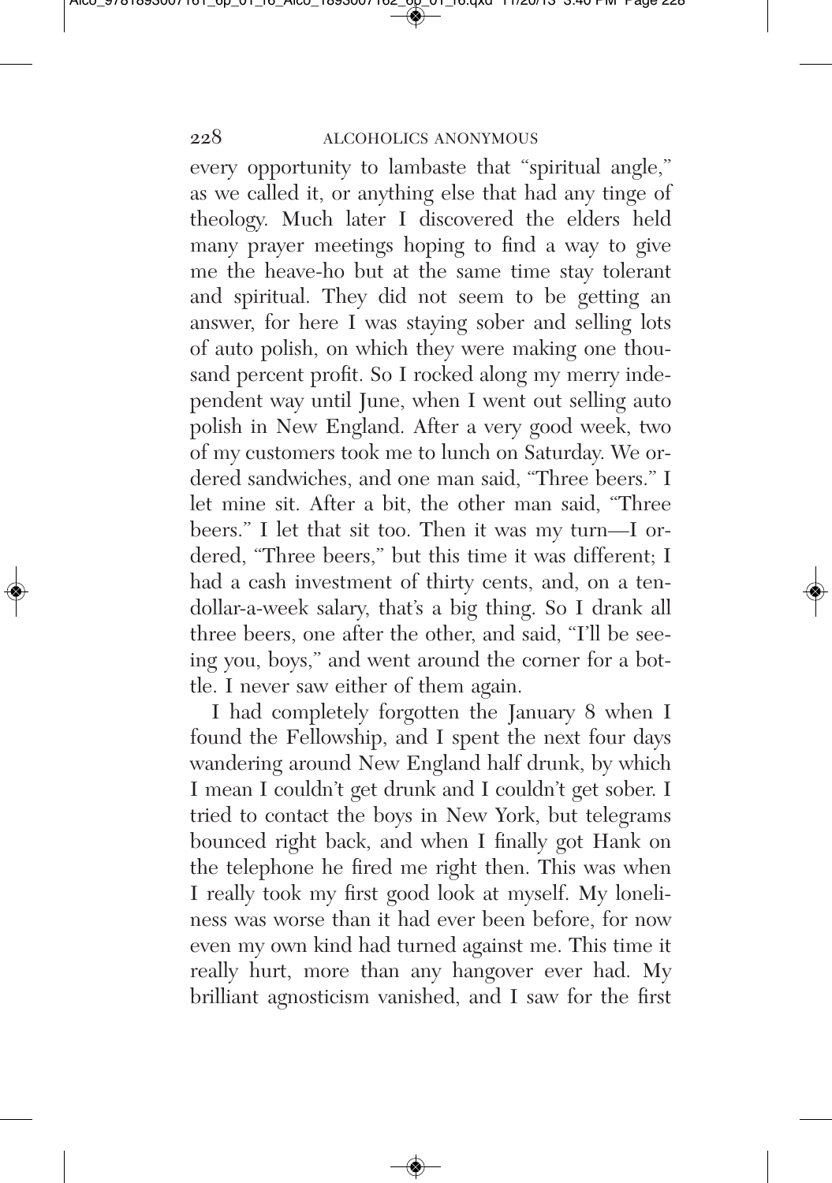every opportunity to lambaste that "spiritual angle," as we called it, or anything else that had any tinge of theology. Much later I discovered the elders held many prayer meetings hoping to find a way to give me the heave-ho but at the same time stay tolerant and spiritual. They did not seem to be getting an answer, for here I was staying sober and selling lots of auto polish, on which they were making one thousand percent profit. So I rocked along my merry independent way until June, when I went out selling auto polish in New England. After a very good week, two of my customers took me to lunch on Saturday. We ordered sandwiches, and one man said, "Three beers." I let mine sit. After a bit, the other man said, "Three beers." I let that sit too. Then it was my turn—I ordered, "Three beers," but this time it was different; I had a cash investment of thirty cents, and, on a ten-dollar-a-week salary, that's a big thing. So I drank all three beers, one after the other, and said, "I'll be seeing you, boys," and went around the corner for a bottle. I never saw either of them again.

I had completely forgotten the January 8 when I found the Fellowship, and I spent the next four days wandering around New England half drunk, by which I mean I couldn't get drunk and I couldn't get sober. I tried to contact the boys in New York, but telegrams bounced right back, and when I finally got Hank on the telephone he fired me right then. This was when I really took my first good look at myself. My loneliness was worse than it had ever been before, for now even my own kind had turned against me. This time it really hurt, more than any hangover ever had. My brilliant agnosticism vanished, and I saw for the first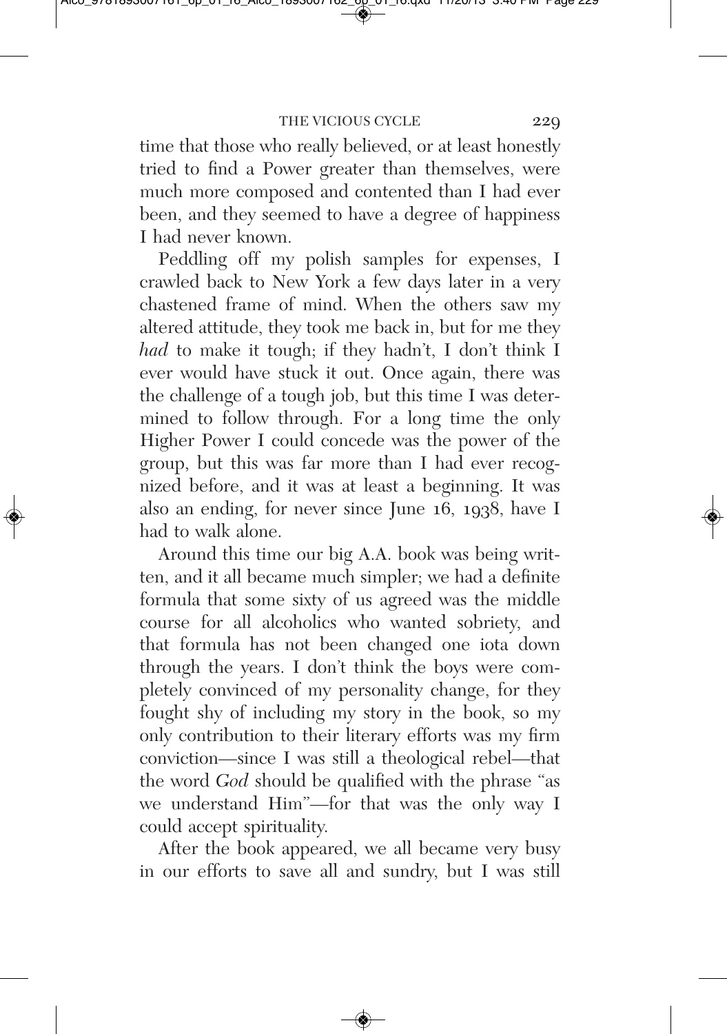time that those who really believed, or at least honestly tried to find a Power greater than themselves, were much more composed and contented than I had ever been, and they seemed to have a degree of happiness I had never known.

Peddling off my polish samples for expenses, I crawled back to New York a few days later in a very chastened frame of mind. When the others saw my altered attitude, they took me back in, but for me they *had* to make it tough; if they hadn't, I don't think I ever would have stuck it out. Once again, there was the challenge of a tough job, but this time I was determined to follow through. For a long time the only Higher Power I could concede was the power of the group, but this was far more than I had ever recognized before, and it was at least a beginning. It was also an ending, for never since June 16, 1938, have I had to walk alone.

Around this time our big A.A. book was being written, and it all became much simpler; we had a definite formula that some sixty of us agreed was the middle course for all alcoholics who wanted sobriety, and that formula has not been changed one iota down through the years. I don't think the boys were completely convinced of my personality change, for they fought shy of including my story in the book, so my only contribution to their literary efforts was my firm conviction—since I was still a theological rebel—that the word *God* should be qualified with the phrase "as we understand Him"—for that was the only way I could accept spirituality.

After the book appeared, we all became very busy in our efforts to save all and sundry, but I was still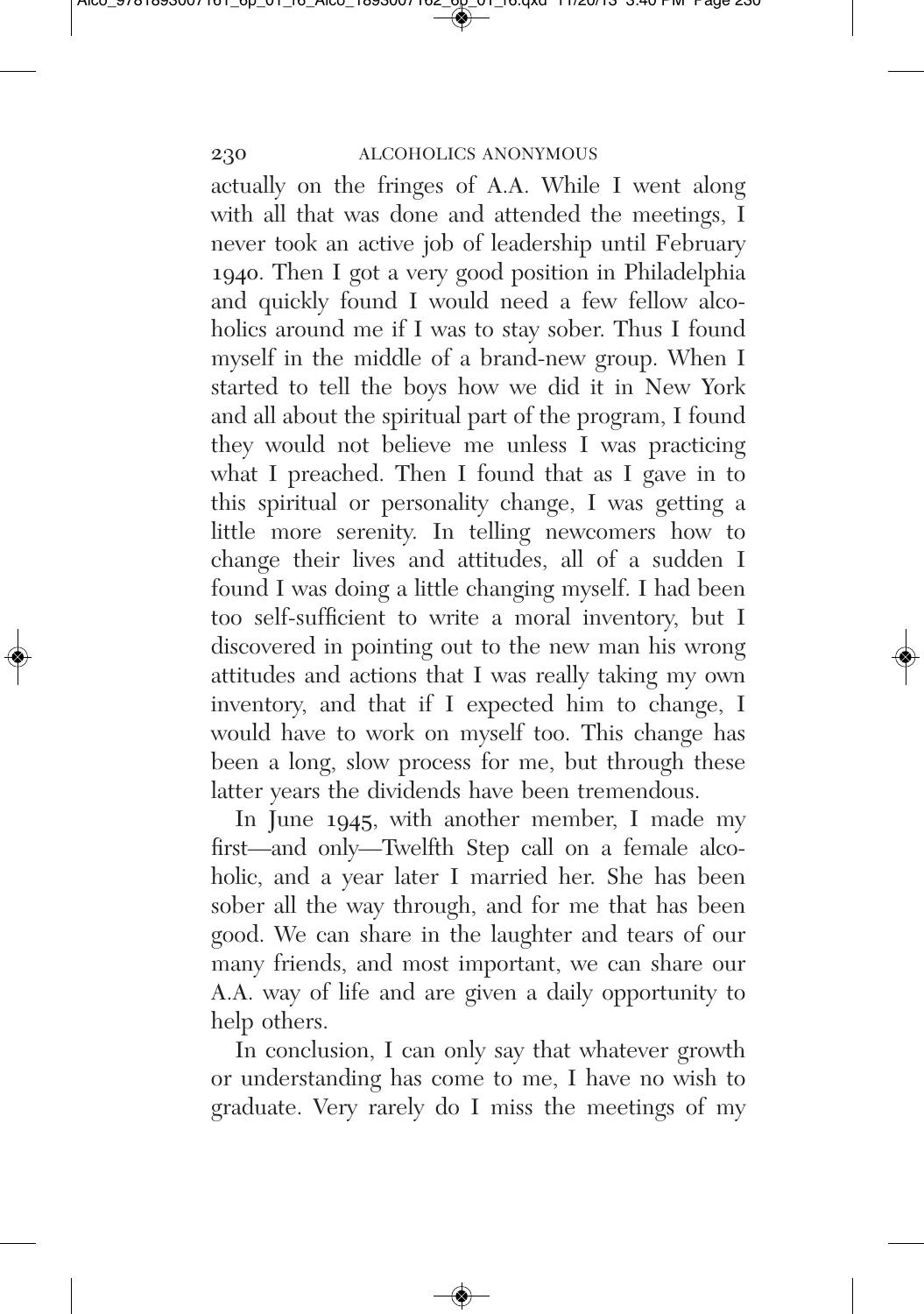actually on the fringes of A.A. While I went along with all that was done and attended the meetings, I never took an active job of leadership until February 1940. Then I got a very good position in Philadelphia and quickly found I would need a few fellow alcoholics around me if I was to stay sober. Thus I found myself in the middle of a brand-new group. When I started to tell the boys how we did it in New York and all about the spiritual part of the program, I found they would not believe me unless I was practicing what I preached. Then I found that as I gave in to this spiritual or personality change, I was getting a little more serenity. In telling newcomers how to change their lives and attitudes, all of a sudden I found I was doing a little changing myself. I had been too self-sufficient to write a moral inventory, but I discovered in pointing out to the new man his wrong attitudes and actions that I was really taking my own inventory, and that if I expected him to change, I would have to work on myself too. This change has been a long, slow process for me, but through these latter years the dividends have been tremendous.

In June 1945, with another member, I made my first—and only—Twelfth Step call on a female alcoholic, and a year later I married her. She has been sober all the way through, and for me that has been good. We can share in the laughter and tears of our many friends, and most important, we can share our A.A. way of life and are given a daily opportunity to help others.

In conclusion, I can only say that whatever growth or understanding has come to me, I have no wish to graduate. Very rarely do I miss the meetings of my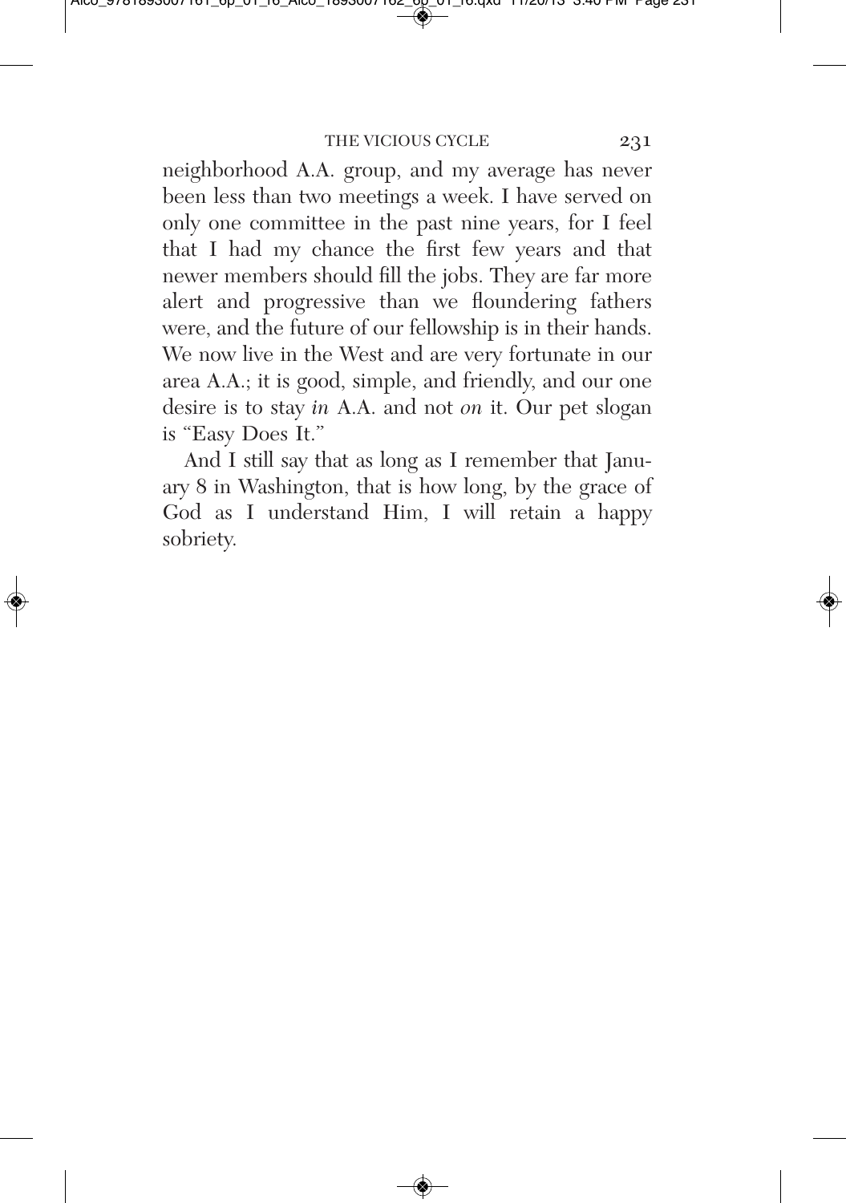neighborhood A.A. group, and my average has never been less than two meetings a week. I have served on only one committee in the past nine years, for I feel that I had my chance the first few years and that newer members should fill the jobs. They are far more alert and progressive than we floundering fathers were, and the future of our fellowship is in their hands. We now live in the West and are very fortunate in our area A.A.; it is good, simple, and friendly, and our one desire is to stay *in* A.A. and not *on* it. Our pet slogan is "Easy Does It."

And I still say that as long as I remember that January 8 in Washington, that is how long, by the grace of God as I understand Him, I will retain a happy sobriety.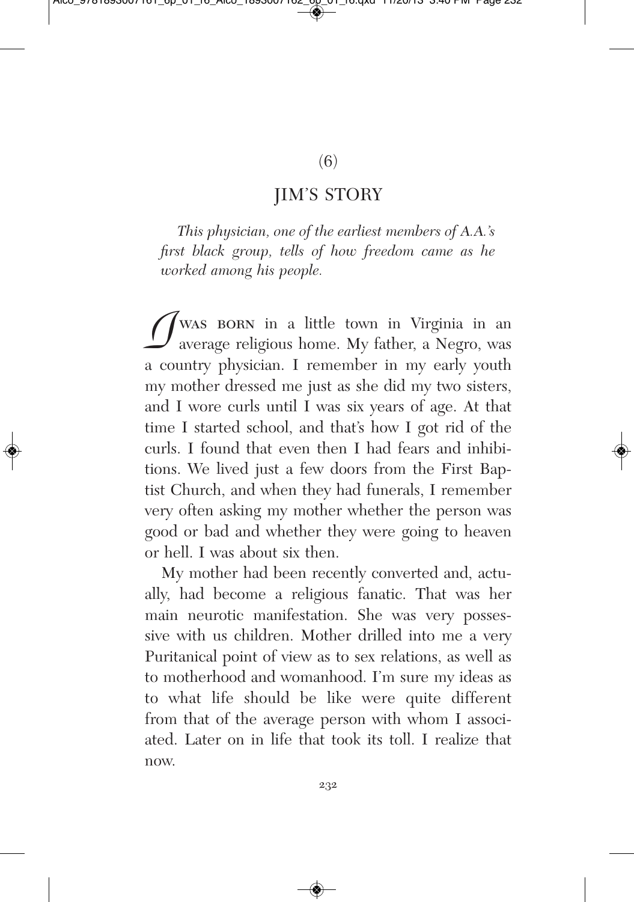(6)

# JIM'S STORY

*This physician, one of the earliest members of A.A.'s first black group, tells of how freedom came as he worked among his people.*

I WAS BORN in a little town in Virginia in an average religious home. My father, a Negro, was a country physician. I remember in my early youth my mother dressed me just as she did my two sisters, and I wore curls until I was six years of age. At that time I started school, and that's how I got rid of the curls. I found that even then I had fears and inhibitions. We lived just a few doors from the First Baptist Church, and when they had funerals, I remember very often asking my mother whether the person was good or bad and whether they were going to heaven or hell. I was about six then.

My mother had been recently converted and, actually, had become a religious fanatic. That was her main neurotic manifestation. She was very possessive with us children. Mother drilled into me a very Puritanical point of view as to sex relations, as well as to motherhood and womanhood. I'm sure my ideas as to what life should be like were quite different from that of the average person with whom I associated. Later on in life that took its toll. I realize that now.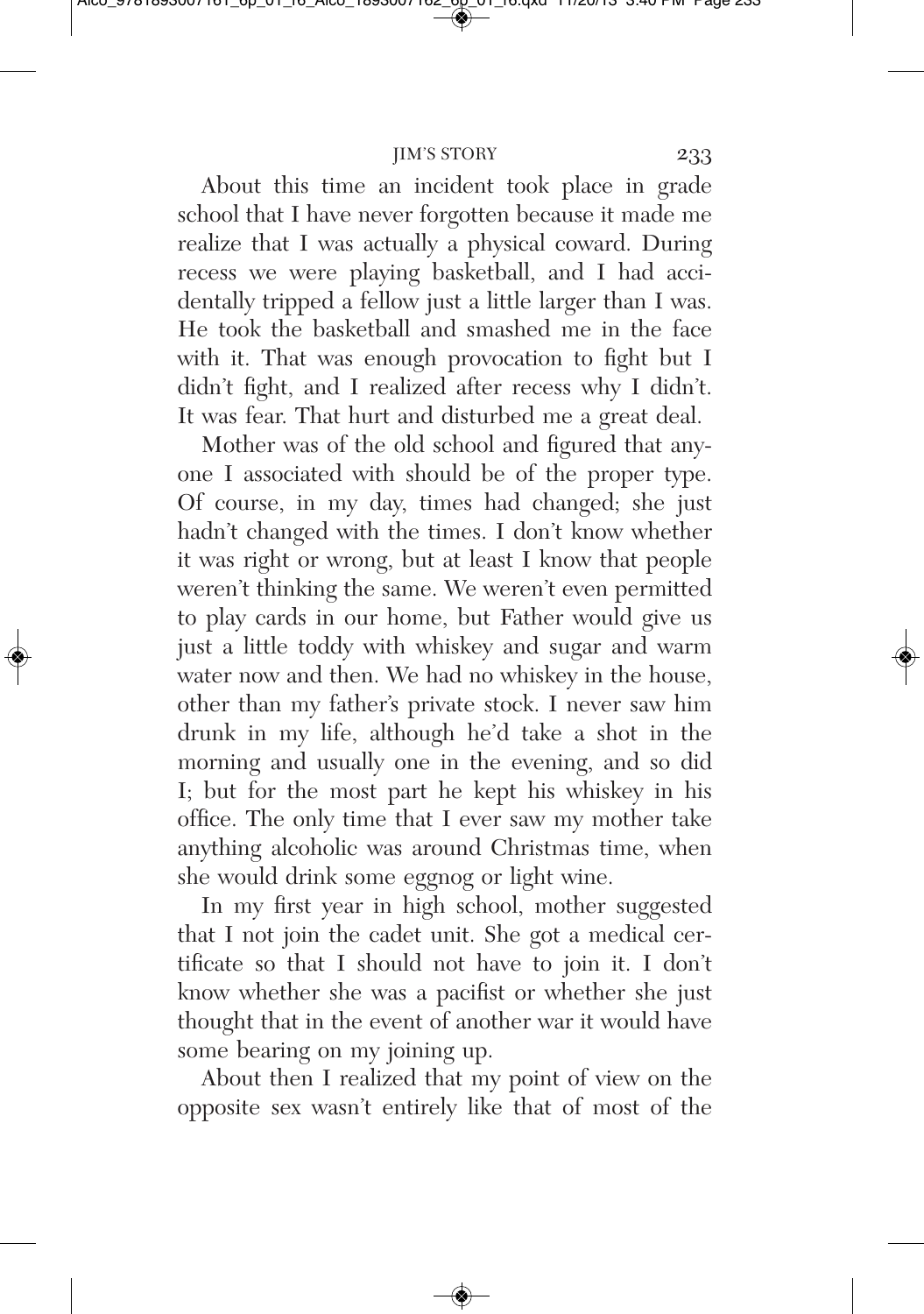About this time an incident took place in grade school that I have never forgotten because it made me realize that I was actually a physical coward. During recess we were playing basketball, and I had accidentally tripped a fellow just a little larger than I was. He took the basketball and smashed me in the face with it. That was enough provocation to fight but I didn't fight, and I realized after recess why I didn't. It was fear. That hurt and disturbed me a great deal.

Mother was of the old school and figured that anyone I associated with should be of the proper type. Of course, in my day, times had changed; she just hadn't changed with the times. I don't know whether it was right or wrong, but at least I know that people weren't thinking the same. We weren't even permitted to play cards in our home, but Father would give us just a little toddy with whiskey and sugar and warm water now and then. We had no whiskey in the house, other than my father's private stock. I never saw him drunk in my life, although he'd take a shot in the morning and usually one in the evening, and so did I; but for the most part he kept his whiskey in his office. The only time that I ever saw my mother take anything alcoholic was around Christmas time, when she would drink some eggnog or light wine.

In my first year in high school, mother suggested that I not join the cadet unit. She got a medical certificate so that I should not have to join it. I don't know whether she was a pacifist or whether she just thought that in the event of another war it would have some bearing on my joining up.

About then I realized that my point of view on the opposite sex wasn't entirely like that of most of the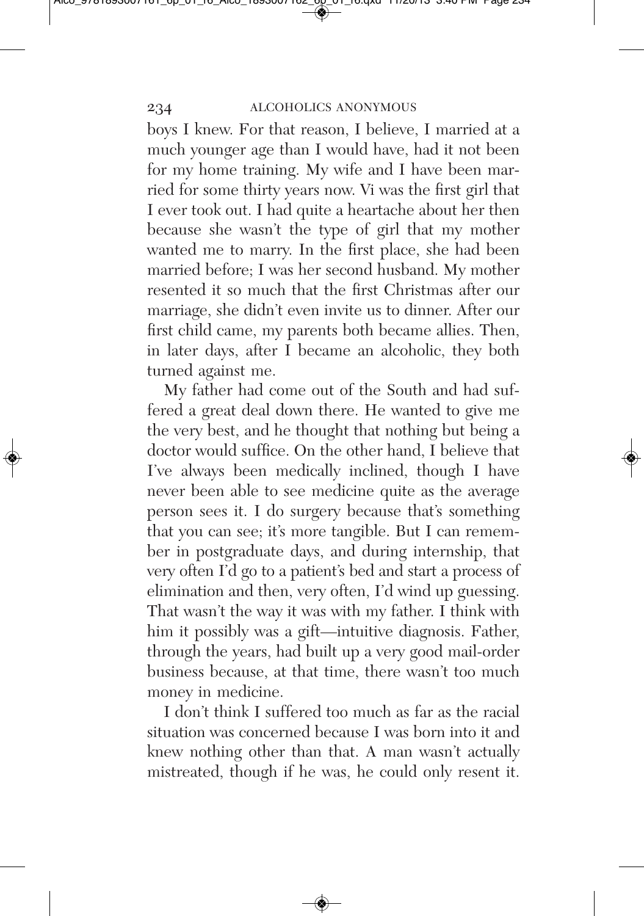boys I knew. For that reason, I believe, I married at a much younger age than I would have, had it not been for my home training. My wife and I have been married for some thirty years now. Vi was the first girl that I ever took out. I had quite a heartache about her then because she wasn't the type of girl that my mother wanted me to marry. In the first place, she had been married before; I was her second husband. My mother resented it so much that the first Christmas after our marriage, she didn't even invite us to dinner. After our first child came, my parents both became allies. Then, in later days, after I became an alcoholic, they both turned against me.

My father had come out of the South and had suffered a great deal down there. He wanted to give me the very best, and he thought that nothing but being a doctor would suffice. On the other hand, I believe that I've always been medically inclined, though I have never been able to see medicine quite as the average person sees it. I do surgery because that's something that you can see; it's more tangible. But I can remember in postgraduate days, and during internship, that very often I'd go to a patient's bed and start a process of elimination and then, very often, I'd wind up guessing. That wasn't the way it was with my father. I think with him it possibly was a gift—intuitive diagnosis. Father, through the years, had built up a very good mail-order business because, at that time, there wasn't too much money in medicine.

I don't think I suffered too much as far as the racial situation was concerned because I was born into it and knew nothing other than that. A man wasn't actually mistreated, though if he was, he could only resent it.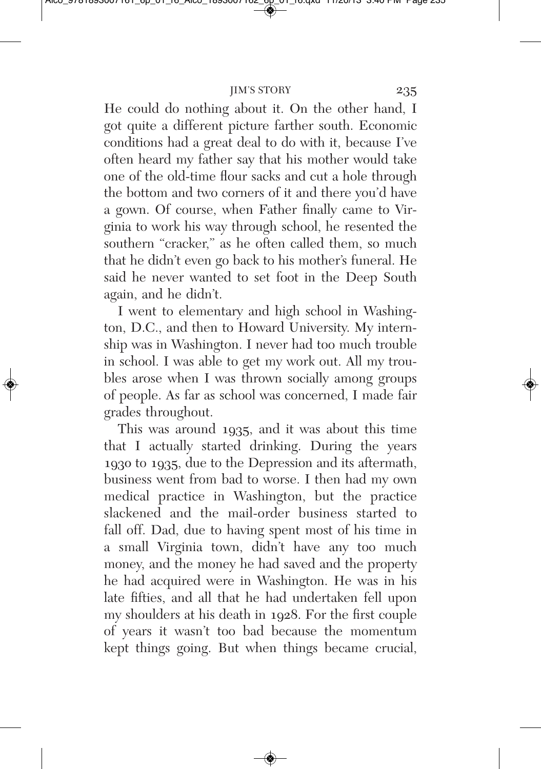He could do nothing about it. On the other hand, I got quite a different picture farther south. Economic conditions had a great deal to do with it, because I've often heard my father say that his mother would take one of the old-time flour sacks and cut a hole through the bottom and two corners of it and there you'd have a gown. Of course, when Father finally came to Virginia to work his way through school, he resented the southern "cracker," as he often called them, so much that he didn't even go back to his mother's funeral. He said he never wanted to set foot in the Deep South again, and he didn't.

I went to elementary and high school in Washington, D.C., and then to Howard University. My internship was in Washington. I never had too much trouble in school. I was able to get my work out. All my troubles arose when I was thrown socially among groups of people. As far as school was concerned, I made fair grades throughout.

This was around 1935, and it was about this time that I actually started drinking. During the years 1930 to 1935, due to the Depression and its aftermath, business went from bad to worse. I then had my own medical practice in Washington, but the practice slackened and the mail-order business started to fall off. Dad, due to having spent most of his time in a small Virginia town, didn't have any too much money, and the money he had saved and the property he had acquired were in Washington. He was in his late fifties, and all that he had undertaken fell upon my shoulders at his death in 1928. For the first couple of years it wasn't too bad because the momentum kept things going. But when things became crucial,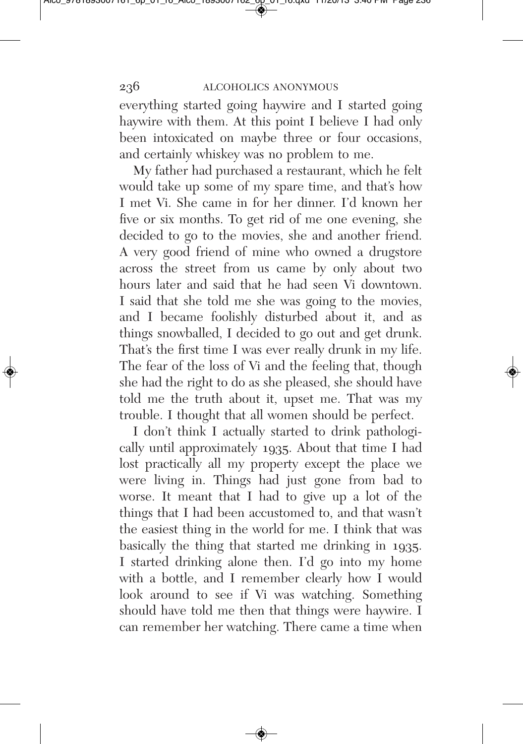everything started going haywire and I started going haywire with them. At this point I believe I had only been intoxicated on maybe three or four occasions, and certainly whiskey was no problem to me.

My father had purchased a restaurant, which he felt would take up some of my spare time, and that's how I met Vi. She came in for her dinner. I'd known her five or six months. To get rid of me one evening, she decided to go to the movies, she and another friend. A very good friend of mine who owned a drugstore across the street from us came by only about two hours later and said that he had seen Vi downtown. I said that she told me she was going to the movies, and I became foolishly disturbed about it, and as things snowballed, I decided to go out and get drunk. That's the first time I was ever really drunk in my life. The fear of the loss of Vi and the feeling that, though she had the right to do as she pleased, she should have told me the truth about it, upset me. That was my trouble. I thought that all women should be perfect.

I don't think I actually started to drink pathologically until approximately 1935. About that time I had lost practically all my property except the place we were living in. Things had just gone from bad to worse. It meant that I had to give up a lot of the things that I had been accustomed to, and that wasn't the easiest thing in the world for me. I think that was basically the thing that started me drinking in 1935. I started drinking alone then. I'd go into my home with a bottle, and I remember clearly how I would look around to see if Vi was watching. Something should have told me then that things were haywire. I can remember her watching. There came a time when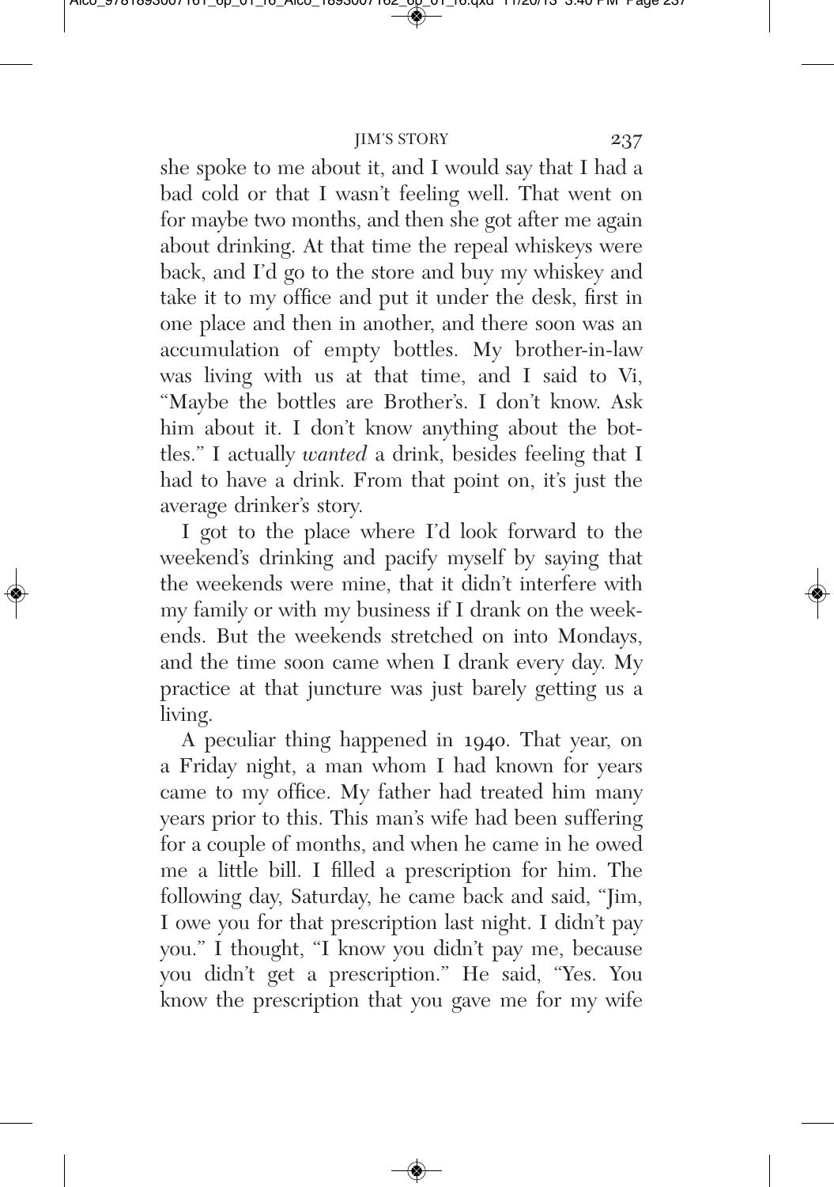she spoke to me about it, and I would say that I had a bad cold or that I wasn't feeling well. That went on for maybe two months, and then she got after me again about drinking. At that time the repeal whiskeys were back, and I'd go to the store and buy my whiskey and take it to my office and put it under the desk, first in one place and then in another, and there soon was an accumulation of empty bottles. My brother-in-law was living with us at that time, and I said to Vi, "Maybe the bottles are Brother's. I don't know. Ask him about it. I don't know anything about the bottles." I actually *wanted* a drink, besides feeling that I had to have a drink. From that point on, it's just the average drinker's story.

I got to the place where I'd look forward to the weekend's drinking and pacify myself by saying that the weekends were mine, that it didn't interfere with my family or with my business if I drank on the weekends. But the weekends stretched on into Mondays, and the time soon came when I drank every day. My practice at that juncture was just barely getting us a living.

A peculiar thing happened in 1940. That year, on a Friday night, a man whom I had known for years came to my office. My father had treated him many years prior to this. This man's wife had been suffering for a couple of months, and when he came in he owed me a little bill. I filled a prescription for him. The following day, Saturday, he came back and said, "Jim, I owe you for that prescription last night. I didn't pay you." I thought, "I know you didn't pay me, because you didn't get a prescription." He said, "Yes. You know the prescription that you gave me for my wife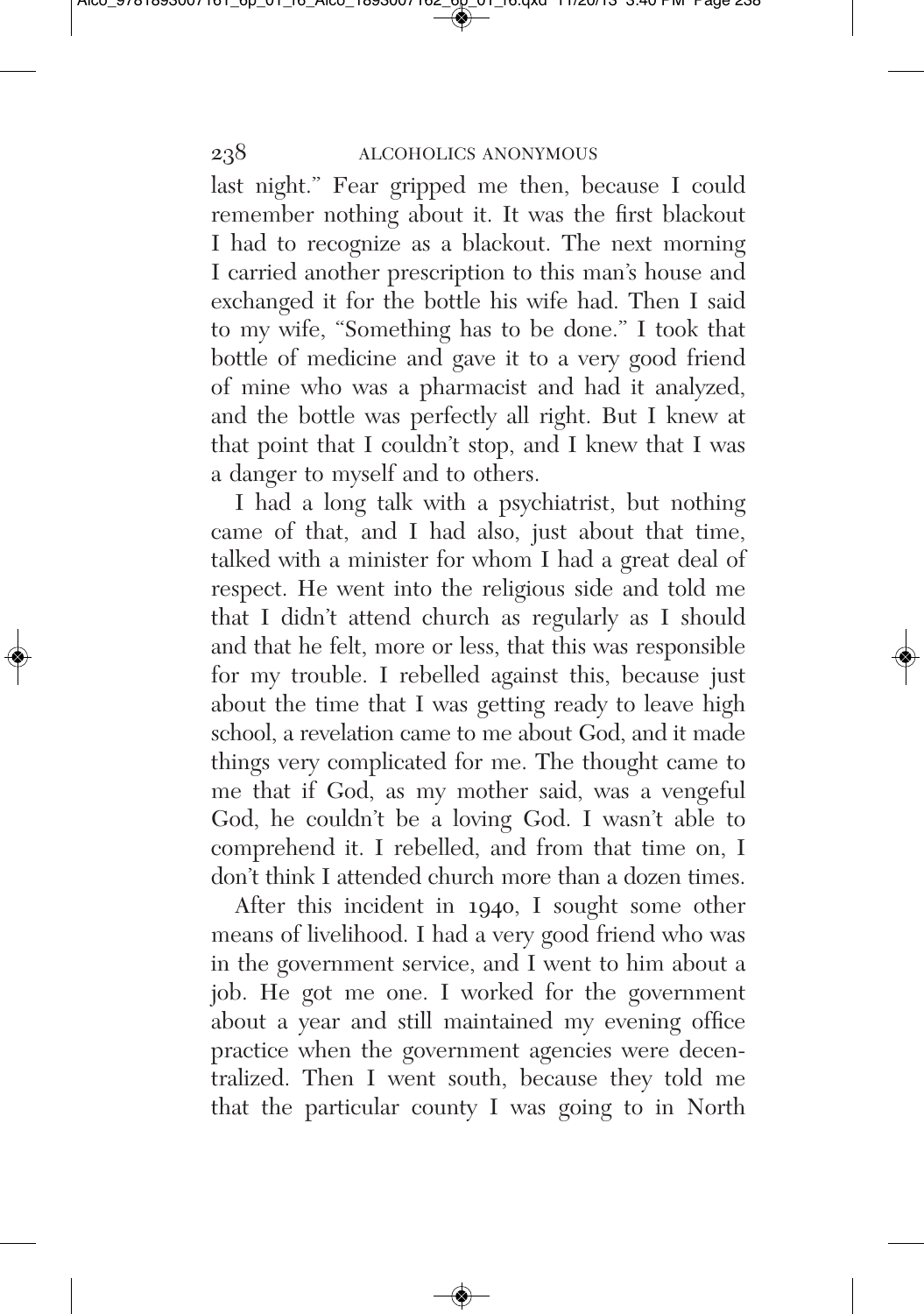last night." Fear gripped me then, because I could remember nothing about it. It was the first blackout I had to recognize as a blackout. The next morning I carried another prescription to this man's house and exchanged it for the bottle his wife had. Then I said to my wife, "Something has to be done." I took that bottle of medicine and gave it to a very good friend of mine who was a pharmacist and had it analyzed, and the bottle was perfectly all right. But I knew at that point that I couldn't stop, and I knew that I was a danger to myself and to others.

I had a long talk with a psychiatrist, but nothing came of that, and I had also, just about that time, talked with a minister for whom I had a great deal of respect. He went into the religious side and told me that I didn't attend church as regularly as I should and that he felt, more or less, that this was responsible for my trouble. I rebelled against this, because just about the time that I was getting ready to leave high school, a revelation came to me about God, and it made things very complicated for me. The thought came to me that if God, as my mother said, was a vengeful God, he couldn't be a loving God. I wasn't able to comprehend it. I rebelled, and from that time on, I don't think I attended church more than a dozen times.

After this incident in 1940, I sought some other means of livelihood. I had a very good friend who was in the government service, and I went to him about a job. He got me one. I worked for the government about a year and still maintained my evening office practice when the government agencies were decentralized. Then I went south, because they told me that the particular county I was going to in North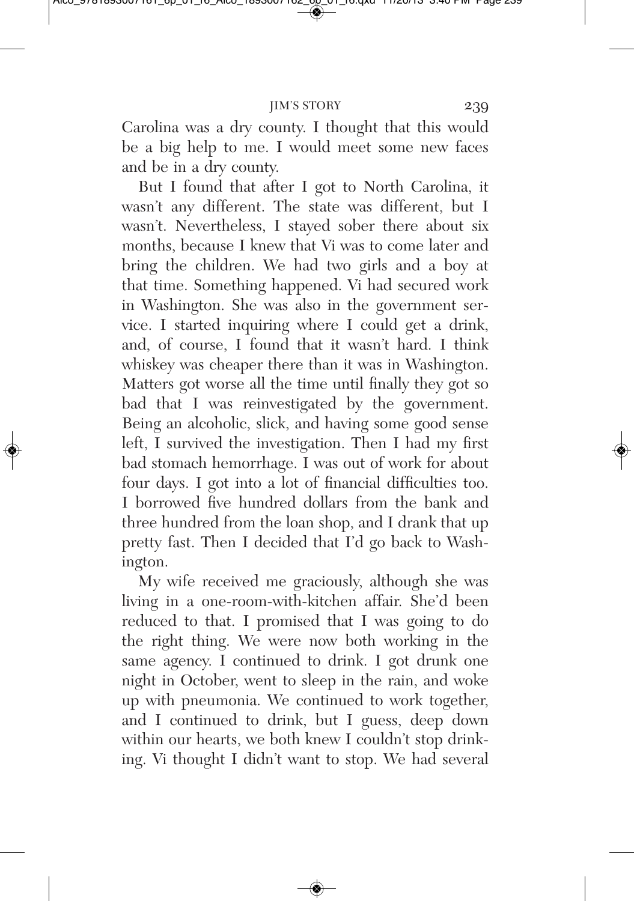Carolina was a dry county. I thought that this would be a big help to me. I would meet some new faces and be in a dry county.

But I found that after I got to North Carolina, it wasn't any different. The state was different, but I wasn't. Nevertheless, I stayed sober there about six months, because I knew that Vi was to come later and bring the children. We had two girls and a boy at that time. Something happened. Vi had secured work in Washington. She was also in the government service. I started inquiring where I could get a drink, and, of course, I found that it wasn't hard. I think whiskey was cheaper there than it was in Washington. Matters got worse all the time until finally they got so bad that I was reinvestigated by the government. Being an alcoholic, slick, and having some good sense left, I survived the investigation. Then I had my first bad stomach hemorrhage. I was out of work for about four days. I got into a lot of financial difficulties too. I borrowed five hundred dollars from the bank and three hundred from the loan shop, and I drank that up pretty fast. Then I decided that I'd go back to Washington.

My wife received me graciously, although she was living in a one-room-with-kitchen affair. She'd been reduced to that. I promised that I was going to do the right thing. We were now both working in the same agency. I continued to drink. I got drunk one night in October, went to sleep in the rain, and woke up with pneumonia. We continued to work together, and I continued to drink, but I guess, deep down within our hearts, we both knew I couldn't stop drinking. Vi thought I didn't want to stop. We had several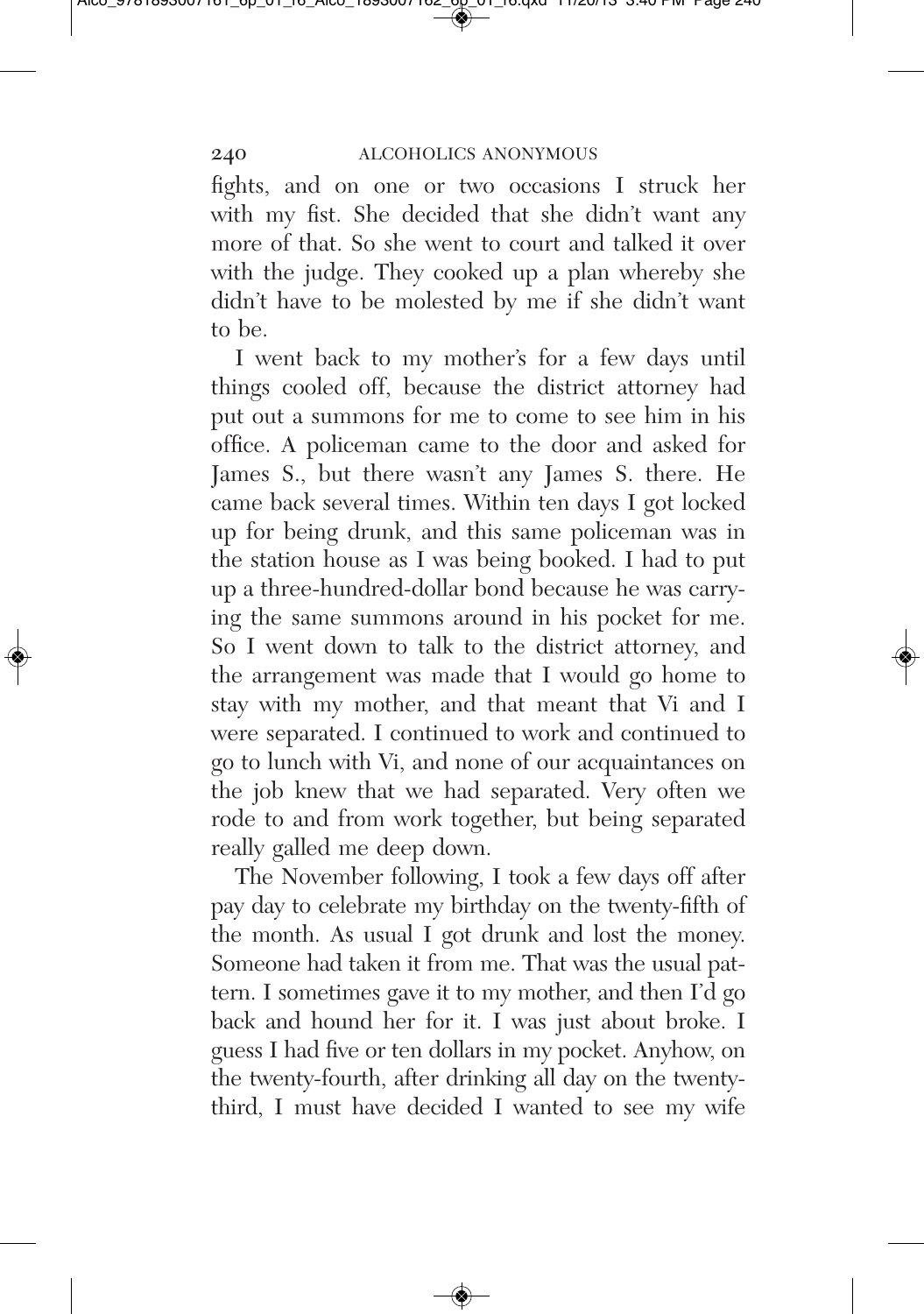fights, and on one or two occasions I struck her with my fist. She decided that she didn't want any more of that. So she went to court and talked it over with the judge. They cooked up a plan whereby she didn't have to be molested by me if she didn't want to be.

I went back to my mother's for a few days until things cooled off, because the district attorney had put out a summons for me to come to see him in his office. A policeman came to the door and asked for James S., but there wasn't any James S. there. He came back several times. Within ten days I got locked up for being drunk, and this same policeman was in the station house as I was being booked. I had to put up a three-hundred-dollar bond because he was carrying the same summons around in his pocket for me. So I went down to talk to the district attorney, and the arrangement was made that I would go home to stay with my mother, and that meant that Vi and I were separated. I continued to work and continued to go to lunch with Vi, and none of our acquaintances on the job knew that we had separated. Very often we rode to and from work together, but being separated really galled me deep down.

The November following, I took a few days off after pay day to celebrate my birthday on the twenty-fifth of the month. As usual I got drunk and lost the money. Someone had taken it from me. That was the usual pattern. I sometimes gave it to my mother, and then I'd go back and hound her for it. I was just about broke. I guess I had five or ten dollars in my pocket. Anyhow, on the twenty-fourth, after drinking all day on the twenty-third, I must have decided I wanted to see my wife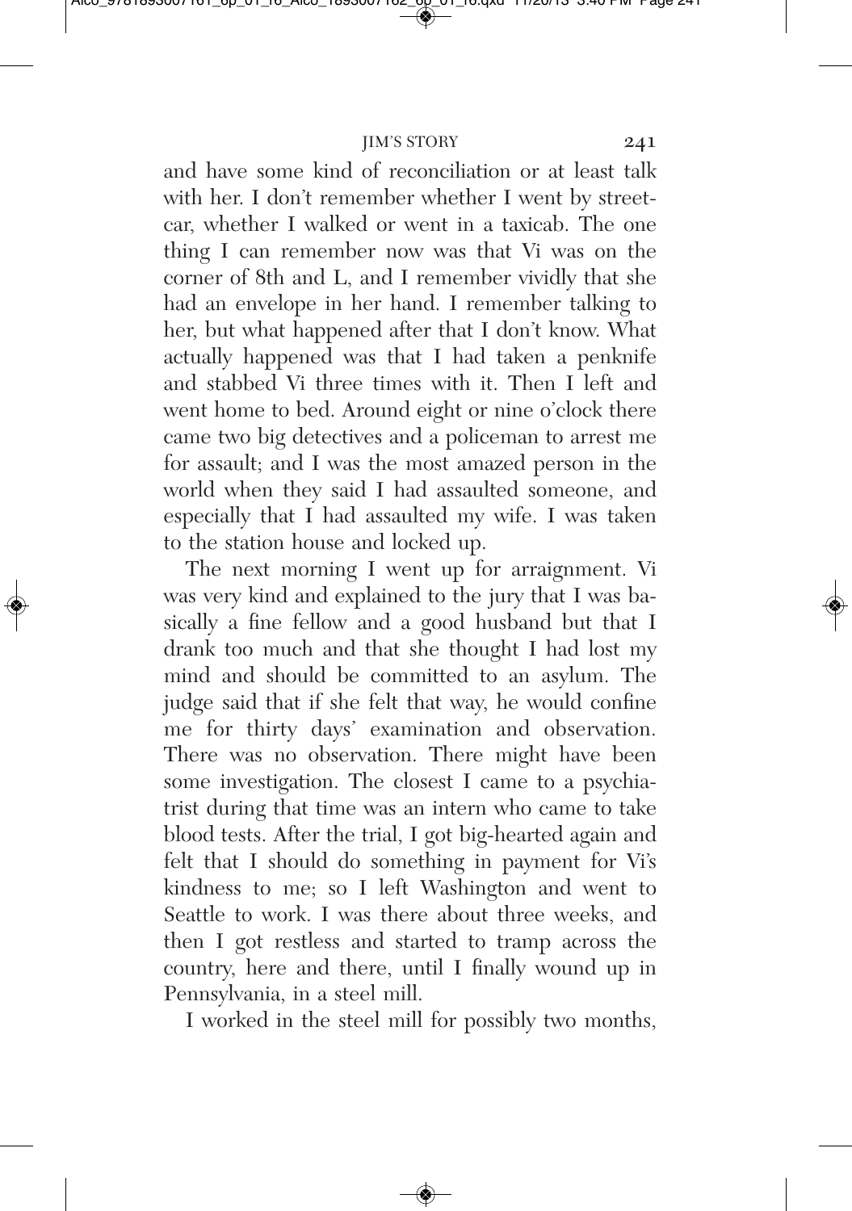and have some kind of reconciliation or at least talk with her. I don't remember whether I went by streetcar, whether I walked or went in a taxicab. The one thing I can remember now was that Vi was on the corner of 8th and L, and I remember vividly that she had an envelope in her hand. I remember talking to her, but what happened after that I don't know. What actually happened was that I had taken a penknife and stabbed Vi three times with it. Then I left and went home to bed. Around eight or nine o'clock there came two big detectives and a policeman to arrest me for assault; and I was the most amazed person in the world when they said I had assaulted someone, and especially that I had assaulted my wife. I was taken to the station house and locked up.

The next morning I went up for arraignment. Vi was very kind and explained to the jury that I was basically a fine fellow and a good husband but that I drank too much and that she thought I had lost my mind and should be committed to an asylum. The judge said that if she felt that way, he would confine me for thirty days' examination and observation. There was no observation. There might have been some investigation. The closest I came to a psychiatrist during that time was an intern who came to take blood tests. After the trial, I got big-hearted again and felt that I should do something in payment for Vi's kindness to me; so I left Washington and went to Seattle to work. I was there about three weeks, and then I got restless and started to tramp across the country, here and there, until I finally wound up in Pennsylvania, in a steel mill.

I worked in the steel mill for possibly two months,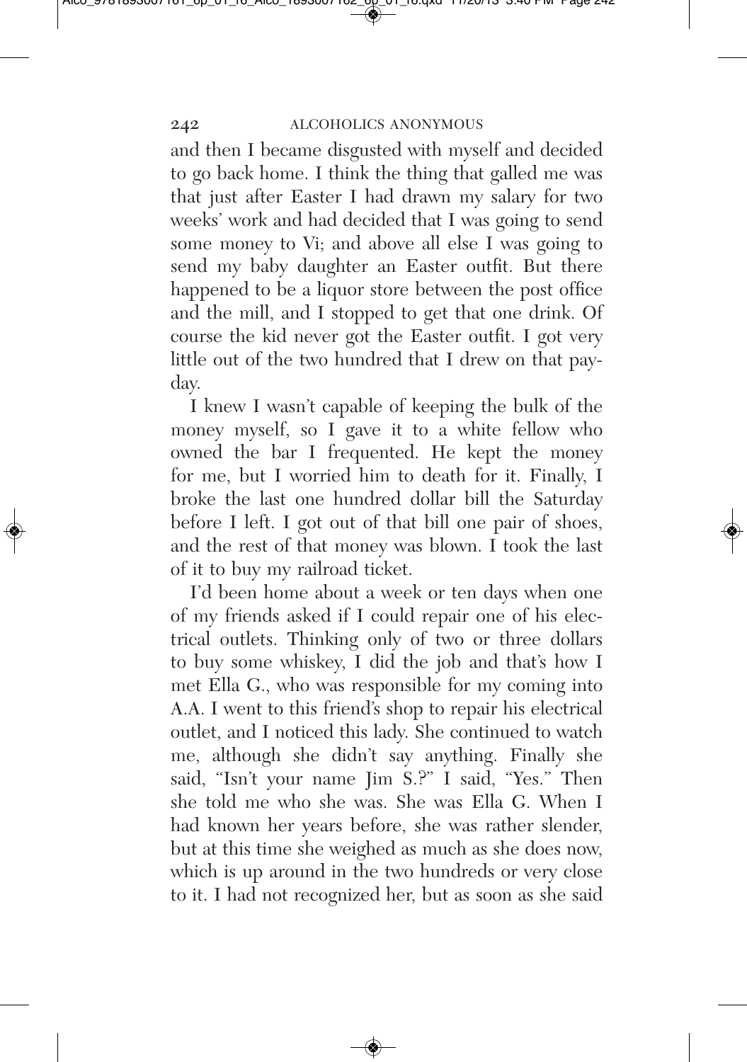and then I became disgusted with myself and decided to go back home. I think the thing that galled me was that just after Easter I had drawn my salary for two weeks' work and had decided that I was going to send some money to Vi; and above all else I was going to send my baby daughter an Easter outfit. But there happened to be a liquor store between the post office and the mill, and I stopped to get that one drink. Of course the kid never got the Easter outfit. I got very little out of the two hundred that I drew on that payday.

I knew I wasn't capable of keeping the bulk of the money myself, so I gave it to a white fellow who owned the bar I frequented. He kept the money for me, but I worried him to death for it. Finally, I broke the last one hundred dollar bill the Saturday before I left. I got out of that bill one pair of shoes, and the rest of that money was blown. I took the last of it to buy my railroad ticket.

I'd been home about a week or ten days when one of my friends asked if I could repair one of his electrical outlets. Thinking only of two or three dollars to buy some whiskey, I did the job and that's how I met Ella G., who was responsible for my coming into A.A. I went to this friend's shop to repair his electrical outlet, and I noticed this lady. She continued to watch me, although she didn't say anything. Finally she said, "Isn't your name Jim S.?" I said, "Yes." Then she told me who she was. She was Ella G. When I had known her years before, she was rather slender, but at this time she weighed as much as she does now, which is up around in the two hundreds or very close to it. I had not recognized her, but as soon as she said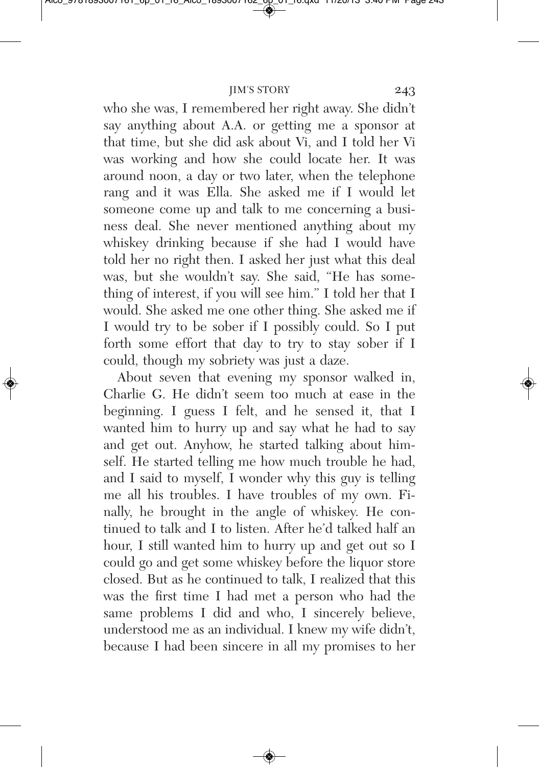who she was, I remembered her right away. She didn't say anything about A.A. or getting me a sponsor at that time, but she did ask about Vi, and I told her Vi was working and how she could locate her. It was around noon, a day or two later, when the telephone rang and it was Ella. She asked me if I would let someone come up and talk to me concerning a business deal. She never mentioned anything about my whiskey drinking because if she had I would have told her no right then. I asked her just what this deal was, but she wouldn't say. She said, "He has something of interest, if you will see him." I told her that I would. She asked me one other thing. She asked me if I would try to be sober if I possibly could. So I put forth some effort that day to try to stay sober if I could, though my sobriety was just a daze.

About seven that evening my sponsor walked in, Charlie G. He didn't seem too much at ease in the beginning. I guess I felt, and he sensed it, that I wanted him to hurry up and say what he had to say and get out. Anyhow, he started talking about himself. He started telling me how much trouble he had, and I said to myself, I wonder why this guy is telling me all his troubles. I have troubles of my own. Finally, he brought in the angle of whiskey. He continued to talk and I to listen. After he'd talked half an hour, I still wanted him to hurry up and get out so I could go and get some whiskey before the liquor store closed. But as he continued to talk, I realized that this was the first time I had met a person who had the same problems I did and who, I sincerely believe, understood me as an individual. I knew my wife didn't, because I had been sincere in all my promises to her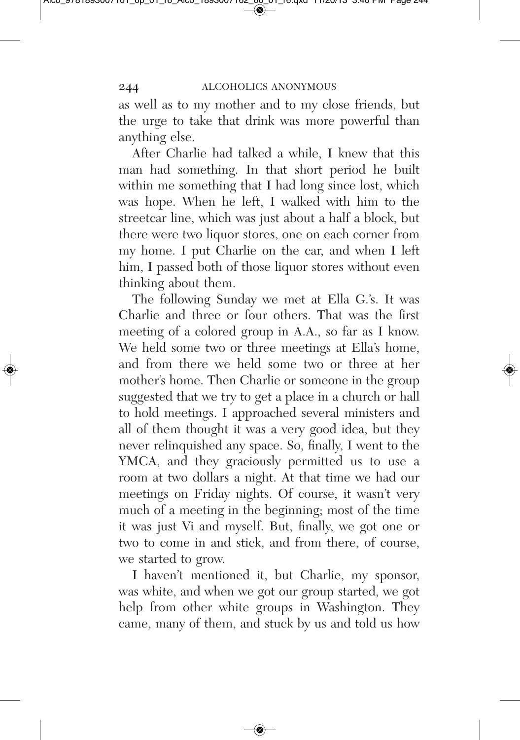as well as to my mother and to my close friends, but the urge to take that drink was more powerful than anything else.

After Charlie had talked a while, I knew that this man had something. In that short period he built within me something that I had long since lost, which was hope. When he left, I walked with him to the streetcar line, which was just about a half a block, but there were two liquor stores, one on each corner from my home. I put Charlie on the car, and when I left him, I passed both of those liquor stores without even thinking about them.

The following Sunday we met at Ella G.'s. It was Charlie and three or four others. That was the first meeting of a colored group in A.A., so far as I know. We held some two or three meetings at Ella's home, and from there we held some two or three at her mother's home. Then Charlie or someone in the group suggested that we try to get a place in a church or hall to hold meetings. I approached several ministers and all of them thought it was a very good idea, but they never relinquished any space. So, finally, I went to the YMCA, and they graciously permitted us to use a room at two dollars a night. At that time we had our meetings on Friday nights. Of course, it wasn't very much of a meeting in the beginning; most of the time it was just Vi and myself. But, finally, we got one or two to come in and stick, and from there, of course, we started to grow.

I haven't mentioned it, but Charlie, my sponsor, was white, and when we got our group started, we got help from other white groups in Washington. They came, many of them, and stuck by us and told us how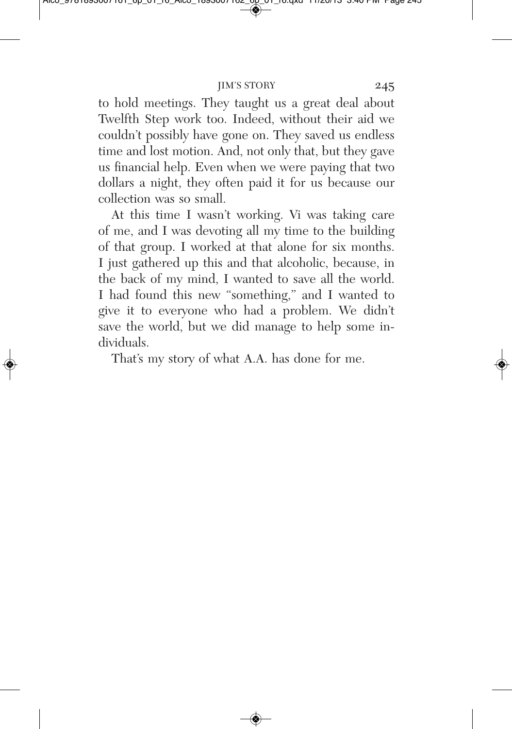to hold meetings. They taught us a great deal about Twelfth Step work too. Indeed, without their aid we couldn't possibly have gone on. They saved us endless time and lost motion. And, not only that, but they gave us financial help. Even when we were paying that two dollars a night, they often paid it for us because our collection was so small.

At this time I wasn't working. Vi was taking care of me, and I was devoting all my time to the building of that group. I worked at that alone for six months. I just gathered up this and that alcoholic, because, in the back of my mind, I wanted to save all the world. I had found this new "something," and I wanted to give it to everyone who had a problem. We didn't save the world, but we did manage to help some individuals.

That's my story of what A.A. has done for me.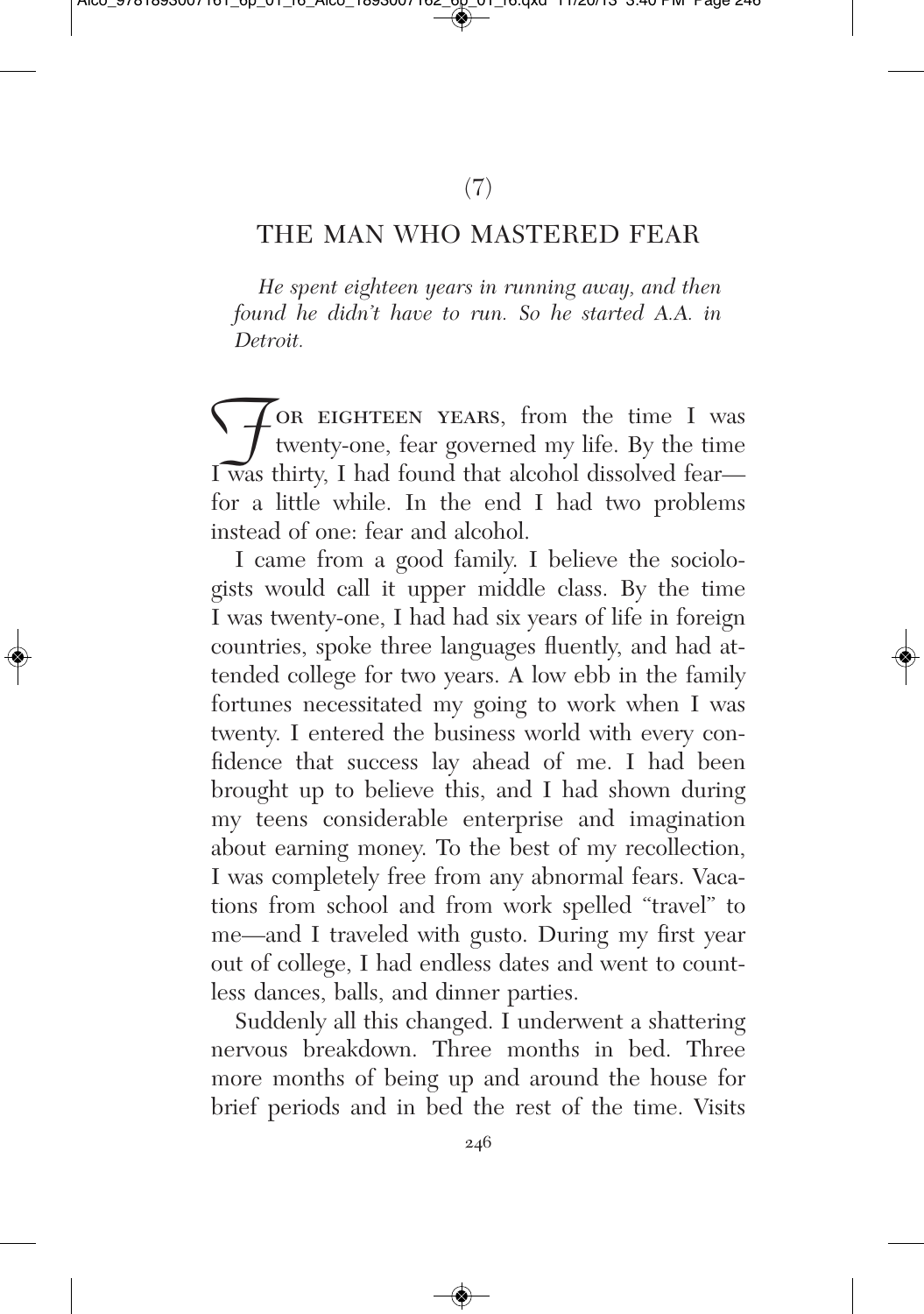(7)

## THE MAN WHO MASTERED FEAR

*He spent eighteen years in running away, and then found he didn't have to run. So he started A.A. in Detroit.*

FOR EIGHTEEN YEARS, from the time I was twenty-one, fear governed my life. By the time I was thirty, I had found that alcohol dissolved fear—for a little while. In the end I had two problems instead of one: fear and alcohol.

I came from a good family. I believe the sociologists would call it upper middle class. By the time I was twenty-one, I had had six years of life in foreign countries, spoke three languages fluently, and had attended college for two years. A low ebb in the family fortunes necessitated my going to work when I was twenty. I entered the business world with every confidence that success lay ahead of me. I had been brought up to believe this, and I had shown during my teens considerable enterprise and imagination about earning money. To the best of my recollection, I was completely free from any abnormal fears. Vacations from school and from work spelled "travel" to me—and I traveled with gusto. During my first year out of college, I had endless dates and went to countless dances, balls, and dinner parties.

Suddenly all this changed. I underwent a shattering nervous breakdown. Three months in bed. Three more months of being up and around the house for brief periods and in bed the rest of the time. Visits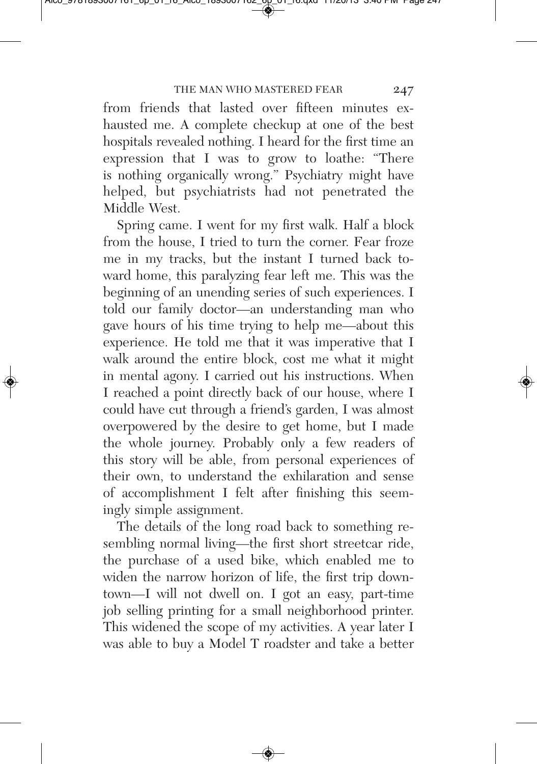from friends that lasted over fifteen minutes exhausted me. A complete checkup at one of the best hospitals revealed nothing. I heard for the first time an expression that I was to grow to loathe: "There is nothing organically wrong." Psychiatry might have helped, but psychiatrists had not penetrated the Middle West.

Spring came. I went for my first walk. Half a block from the house, I tried to turn the corner. Fear froze me in my tracks, but the instant I turned back toward home, this paralyzing fear left me. This was the beginning of an unending series of such experiences. I told our family doctor—an understanding man who gave hours of his time trying to help me—about this experience. He told me that it was imperative that I walk around the entire block, cost me what it might in mental agony. I carried out his instructions. When I reached a point directly back of our house, where I could have cut through a friend's garden, I was almost overpowered by the desire to get home, but I made the whole journey. Probably only a few readers of this story will be able, from personal experiences of their own, to understand the exhilaration and sense of accomplishment I felt after finishing this seemingly simple assignment.

The details of the long road back to something resembling normal living—the first short streetcar ride, the purchase of a used bike, which enabled me to widen the narrow horizon of life, the first trip downtown—I will not dwell on. I got an easy, part-time job selling printing for a small neighborhood printer. This widened the scope of my activities. A year later I was able to buy a Model T roadster and take a better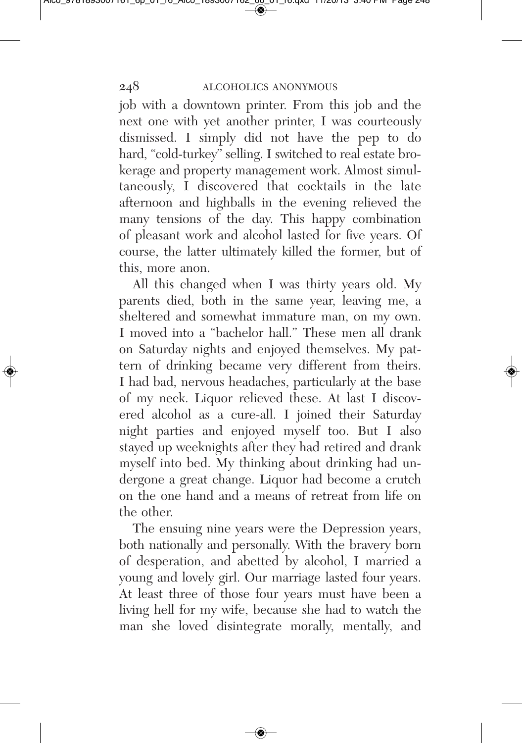job with a downtown printer. From this job and the next one with yet another printer, I was courteously dismissed. I simply did not have the pep to do hard, "cold-turkey" selling. I switched to real estate brokerage and property management work. Almost simultaneously, I discovered that cocktails in the late afternoon and highballs in the evening relieved the many tensions of the day. This happy combination of pleasant work and alcohol lasted for five years. Of course, the latter ultimately killed the former, but of this, more anon.

All this changed when I was thirty years old. My parents died, both in the same year, leaving me, a sheltered and somewhat immature man, on my own. I moved into a "bachelor hall." These men all drank on Saturday nights and enjoyed themselves. My pattern of drinking became very different from theirs. I had bad, nervous headaches, particularly at the base of my neck. Liquor relieved these. At last I discovered alcohol as a cure-all. I joined their Saturday night parties and enjoyed myself too. But I also stayed up weeknights after they had retired and drank myself into bed. My thinking about drinking had undergone a great change. Liquor had become a crutch on the one hand and a means of retreat from life on the other.

The ensuing nine years were the Depression years, both nationally and personally. With the bravery born of desperation, and abetted by alcohol, I married a young and lovely girl. Our marriage lasted four years. At least three of those four years must have been a living hell for my wife, because she had to watch the man she loved disintegrate morally, mentally, and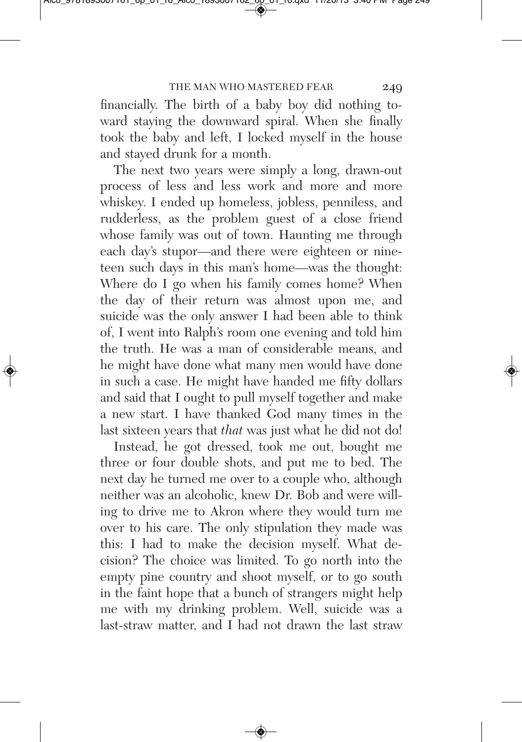financially. The birth of a baby boy did nothing toward staying the downward spiral. When she finally took the baby and left, I locked myself in the house and stayed drunk for a month.

The next two years were simply a long, drawn-out process of less and less work and more and more whiskey. I ended up homeless, jobless, penniless, and rudderless, as the problem guest of a close friend whose family was out of town. Haunting me through each day's stupor—and there were eighteen or nineteen such days in this man's home—was the thought: Where do I go when his family comes home? When the day of their return was almost upon me, and suicide was the only answer I had been able to think of, I went into Ralph's room one evening and told him the truth. He was a man of considerable means, and he might have done what many men would have done in such a case. He might have handed me fifty dollars and said that I ought to pull myself together and make a new start. I have thanked God many times in the last sixteen years that *that* was just what he did not do!

Instead, he got dressed, took me out, bought me three or four double shots, and put me to bed. The next day he turned me over to a couple who, although neither was an alcoholic, knew Dr. Bob and were willing to drive me to Akron where they would turn me over to his care. The only stipulation they made was this: I had to make the decision myself. What decision? The choice was limited. To go north into the empty pine country and shoot myself, or to go south in the faint hope that a bunch of strangers might help me with my drinking problem. Well, suicide was a last-straw matter, and I had not drawn the last straw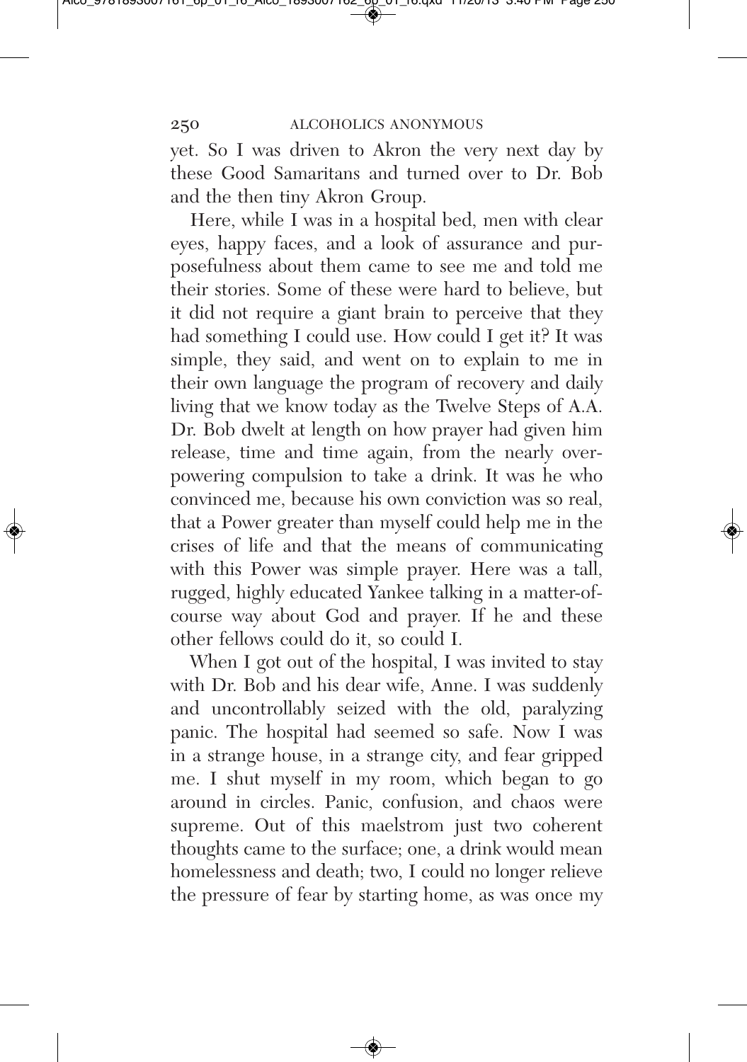yet. So I was driven to Akron the very next day by these Good Samaritans and turned over to Dr. Bob and the then tiny Akron Group.

Here, while I was in a hospital bed, men with clear eyes, happy faces, and a look of assurance and purposefulness about them came to see me and told me their stories. Some of these were hard to believe, but it did not require a giant brain to perceive that they had something I could use. How could I get it? It was simple, they said, and went on to explain to me in their own language the program of recovery and daily living that we know today as the Twelve Steps of A.A. Dr. Bob dwelt at length on how prayer had given him release, time and time again, from the nearly overpowering compulsion to take a drink. It was he who convinced me, because his own conviction was so real, that a Power greater than myself could help me in the crises of life and that the means of communicating with this Power was simple prayer. Here was a tall, rugged, highly educated Yankee talking in a matter-of-course way about God and prayer. If he and these other fellows could do it, so could I.

When I got out of the hospital, I was invited to stay with Dr. Bob and his dear wife, Anne. I was suddenly and uncontrollably seized with the old, paralyzing panic. The hospital had seemed so safe. Now I was in a strange house, in a strange city, and fear gripped me. I shut myself in my room, which began to go around in circles. Panic, confusion, and chaos were supreme. Out of this maelstrom just two coherent thoughts came to the surface; one, a drink would mean homelessness and death; two, I could no longer relieve the pressure of fear by starting home, as was once my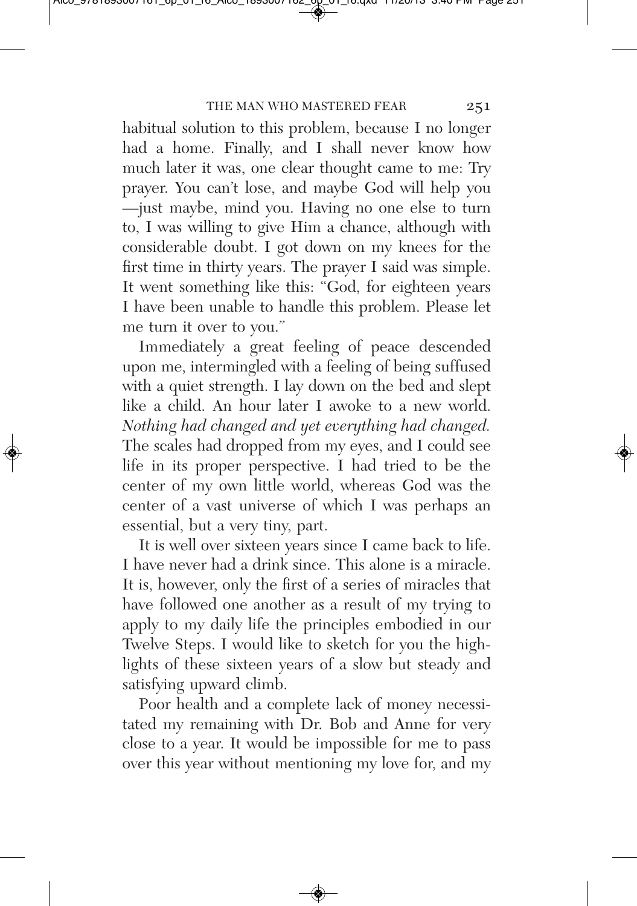habitual solution to this problem, because I no longer had a home. Finally, and I shall never know how much later it was, one clear thought came to me: Try prayer. You can't lose, and maybe God will help you —just maybe, mind you. Having no one else to turn to, I was willing to give Him a chance, although with considerable doubt. I got down on my knees for the first time in thirty years. The prayer I said was simple. It went something like this: "God, for eighteen years I have been unable to handle this problem. Please let me turn it over to you."

Immediately a great feeling of peace descended upon me, intermingled with a feeling of being suffused with a quiet strength. I lay down on the bed and slept like a child. An hour later I awoke to a new world. *Nothing had changed and yet everything had changed.* The scales had dropped from my eyes, and I could see life in its proper perspective. I had tried to be the center of my own little world, whereas God was the center of a vast universe of which I was perhaps an essential, but a very tiny, part.

It is well over sixteen years since I came back to life. I have never had a drink since. This alone is a miracle. It is, however, only the first of a series of miracles that have followed one another as a result of my trying to apply to my daily life the principles embodied in our Twelve Steps. I would like to sketch for you the highlights of these sixteen years of a slow but steady and satisfying upward climb.

Poor health and a complete lack of money necessitated my remaining with Dr. Bob and Anne for very close to a year. It would be impossible for me to pass over this year without mentioning my love for, and my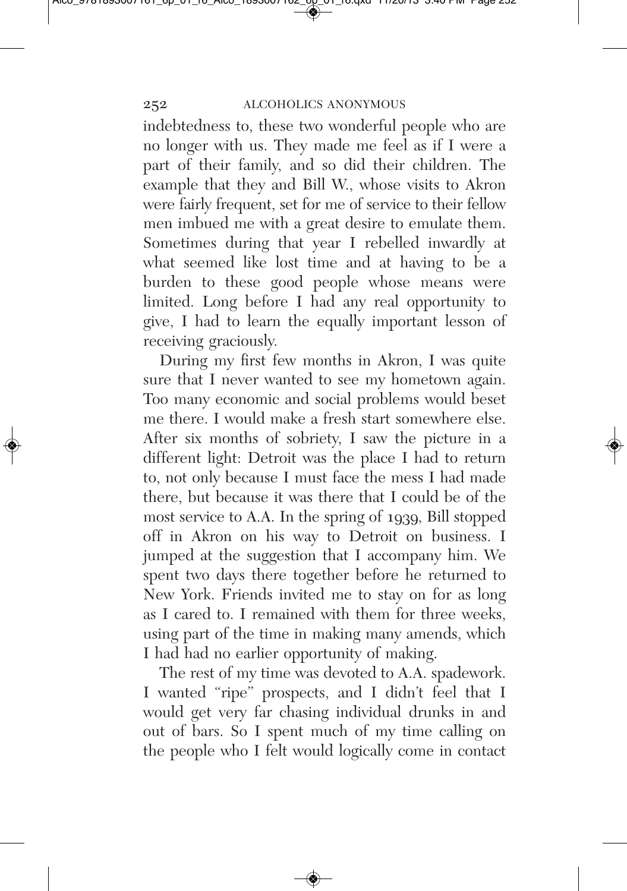indebtedness to, these two wonderful people who are no longer with us. They made me feel as if I were a part of their family, and so did their children. The example that they and Bill W., whose visits to Akron were fairly frequent, set for me of service to their fellow men imbued me with a great desire to emulate them. Sometimes during that year I rebelled inwardly at what seemed like lost time and at having to be a burden to these good people whose means were limited. Long before I had any real opportunity to give, I had to learn the equally important lesson of receiving graciously.

During my first few months in Akron, I was quite sure that I never wanted to see my hometown again. Too many economic and social problems would beset me there. I would make a fresh start somewhere else. After six months of sobriety, I saw the picture in a different light: Detroit was the place I had to return to, not only because I must face the mess I had made there, but because it was there that I could be of the most service to A.A. In the spring of 1939, Bill stopped off in Akron on his way to Detroit on business. I jumped at the suggestion that I accompany him. We spent two days there together before he returned to New York. Friends invited me to stay on for as long as I cared to. I remained with them for three weeks, using part of the time in making many amends, which I had had no earlier opportunity of making.

The rest of my time was devoted to A.A. spadework. I wanted "ripe" prospects, and I didn't feel that I would get very far chasing individual drunks in and out of bars. So I spent much of my time calling on the people who I felt would logically come in contact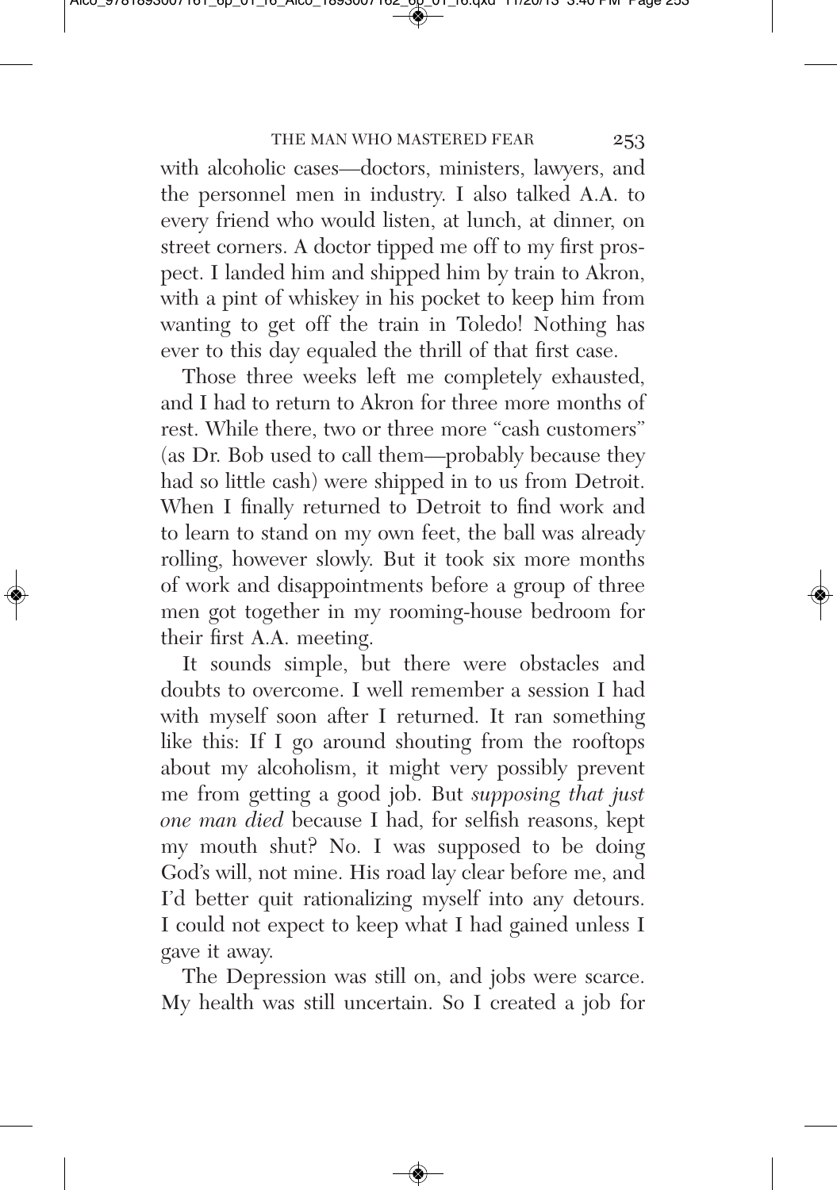with alcoholic cases—doctors, ministers, lawyers, and the personnel men in industry. I also talked A.A. to every friend who would listen, at lunch, at dinner, on street corners. A doctor tipped me off to my first prospect. I landed him and shipped him by train to Akron, with a pint of whiskey in his pocket to keep him from wanting to get off the train in Toledo! Nothing has ever to this day equaled the thrill of that first case.

Those three weeks left me completely exhausted, and I had to return to Akron for three more months of rest. While there, two or three more "cash customers" (as Dr. Bob used to call them—probably because they had so little cash) were shipped in to us from Detroit. When I finally returned to Detroit to find work and to learn to stand on my own feet, the ball was already rolling, however slowly. But it took six more months of work and disappointments before a group of three men got together in my rooming-house bedroom for their first A.A. meeting.

It sounds simple, but there were obstacles and doubts to overcome. I well remember a session I had with myself soon after I returned. It ran something like this: If I go around shouting from the rooftops about my alcoholism, it might very possibly prevent me from getting a good job. But *supposing that just one man died* because I had, for selfish reasons, kept my mouth shut? No. I was supposed to be doing God's will, not mine. His road lay clear before me, and I'd better quit rationalizing myself into any detours. I could not expect to keep what I had gained unless I gave it away.

The Depression was still on, and jobs were scarce. My health was still uncertain. So I created a job for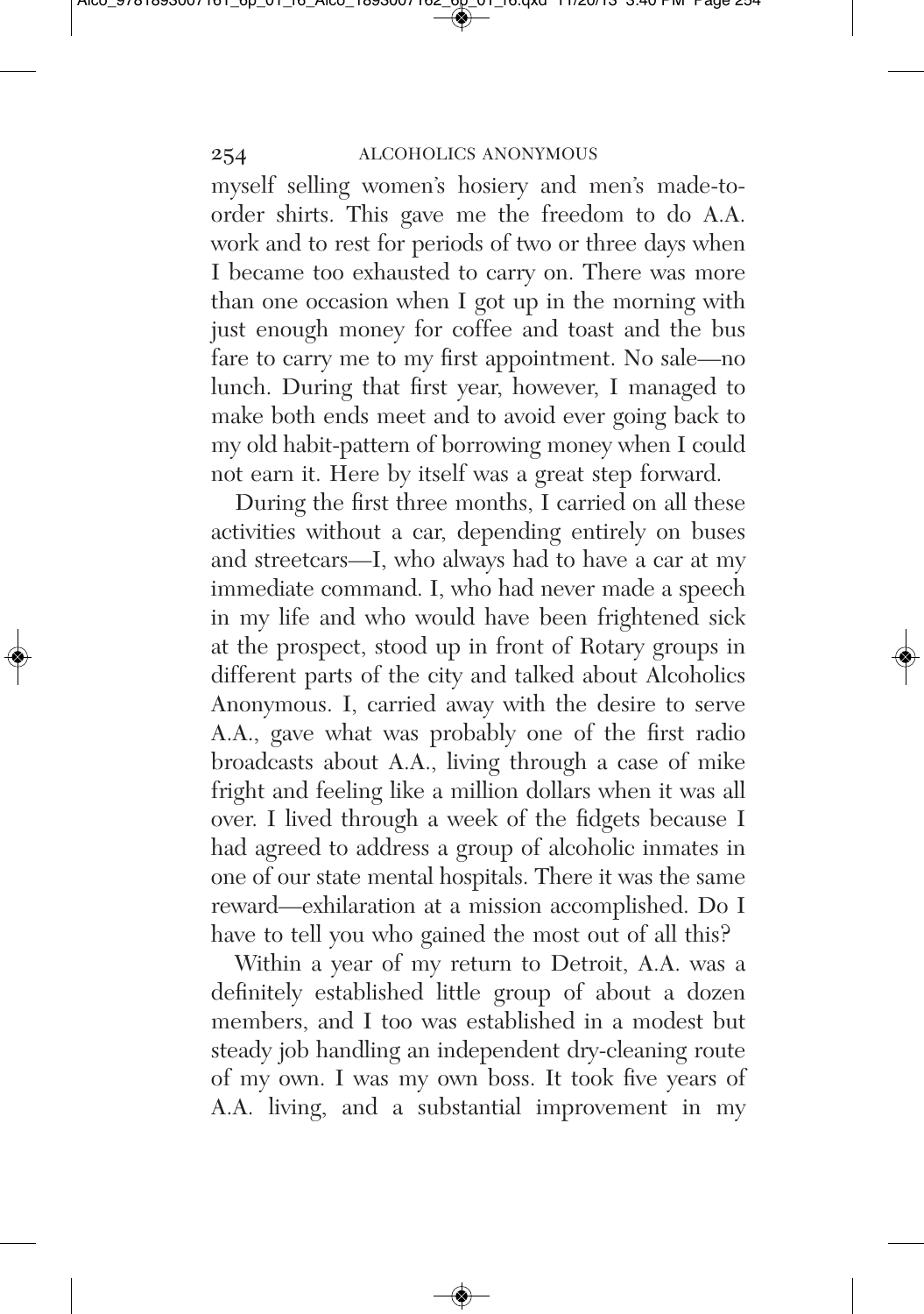myself selling women's hosiery and men's made-to-order shirts. This gave me the freedom to do A.A. work and to rest for periods of two or three days when I became too exhausted to carry on. There was more than one occasion when I got up in the morning with just enough money for coffee and toast and the bus fare to carry me to my first appointment. No sale—no lunch. During that first year, however, I managed to make both ends meet and to avoid ever going back to my old habit-pattern of borrowing money when I could not earn it. Here by itself was a great step forward.

During the first three months, I carried on all these activities without a car, depending entirely on buses and streetcars—I, who always had to have a car at my immediate command. I, who had never made a speech in my life and who would have been frightened sick at the prospect, stood up in front of Rotary groups in different parts of the city and talked about Alcoholics Anonymous. I, carried away with the desire to serve A.A., gave what was probably one of the first radio broadcasts about A.A., living through a case of mike fright and feeling like a million dollars when it was all over. I lived through a week of the fidgets because I had agreed to address a group of alcoholic inmates in one of our state mental hospitals. There it was the same reward—exhilaration at a mission accomplished. Do I have to tell you who gained the most out of all this?

Within a year of my return to Detroit, A.A. was a definitely established little group of about a dozen members, and I too was established in a modest but steady job handling an independent dry-cleaning route of my own. I was my own boss. It took five years of A.A. living, and a substantial improvement in my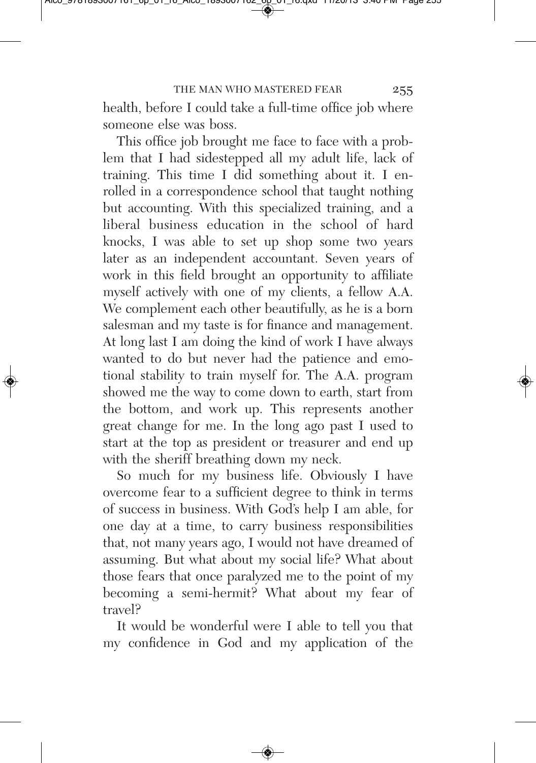health, before I could take a full-time office job where someone else was boss.

This office job brought me face to face with a problem that I had sidestepped all my adult life, lack of training. This time I did something about it. I enrolled in a correspondence school that taught nothing but accounting. With this specialized training, and a liberal business education in the school of hard knocks, I was able to set up shop some two years later as an independent accountant. Seven years of work in this field brought an opportunity to affiliate myself actively with one of my clients, a fellow A.A. We complement each other beautifully, as he is a born salesman and my taste is for finance and management. At long last I am doing the kind of work I have always wanted to do but never had the patience and emotional stability to train myself for. The A.A. program showed me the way to come down to earth, start from the bottom, and work up. This represents another great change for me. In the long ago past I used to start at the top as president or treasurer and end up with the sheriff breathing down my neck.

So much for my business life. Obviously I have overcome fear to a sufficient degree to think in terms of success in business. With God's help I am able, for one day at a time, to carry business responsibilities that, not many years ago, I would not have dreamed of assuming. But what about my social life? What about those fears that once paralyzed me to the point of my becoming a semi-hermit? What about my fear of travel?

It would be wonderful were I able to tell you that my confidence in God and my application of the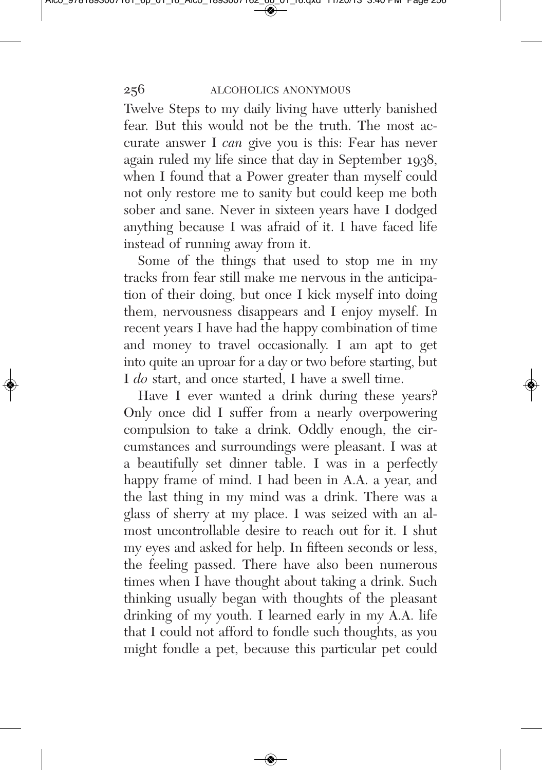Twelve Steps to my daily living have utterly banished fear. But this would not be the truth. The most accurate answer I *can* give you is this: Fear has never again ruled my life since that day in September 1938, when I found that a Power greater than myself could not only restore me to sanity but could keep me both sober and sane. Never in sixteen years have I dodged anything because I was afraid of it. I have faced life instead of running away from it.

Some of the things that used to stop me in my tracks from fear still make me nervous in the anticipation of their doing, but once I kick myself into doing them, nervousness disappears and I enjoy myself. In recent years I have had the happy combination of time and money to travel occasionally. I am apt to get into quite an uproar for a day or two before starting, but I *do* start, and once started, I have a swell time.

Have I ever wanted a drink during these years? Only once did I suffer from a nearly overpowering compulsion to take a drink. Oddly enough, the circumstances and surroundings were pleasant. I was at a beautifully set dinner table. I was in a perfectly happy frame of mind. I had been in A.A. a year, and the last thing in my mind was a drink. There was a glass of sherry at my place. I was seized with an almost uncontrollable desire to reach out for it. I shut my eyes and asked for help. In fifteen seconds or less, the feeling passed. There have also been numerous times when I have thought about taking a drink. Such thinking usually began with thoughts of the pleasant drinking of my youth. I learned early in my A.A. life that I could not afford to fondle such thoughts, as you might fondle a pet, because this particular pet could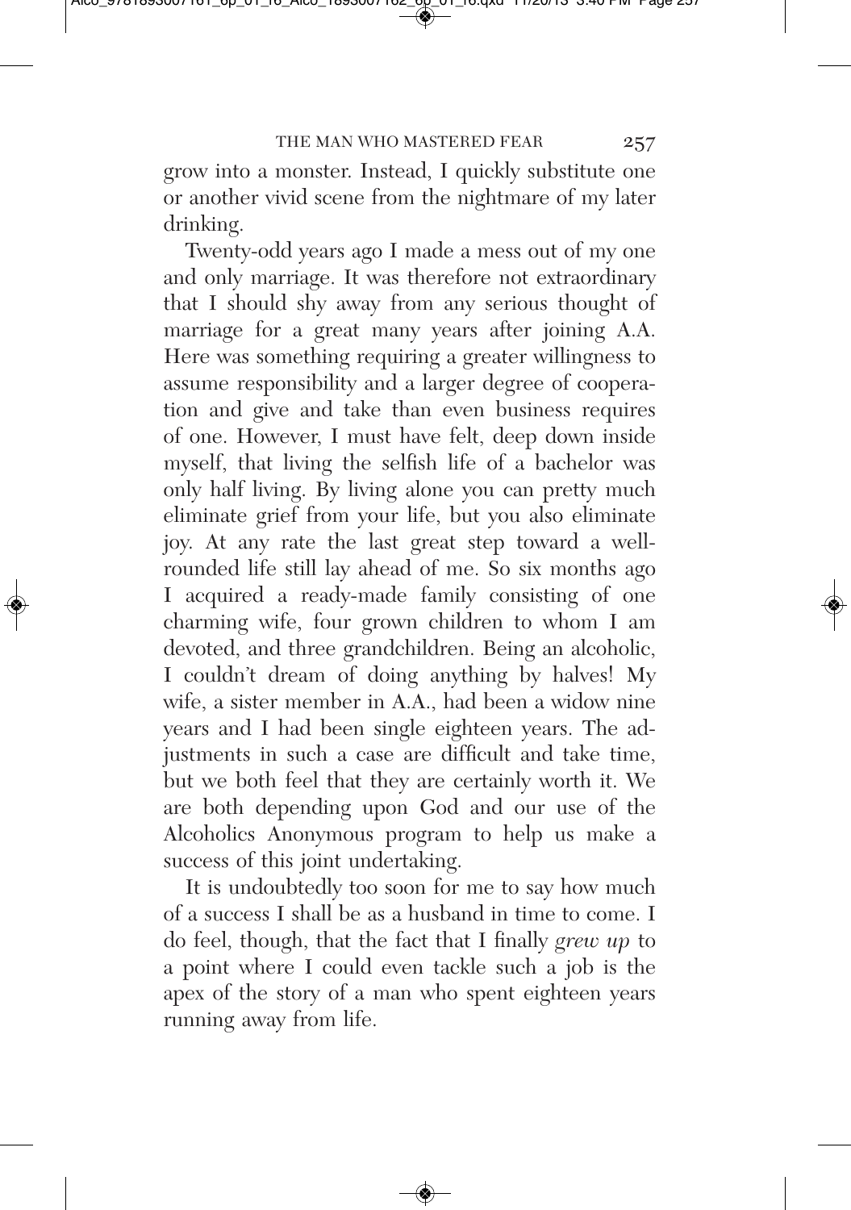grow into a monster. Instead, I quickly substitute one or another vivid scene from the nightmare of my later drinking.

Twenty-odd years ago I made a mess out of my one and only marriage. It was therefore not extraordinary that I should shy away from any serious thought of marriage for a great many years after joining A.A. Here was something requiring a greater willingness to assume responsibility and a larger degree of cooperation and give and take than even business requires of one. However, I must have felt, deep down inside myself, that living the selfish life of a bachelor was only half living. By living alone you can pretty much eliminate grief from your life, but you also eliminate joy. At any rate the last great step toward a well-rounded life still lay ahead of me. So six months ago I acquired a ready-made family consisting of one charming wife, four grown children to whom I am devoted, and three grandchildren. Being an alcoholic, I couldn't dream of doing anything by halves! My wife, a sister member in A.A., had been a widow nine years and I had been single eighteen years. The adjustments in such a case are difficult and take time, but we both feel that they are certainly worth it. We are both depending upon God and our use of the Alcoholics Anonymous program to help us make a success of this joint undertaking.

It is undoubtedly too soon for me to say how much of a success I shall be as a husband in time to come. I do feel, though, that the fact that I finally *grew up* to a point where I could even tackle such a job is the apex of the story of a man who spent eighteen years running away from life.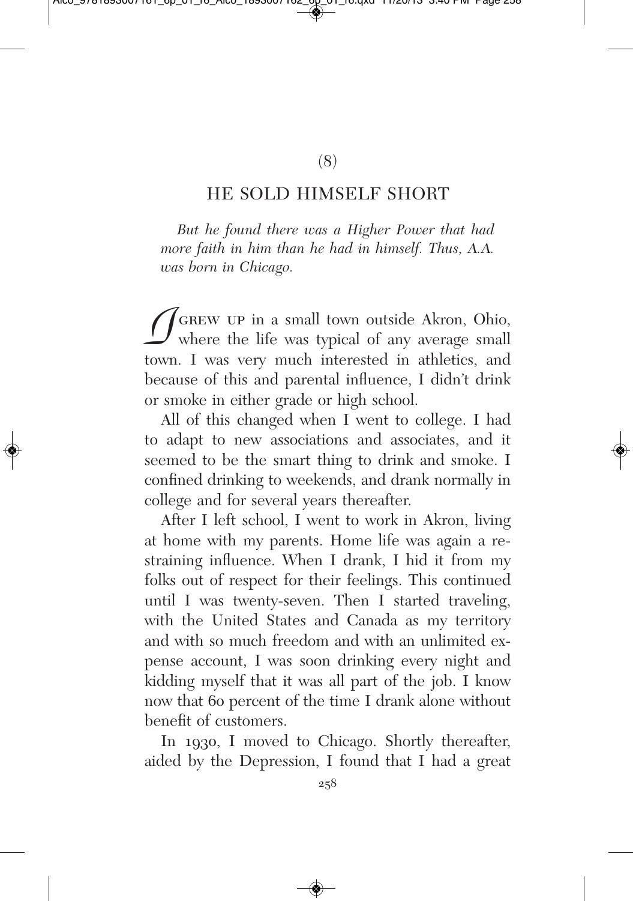(8)

## HE SOLD HIMSELF SHORT

*But he found there was a Higher Power that had more faith in him than he had in himself. Thus, A.A. was born in Chicago.*

I GREW UP in a small town outside Akron, Ohio, where the life was typical of any average small town. I was very much interested in athletics, and because of this and parental influence, I didn't drink or smoke in either grade or high school.

All of this changed when I went to college. I had to adapt to new associations and associates, and it seemed to be the smart thing to drink and smoke. I confined drinking to weekends, and drank normally in college and for several years thereafter.

After I left school, I went to work in Akron, living at home with my parents. Home life was again a restraining influence. When I drank, I hid it from my folks out of respect for their feelings. This continued until I was twenty-seven. Then I started traveling, with the United States and Canada as my territory and with so much freedom and with an unlimited expense account, I was soon drinking every night and kidding myself that it was all part of the job. I know now that 60 percent of the time I drank alone without benefit of customers.

In 1930, I moved to Chicago. Shortly thereafter, aided by the Depression, I found that I had a great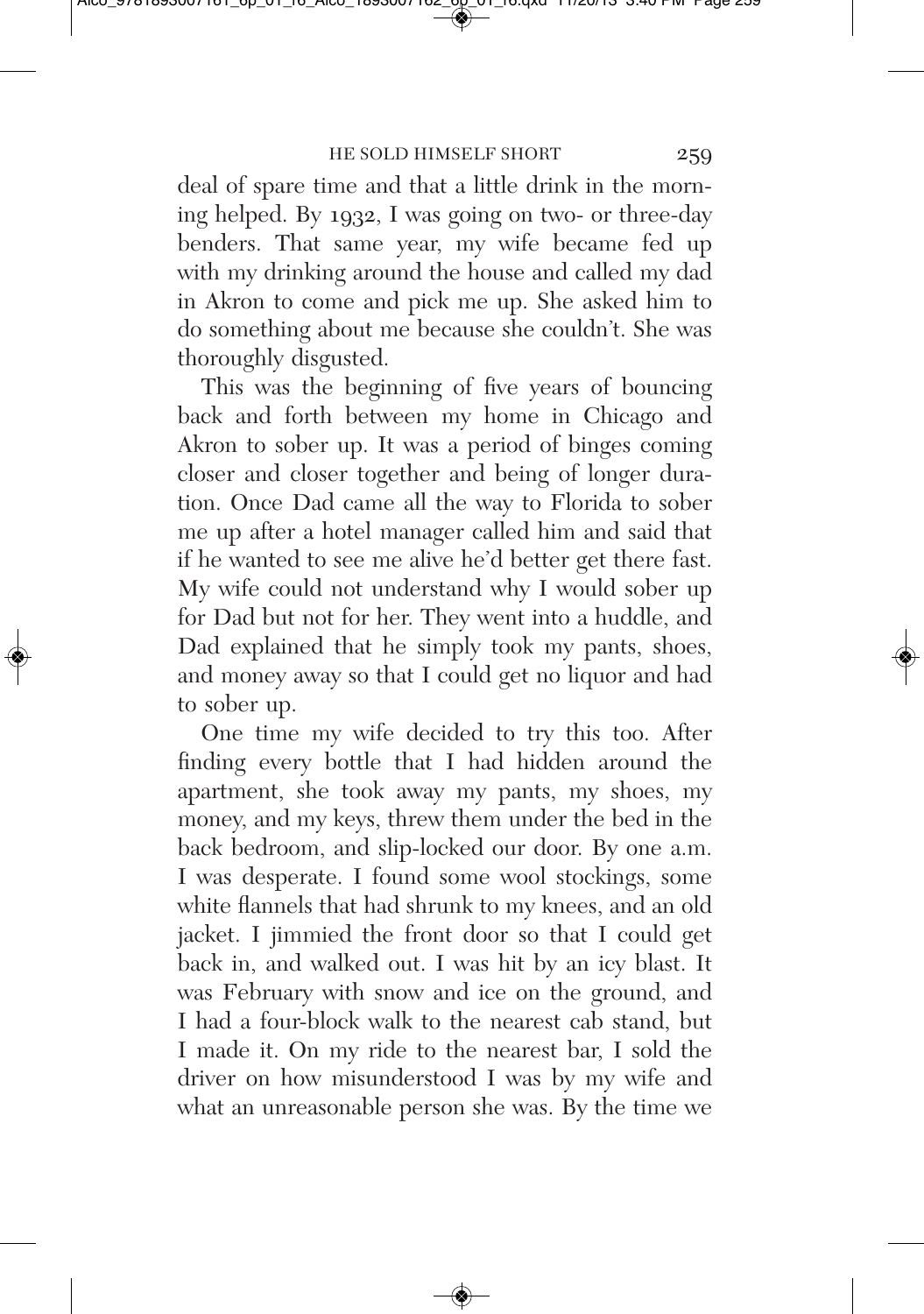deal of spare time and that a little drink in the morning helped. By 1932, I was going on two- or three-day benders. That same year, my wife became fed up with my drinking around the house and called my dad in Akron to come and pick me up. She asked him to do something about me because she couldn't. She was thoroughly disgusted.

This was the beginning of five years of bouncing back and forth between my home in Chicago and Akron to sober up. It was a period of binges coming closer and closer together and being of longer duration. Once Dad came all the way to Florida to sober me up after a hotel manager called him and said that if he wanted to see me alive he'd better get there fast. My wife could not understand why I would sober up for Dad but not for her. They went into a huddle, and Dad explained that he simply took my pants, shoes, and money away so that I could get no liquor and had to sober up.

One time my wife decided to try this too. After finding every bottle that I had hidden around the apartment, she took away my pants, my shoes, my money, and my keys, threw them under the bed in the back bedroom, and slip-locked our door. By one a.m. I was desperate. I found some wool stockings, some white flannels that had shrunk to my knees, and an old jacket. I jimmied the front door so that I could get back in, and walked out. I was hit by an icy blast. It was February with snow and ice on the ground, and I had a four-block walk to the nearest cab stand, but I made it. On my ride to the nearest bar, I sold the driver on how misunderstood I was by my wife and what an unreasonable person she was. By the time we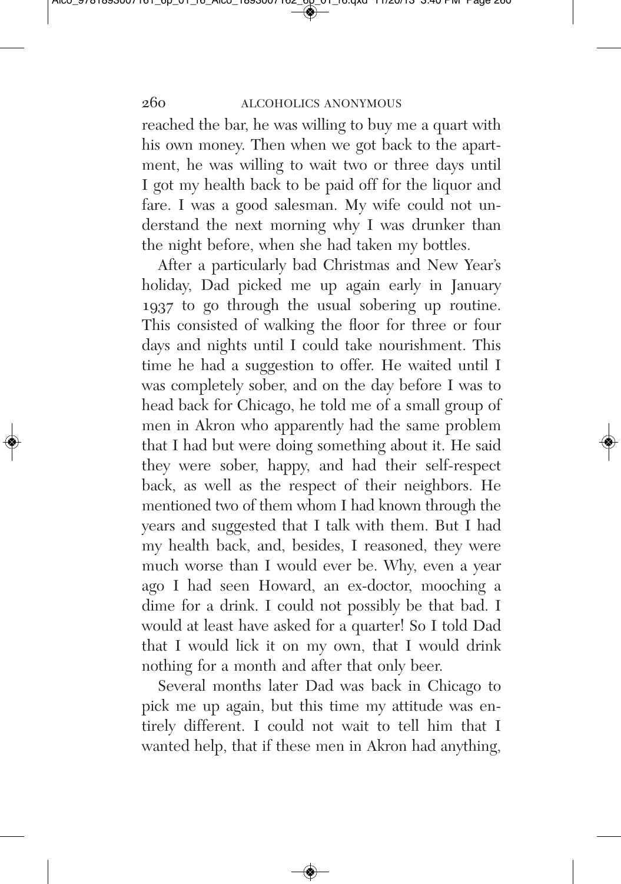reached the bar, he was willing to buy me a quart with his own money. Then when we got back to the apartment, he was willing to wait two or three days until I got my health back to be paid off for the liquor and fare. I was a good salesman. My wife could not understand the next morning why I was drunker than the night before, when she had taken my bottles.

After a particularly bad Christmas and New Year's holiday, Dad picked me up again early in January 1937 to go through the usual sobering up routine. This consisted of walking the floor for three or four days and nights until I could take nourishment. This time he had a suggestion to offer. He waited until I was completely sober, and on the day before I was to head back for Chicago, he told me of a small group of men in Akron who apparently had the same problem that I had but were doing something about it. He said they were sober, happy, and had their self-respect back, as well as the respect of their neighbors. He mentioned two of them whom I had known through the years and suggested that I talk with them. But I had my health back, and, besides, I reasoned, they were much worse than I would ever be. Why, even a year ago I had seen Howard, an ex-doctor, mooching a dime for a drink. I could not possibly be that bad. I would at least have asked for a quarter! So I told Dad that I would lick it on my own, that I would drink nothing for a month and after that only beer.

Several months later Dad was back in Chicago to pick me up again, but this time my attitude was entirely different. I could not wait to tell him that I wanted help, that if these men in Akron had anything,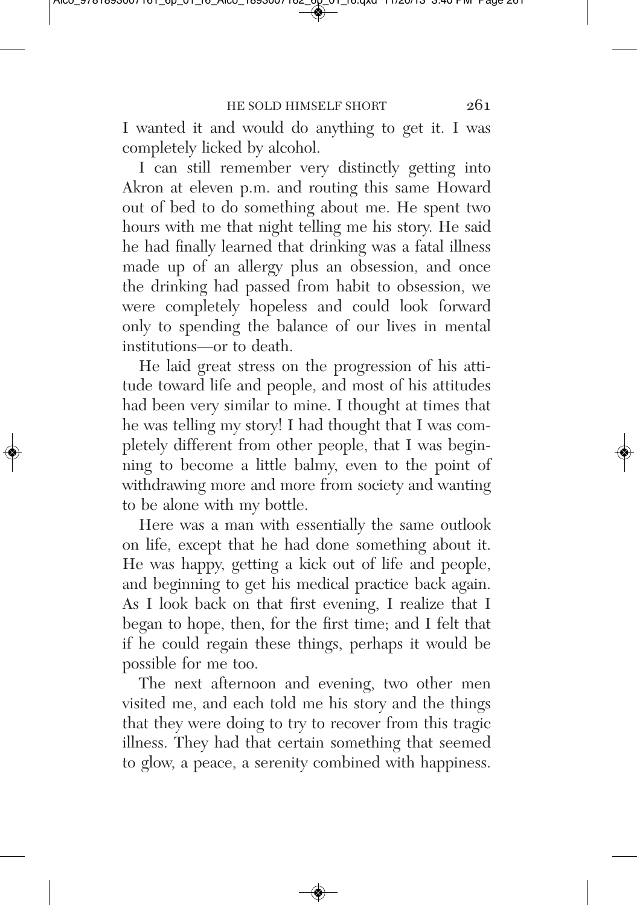I wanted it and would do anything to get it. I was completely licked by alcohol.

I can still remember very distinctly getting into Akron at eleven p.m. and routing this same Howard out of bed to do something about me. He spent two hours with me that night telling me his story. He said he had finally learned that drinking was a fatal illness made up of an allergy plus an obsession, and once the drinking had passed from habit to obsession, we were completely hopeless and could look forward only to spending the balance of our lives in mental institutions—or to death.

He laid great stress on the progression of his attitude toward life and people, and most of his attitudes had been very similar to mine. I thought at times that he was telling my story! I had thought that I was completely different from other people, that I was beginning to become a little balmy, even to the point of withdrawing more and more from society and wanting to be alone with my bottle.

Here was a man with essentially the same outlook on life, except that he had done something about it. He was happy, getting a kick out of life and people, and beginning to get his medical practice back again. As I look back on that first evening, I realize that I began to hope, then, for the first time; and I felt that if he could regain these things, perhaps it would be possible for me too.

The next afternoon and evening, two other men visited me, and each told me his story and the things that they were doing to try to recover from this tragic illness. They had that certain something that seemed to glow, a peace, a serenity combined with happiness.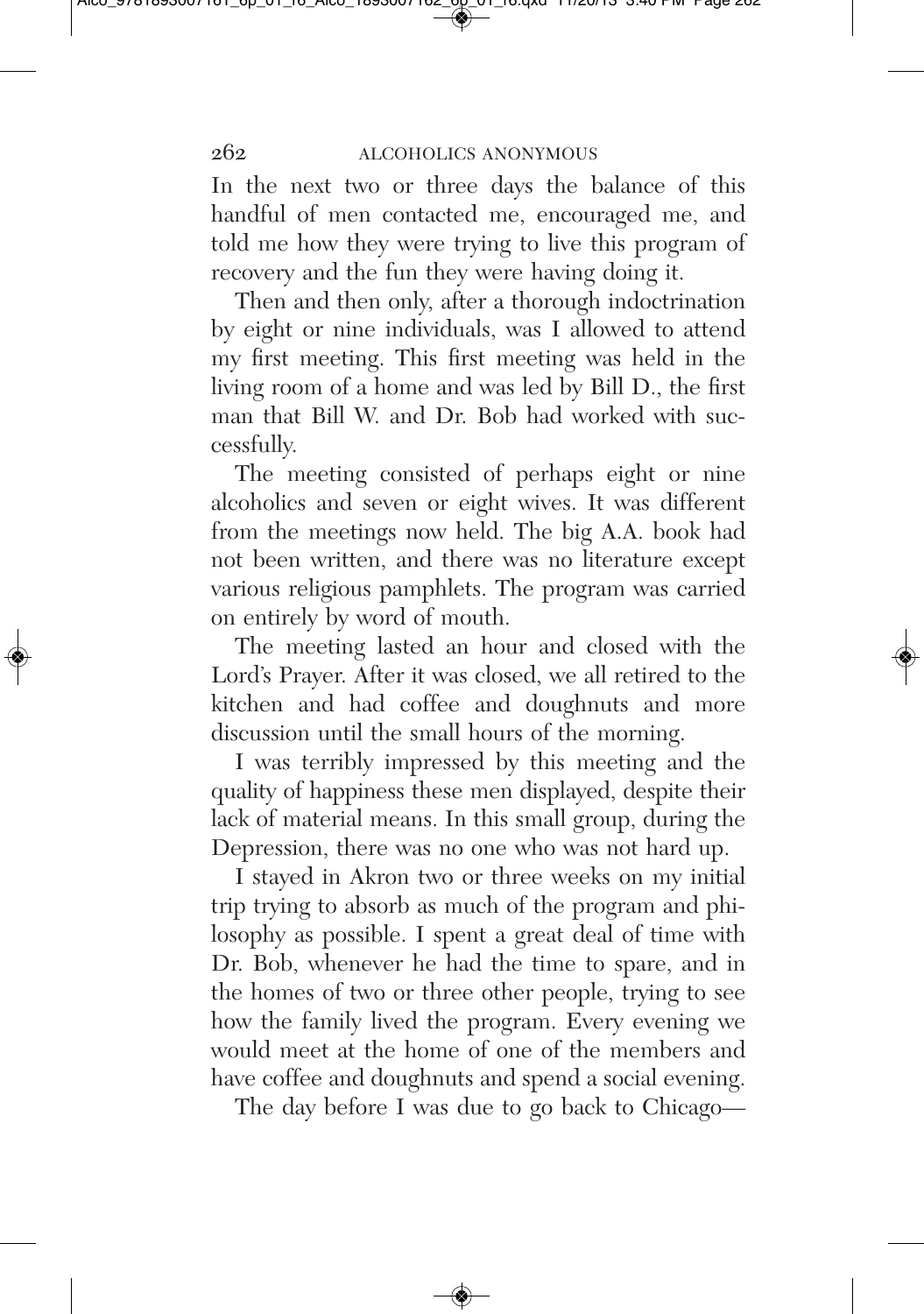In the next two or three days the balance of this handful of men contacted me, encouraged me, and told me how they were trying to live this program of recovery and the fun they were having doing it.

Then and then only, after a thorough indoctrination by eight or nine individuals, was I allowed to attend my first meeting. This first meeting was held in the living room of a home and was led by Bill D., the first man that Bill W. and Dr. Bob had worked with successfully.

The meeting consisted of perhaps eight or nine alcoholics and seven or eight wives. It was different from the meetings now held. The big A.A. book had not been written, and there was no literature except various religious pamphlets. The program was carried on entirely by word of mouth.

The meeting lasted an hour and closed with the Lord's Prayer. After it was closed, we all retired to the kitchen and had coffee and doughnuts and more discussion until the small hours of the morning.

I was terribly impressed by this meeting and the quality of happiness these men displayed, despite their lack of material means. In this small group, during the Depression, there was no one who was not hard up.

I stayed in Akron two or three weeks on my initial trip trying to absorb as much of the program and philosophy as possible. I spent a great deal of time with Dr. Bob, whenever he had the time to spare, and in the homes of two or three other people, trying to see how the family lived the program. Every evening we would meet at the home of one of the members and have coffee and doughnuts and spend a social evening.

The day before I was due to go back to Chicago—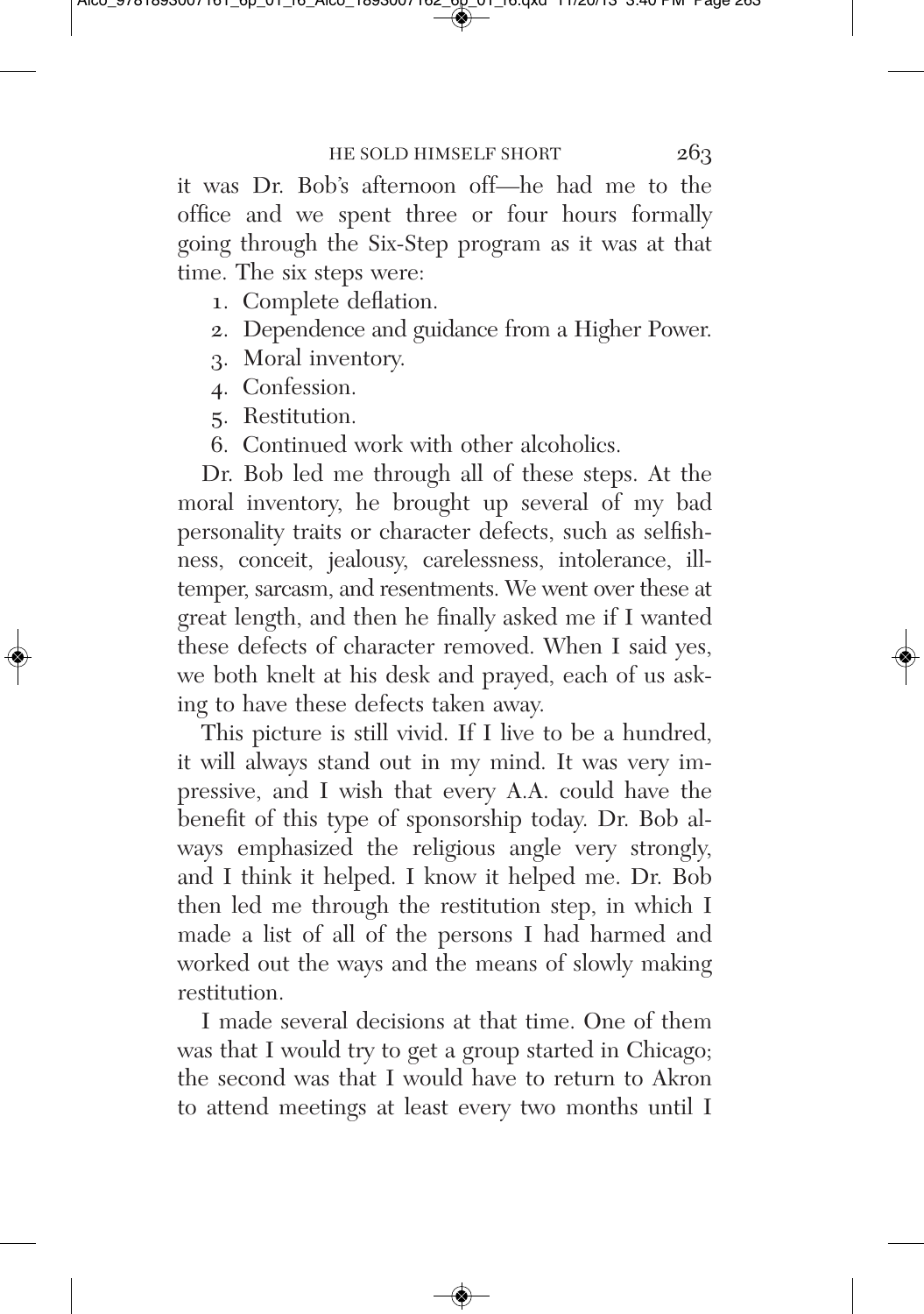it was Dr. Bob's afternoon off—he had me to the office and we spent three or four hours formally going through the Six-Step program as it was at that time. The six steps were:

1. Complete deflation.
2. Dependence and guidance from a Higher Power.
3. Moral inventory.
4. Confession.
5. Restitution.
6. Continued work with other alcoholics.

Dr. Bob led me through all of these steps. At the moral inventory, he brought up several of my bad personality traits or character defects, such as selfishness, conceit, jealousy, carelessness, intolerance, ill-temper, sarcasm, and resentments. We went over these at great length, and then he finally asked me if I wanted these defects of character removed. When I said yes, we both knelt at his desk and prayed, each of us asking to have these defects taken away.

This picture is still vivid. If I live to be a hundred, it will always stand out in my mind. It was very impressive, and I wish that every A.A. could have the benefit of this type of sponsorship today. Dr. Bob always emphasized the religious angle very strongly, and I think it helped. I know it helped me. Dr. Bob then led me through the restitution step, in which I made a list of all of the persons I had harmed and worked out the ways and the means of slowly making restitution.

I made several decisions at that time. One of them was that I would try to get a group started in Chicago; the second was that I would have to return to Akron to attend meetings at least every two months until I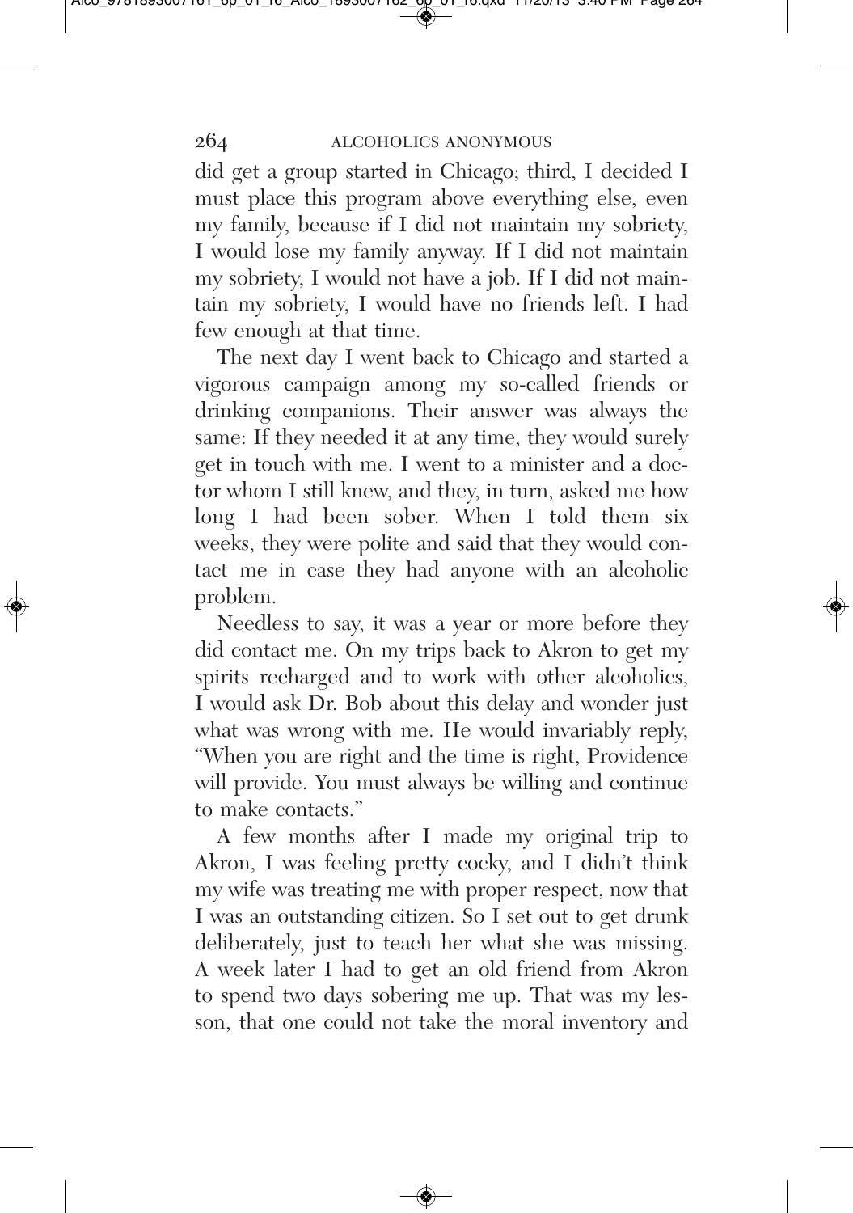did get a group started in Chicago; third, I decided I must place this program above everything else, even my family, because if I did not maintain my sobriety, I would lose my family anyway. If I did not maintain my sobriety, I would not have a job. If I did not maintain my sobriety, I would have no friends left. I had few enough at that time.

The next day I went back to Chicago and started a vigorous campaign among my so-called friends or drinking companions. Their answer was always the same: If they needed it at any time, they would surely get in touch with me. I went to a minister and a doctor whom I still knew, and they, in turn, asked me how long I had been sober. When I told them six weeks, they were polite and said that they would contact me in case they had anyone with an alcoholic problem.

Needless to say, it was a year or more before they did contact me. On my trips back to Akron to get my spirits recharged and to work with other alcoholics, I would ask Dr. Bob about this delay and wonder just what was wrong with me. He would invariably reply, "When you are right and the time is right, Providence will provide. You must always be willing and continue to make contacts."

A few months after I made my original trip to Akron, I was feeling pretty cocky, and I didn't think my wife was treating me with proper respect, now that I was an outstanding citizen. So I set out to get drunk deliberately, just to teach her what she was missing. A week later I had to get an old friend from Akron to spend two days sobering me up. That was my lesson, that one could not take the moral inventory and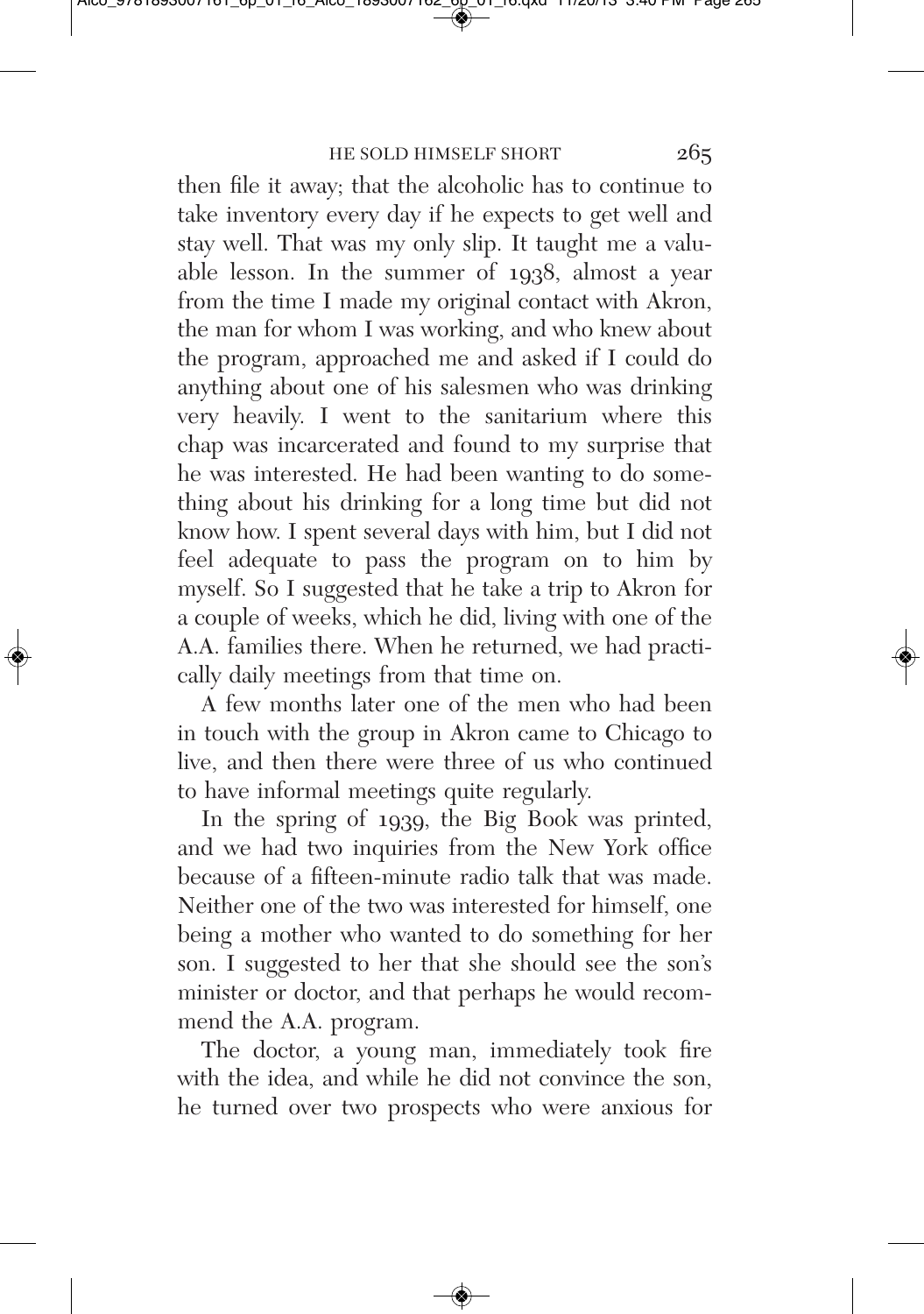then file it away; that the alcoholic has to continue to take inventory every day if he expects to get well and stay well. That was my only slip. It taught me a valuable lesson. In the summer of 1938, almost a year from the time I made my original contact with Akron, the man for whom I was working, and who knew about the program, approached me and asked if I could do anything about one of his salesmen who was drinking very heavily. I went to the sanitarium where this chap was incarcerated and found to my surprise that he was interested. He had been wanting to do something about his drinking for a long time but did not know how. I spent several days with him, but I did not feel adequate to pass the program on to him by myself. So I suggested that he take a trip to Akron for a couple of weeks, which he did, living with one of the A.A. families there. When he returned, we had practically daily meetings from that time on.

A few months later one of the men who had been in touch with the group in Akron came to Chicago to live, and then there were three of us who continued to have informal meetings quite regularly.

In the spring of 1939, the Big Book was printed, and we had two inquiries from the New York office because of a fifteen-minute radio talk that was made. Neither one of the two was interested for himself, one being a mother who wanted to do something for her son. I suggested to her that she should see the son's minister or doctor, and that perhaps he would recommend the A.A. program.

The doctor, a young man, immediately took fire with the idea, and while he did not convince the son, he turned over two prospects who were anxious for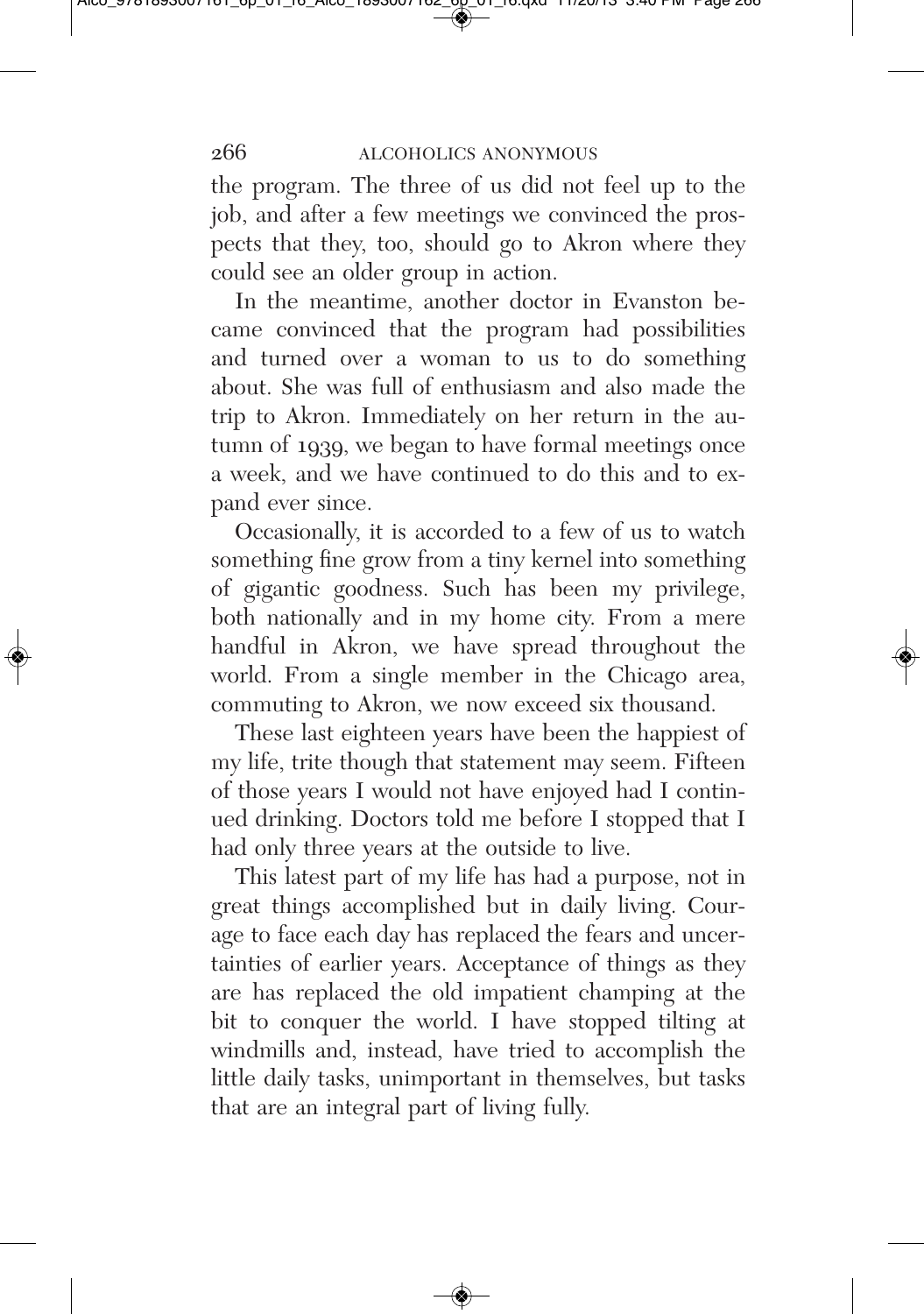the program. The three of us did not feel up to the job, and after a few meetings we convinced the prospects that they, too, should go to Akron where they could see an older group in action.

In the meantime, another doctor in Evanston became convinced that the program had possibilities and turned over a woman to us to do something about. She was full of enthusiasm and also made the trip to Akron. Immediately on her return in the autumn of 1939, we began to have formal meetings once a week, and we have continued to do this and to expand ever since.

Occasionally, it is accorded to a few of us to watch something fine grow from a tiny kernel into something of gigantic goodness. Such has been my privilege, both nationally and in my home city. From a mere handful in Akron, we have spread throughout the world. From a single member in the Chicago area, commuting to Akron, we now exceed six thousand.

These last eighteen years have been the happiest of my life, trite though that statement may seem. Fifteen of those years I would not have enjoyed had I continued drinking. Doctors told me before I stopped that I had only three years at the outside to live.

This latest part of my life has had a purpose, not in great things accomplished but in daily living. Courage to face each day has replaced the fears and uncertainties of earlier years. Acceptance of things as they are has replaced the old impatient champing at the bit to conquer the world. I have stopped tilting at windmills and, instead, have tried to accomplish the little daily tasks, unimportant in themselves, but tasks that are an integral part of living fully.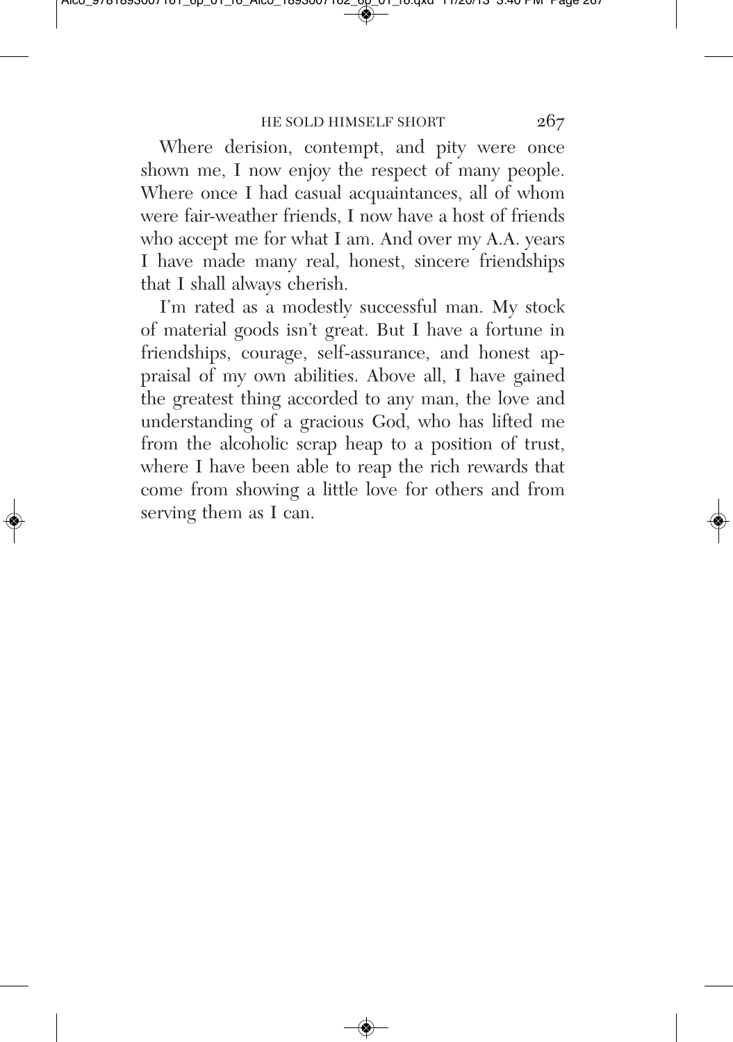Where derision, contempt, and pity were once shown me, I now enjoy the respect of many people. Where once I had casual acquaintances, all of whom were fair-weather friends, I now have a host of friends who accept me for what I am. And over my A.A. years I have made many real, honest, sincere friendships that I shall always cherish.

I'm rated as a modestly successful man. My stock of material goods isn't great. But I have a fortune in friendships, courage, self-assurance, and honest appraisal of my own abilities. Above all, I have gained the greatest thing accorded to any man, the love and understanding of a gracious God, who has lifted me from the alcoholic scrap heap to a position of trust, where I have been able to reap the rich rewards that come from showing a little love for others and from serving them as I can.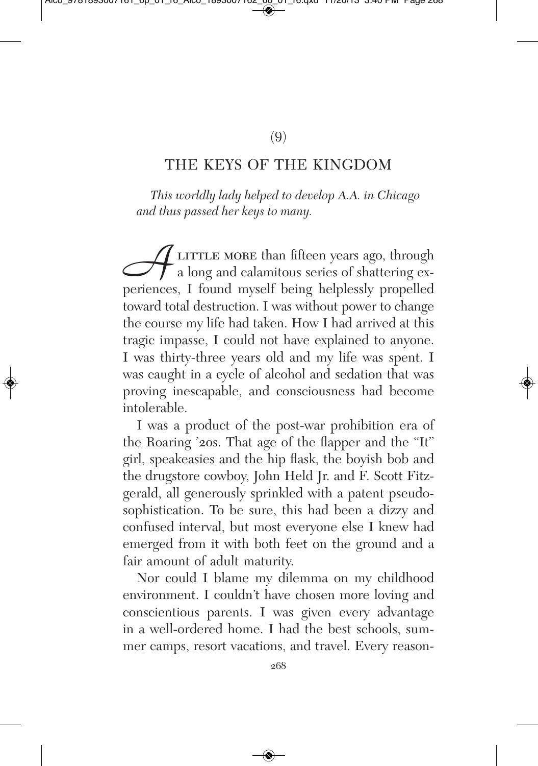(9)

## THE KEYS OF THE KINGDOM

*This worldly lady helped to develop A.A. in Chicago and thus passed her keys to many.*

A LITTLE MORE than fifteen years ago, through a long and calamitous series of shattering experiences, I found myself being helplessly propelled toward total destruction. I was without power to change the course my life had taken. How I had arrived at this tragic impasse, I could not have explained to anyone. I was thirty-three years old and my life was spent. I was caught in a cycle of alcohol and sedation that was proving inescapable, and consciousness had become intolerable.

I was a product of the post-war prohibition era of the Roaring '20s. That age of the flapper and the "It" girl, speakeasies and the hip flask, the boyish bob and the drugstore cowboy, John Held Jr. and F. Scott Fitzgerald, all generously sprinkled with a patent pseudo-sophistication. To be sure, this had been a dizzy and confused interval, but most everyone else I knew had emerged from it with both feet on the ground and a fair amount of adult maturity.

Nor could I blame my dilemma on my childhood environment. I couldn't have chosen more loving and conscientious parents. I was given every advantage in a well-ordered home. I had the best schools, summer camps, resort vacations, and travel. Every reason-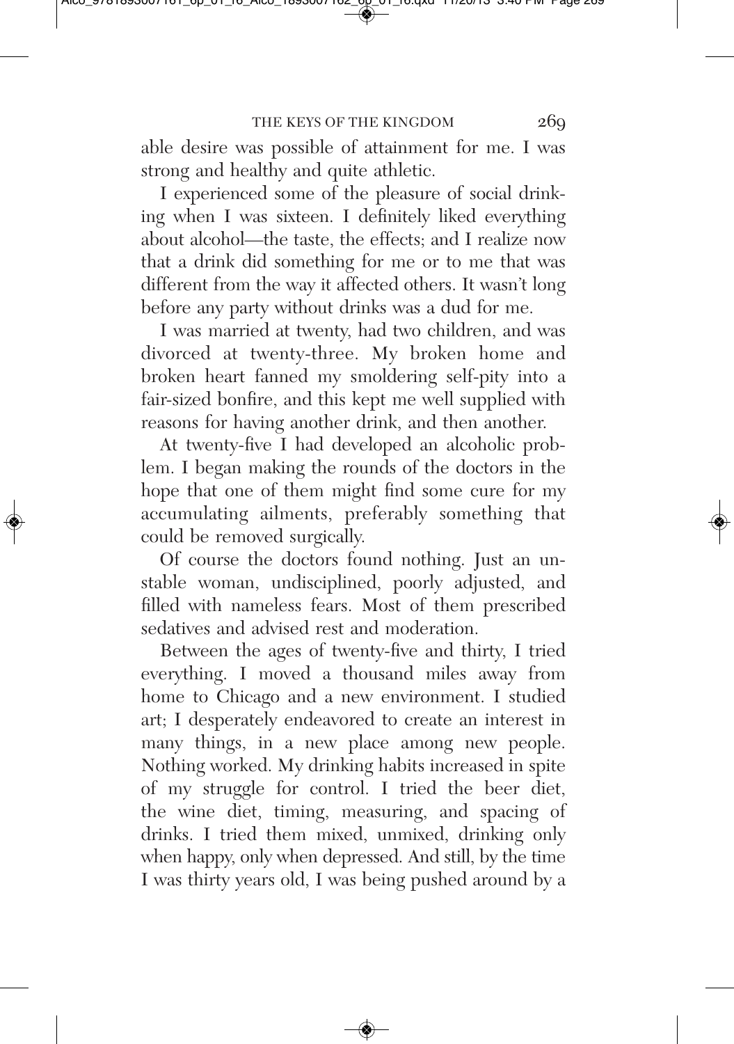able desire was possible of attainment for me. I was strong and healthy and quite athletic.

I experienced some of the pleasure of social drinking when I was sixteen. I definitely liked everything about alcohol—the taste, the effects; and I realize now that a drink did something for me or to me that was different from the way it affected others. It wasn't long before any party without drinks was a dud for me.

I was married at twenty, had two children, and was divorced at twenty-three. My broken home and broken heart fanned my smoldering self-pity into a fair-sized bonfire, and this kept me well supplied with reasons for having another drink, and then another.

At twenty-five I had developed an alcoholic problem. I began making the rounds of the doctors in the hope that one of them might find some cure for my accumulating ailments, preferably something that could be removed surgically.

Of course the doctors found nothing. Just an unstable woman, undisciplined, poorly adjusted, and filled with nameless fears. Most of them prescribed sedatives and advised rest and moderation.

Between the ages of twenty-five and thirty, I tried everything. I moved a thousand miles away from home to Chicago and a new environment. I studied art; I desperately endeavored to create an interest in many things, in a new place among new people. Nothing worked. My drinking habits increased in spite of my struggle for control. I tried the beer diet, the wine diet, timing, measuring, and spacing of drinks. I tried them mixed, unmixed, drinking only when happy, only when depressed. And still, by the time I was thirty years old, I was being pushed around by a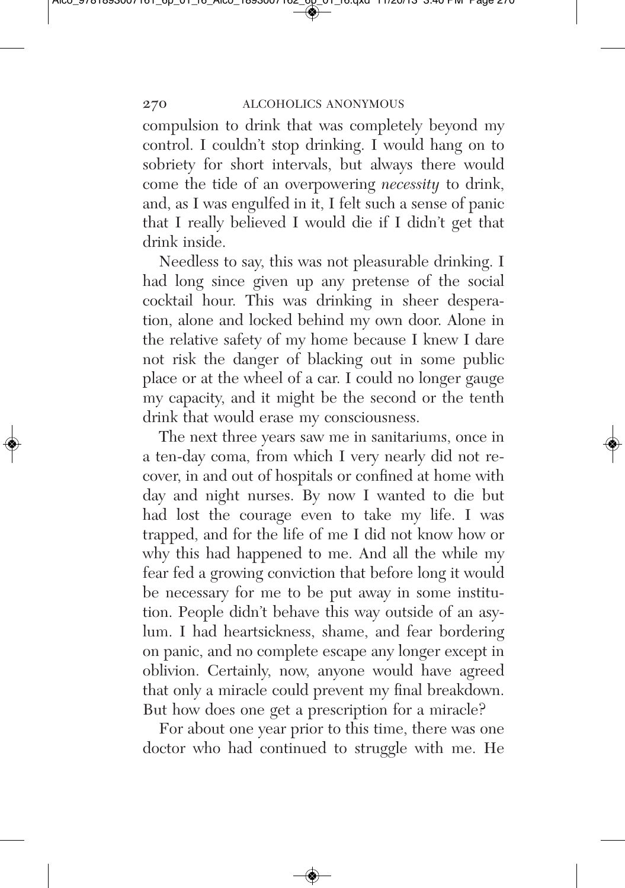compulsion to drink that was completely beyond my control. I couldn't stop drinking. I would hang on to sobriety for short intervals, but always there would come the tide of an overpowering *necessity* to drink, and, as I was engulfed in it, I felt such a sense of panic that I really believed I would die if I didn't get that drink inside.

Needless to say, this was not pleasurable drinking. I had long since given up any pretense of the social cocktail hour. This was drinking in sheer desperation, alone and locked behind my own door. Alone in the relative safety of my home because I knew I dare not risk the danger of blacking out in some public place or at the wheel of a car. I could no longer gauge my capacity, and it might be the second or the tenth drink that would erase my consciousness.

The next three years saw me in sanitariums, once in a ten-day coma, from which I very nearly did not recover, in and out of hospitals or confined at home with day and night nurses. By now I wanted to die but had lost the courage even to take my life. I was trapped, and for the life of me I did not know how or why this had happened to me. And all the while my fear fed a growing conviction that before long it would be necessary for me to be put away in some institution. People didn't behave this way outside of an asylum. I had heartsickness, shame, and fear bordering on panic, and no complete escape any longer except in oblivion. Certainly, now, anyone would have agreed that only a miracle could prevent my final breakdown. But how does one get a prescription for a miracle?

For about one year prior to this time, there was one doctor who had continued to struggle with me. He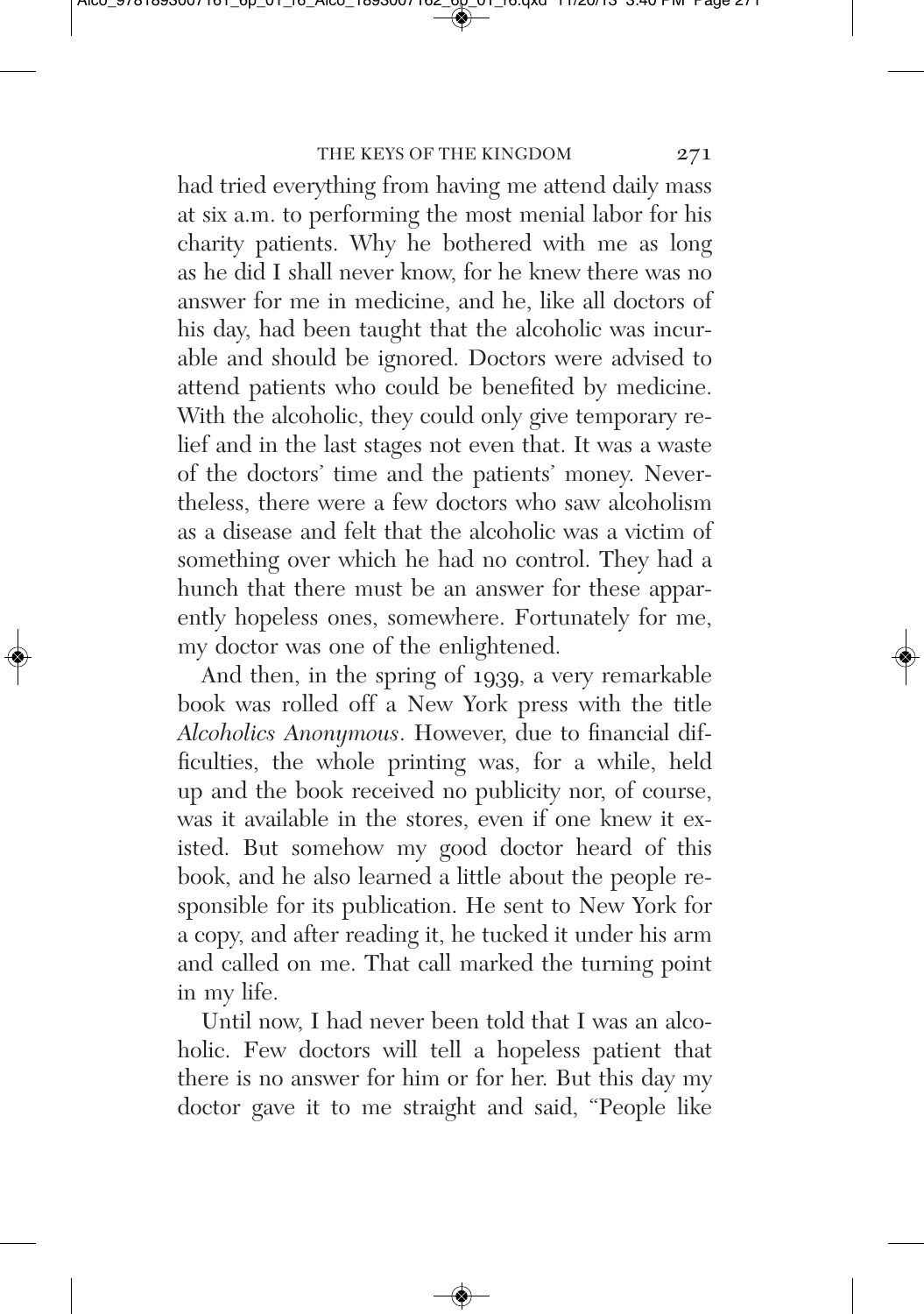had tried everything from having me attend daily mass at six a.m. to performing the most menial labor for his charity patients. Why he bothered with me as long as he did I shall never know, for he knew there was no answer for me in medicine, and he, like all doctors of his day, had been taught that the alcoholic was incurable and should be ignored. Doctors were advised to attend patients who could be benefited by medicine. With the alcoholic, they could only give temporary relief and in the last stages not even that. It was a waste of the doctors' time and the patients' money. Nevertheless, there were a few doctors who saw alcoholism as a disease and felt that the alcoholic was a victim of something over which he had no control. They had a hunch that there must be an answer for these apparently hopeless ones, somewhere. Fortunately for me, my doctor was one of the enlightened.

And then, in the spring of 1939, a very remarkable book was rolled off a New York press with the title *Alcoholics Anonymous*. However, due to financial difficulties, the whole printing was, for a while, held up and the book received no publicity nor, of course, was it available in the stores, even if one knew it existed. But somehow my good doctor heard of this book, and he also learned a little about the people responsible for its publication. He sent to New York for a copy, and after reading it, he tucked it under his arm and called on me. That call marked the turning point in my life.

Until now, I had never been told that I was an alcoholic. Few doctors will tell a hopeless patient that there is no answer for him or for her. But this day my doctor gave it to me straight and said, "People like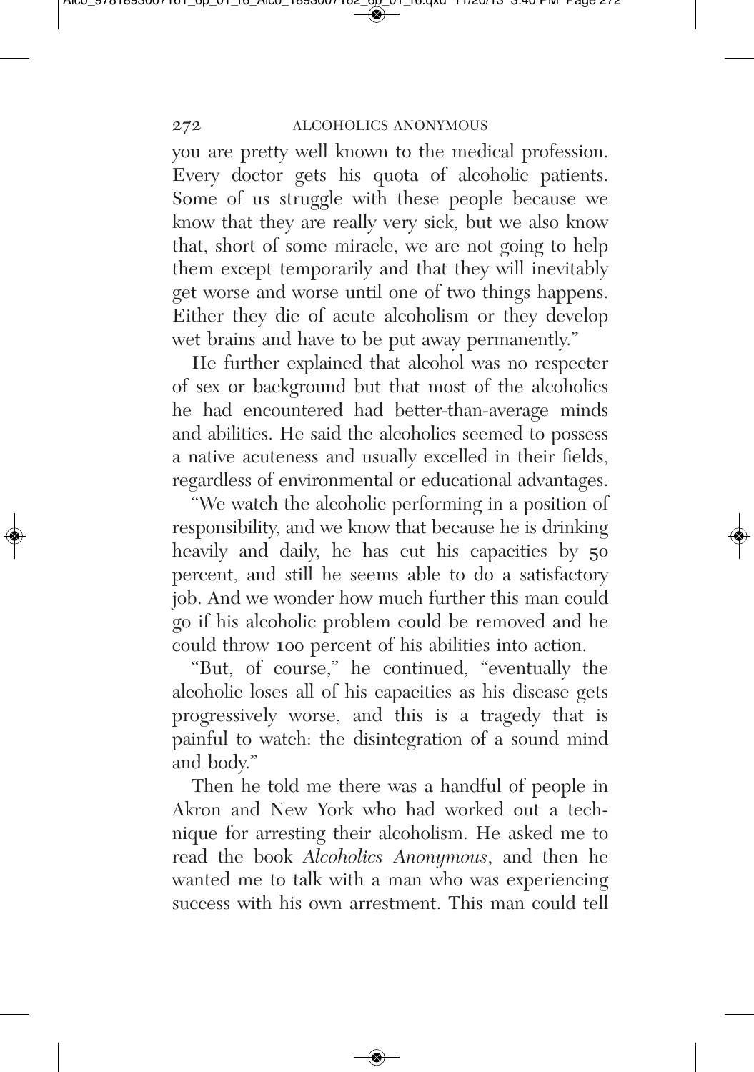you are pretty well known to the medical profession. Every doctor gets his quota of alcoholic patients. Some of us struggle with these people because we know that they are really very sick, but we also know that, short of some miracle, we are not going to help them except temporarily and that they will inevitably get worse and worse until one of two things happens. Either they die of acute alcoholism or they develop wet brains and have to be put away permanently."

He further explained that alcohol was no respecter of sex or background but that most of the alcoholics he had encountered had better-than-average minds and abilities. He said the alcoholics seemed to possess a native acuteness and usually excelled in their fields, regardless of environmental or educational advantages.

"We watch the alcoholic performing in a position of responsibility, and we know that because he is drinking heavily and daily, he has cut his capacities by 50 percent, and still he seems able to do a satisfactory job. And we wonder how much further this man could go if his alcoholic problem could be removed and he could throw 100 percent of his abilities into action.

"But, of course," he continued, "eventually the alcoholic loses all of his capacities as his disease gets progressively worse, and this is a tragedy that is painful to watch: the disintegration of a sound mind and body."

Then he told me there was a handful of people in Akron and New York who had worked out a technique for arresting their alcoholism. He asked me to read the book *Alcoholics Anonymous*, and then he wanted me to talk with a man who was experiencing success with his own arrestment. This man could tell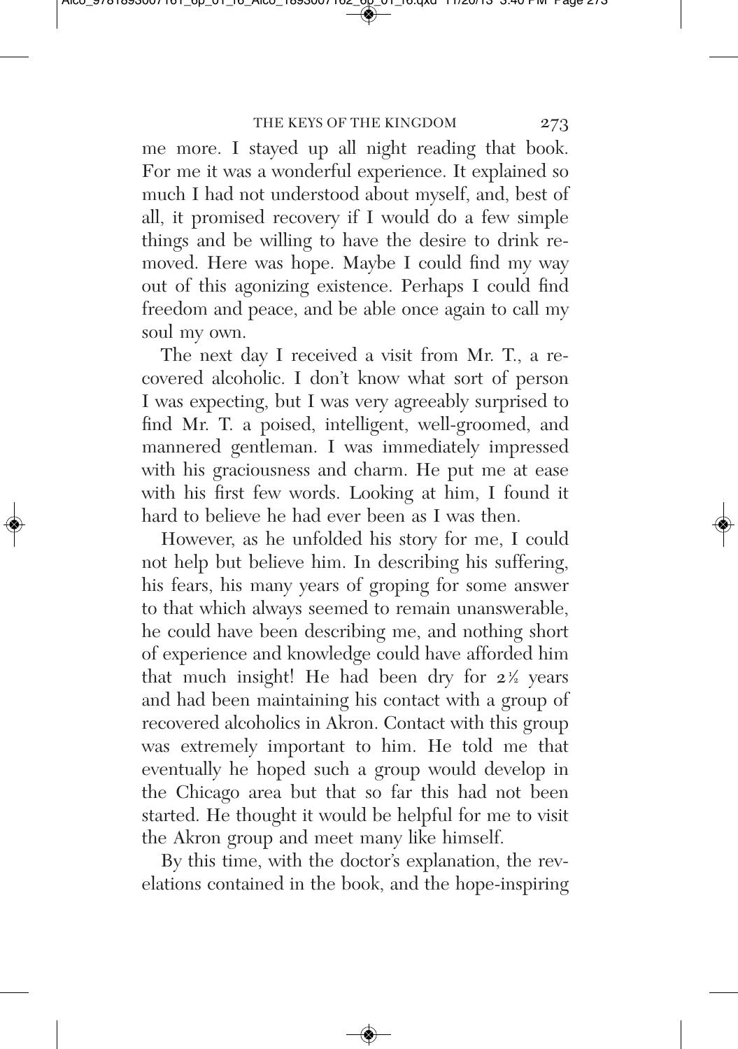me more. I stayed up all night reading that book. For me it was a wonderful experience. It explained so much I had not understood about myself, and, best of all, it promised recovery if I would do a few simple things and be willing to have the desire to drink removed. Here was hope. Maybe I could find my way out of this agonizing existence. Perhaps I could find freedom and peace, and be able once again to call my soul my own.

The next day I received a visit from Mr. T., a recovered alcoholic. I don't know what sort of person I was expecting, but I was very agreeably surprised to find Mr. T. a poised, intelligent, well-groomed, and mannered gentleman. I was immediately impressed with his graciousness and charm. He put me at ease with his first few words. Looking at him, I found it hard to believe he had ever been as I was then.

However, as he unfolded his story for me, I could not help but believe him. In describing his suffering, his fears, his many years of groping for some answer to that which always seemed to remain unanswerable, he could have been describing me, and nothing short of experience and knowledge could have afforded him that much insight! He had been dry for 2½ years and had been maintaining his contact with a group of recovered alcoholics in Akron. Contact with this group was extremely important to him. He told me that eventually he hoped such a group would develop in the Chicago area but that so far this had not been started. He thought it would be helpful for me to visit the Akron group and meet many like himself.

By this time, with the doctor's explanation, the revelations contained in the book, and the hope-inspiring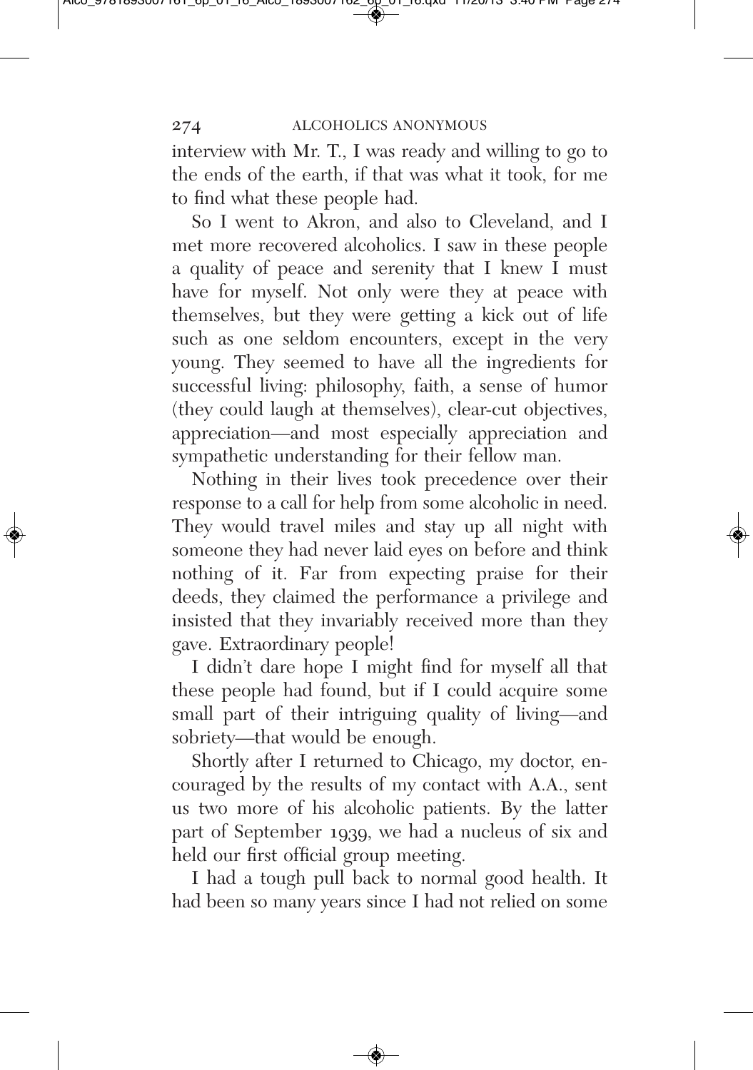interview with Mr. T., I was ready and willing to go to the ends of the earth, if that was what it took, for me to find what these people had.

So I went to Akron, and also to Cleveland, and I met more recovered alcoholics. I saw in these people a quality of peace and serenity that I knew I must have for myself. Not only were they at peace with themselves, but they were getting a kick out of life such as one seldom encounters, except in the very young. They seemed to have all the ingredients for successful living: philosophy, faith, a sense of humor (they could laugh at themselves), clear-cut objectives, appreciation—and most especially appreciation and sympathetic understanding for their fellow man.

Nothing in their lives took precedence over their response to a call for help from some alcoholic in need. They would travel miles and stay up all night with someone they had never laid eyes on before and think nothing of it. Far from expecting praise for their deeds, they claimed the performance a privilege and insisted that they invariably received more than they gave. Extraordinary people!

I didn't dare hope I might find for myself all that these people had found, but if I could acquire some small part of their intriguing quality of living—and sobriety—that would be enough.

Shortly after I returned to Chicago, my doctor, encouraged by the results of my contact with A.A., sent us two more of his alcoholic patients. By the latter part of September 1939, we had a nucleus of six and held our first official group meeting.

I had a tough pull back to normal good health. It had been so many years since I had not relied on some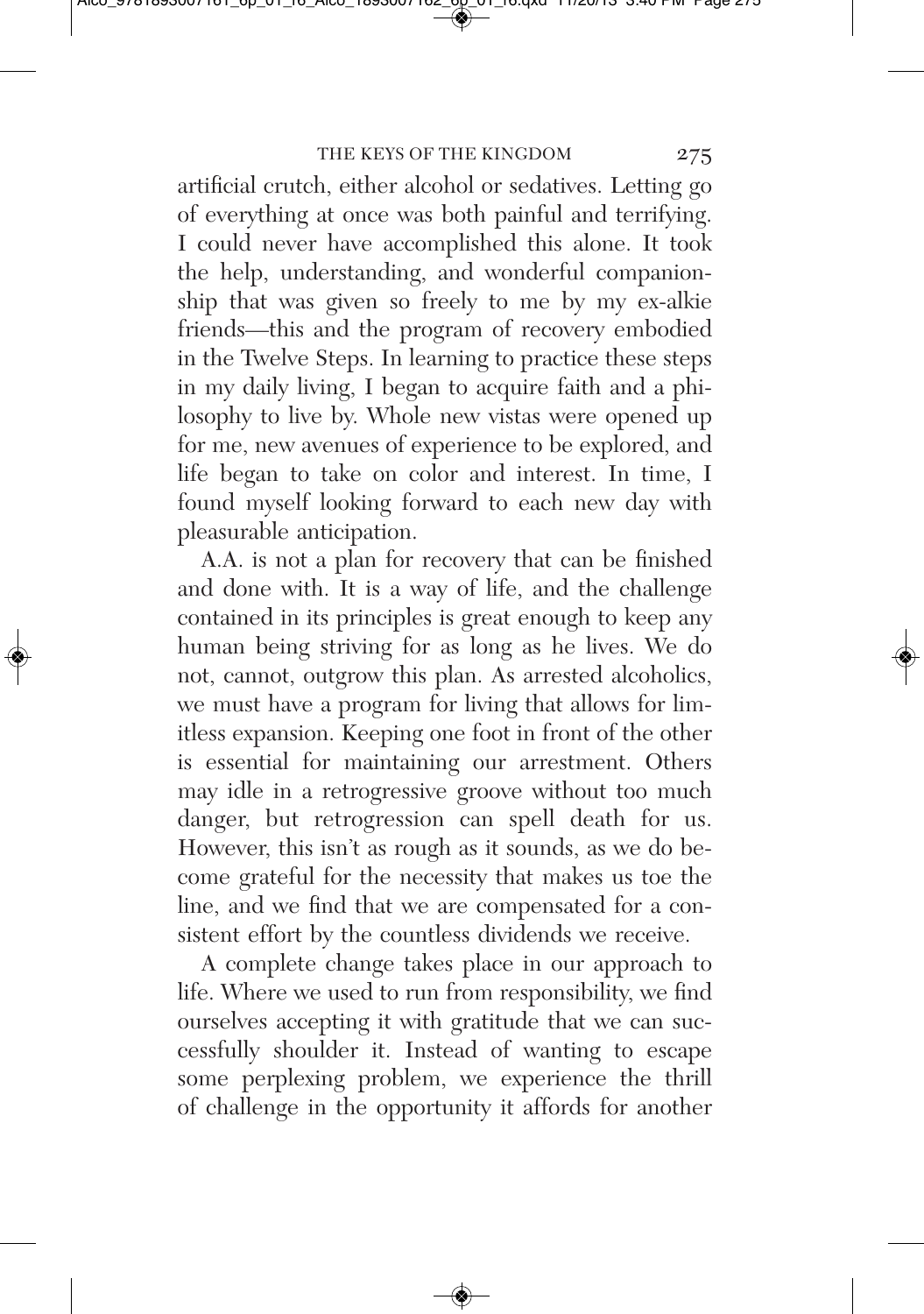artificial crutch, either alcohol or sedatives. Letting go of everything at once was both painful and terrifying. I could never have accomplished this alone. It took the help, understanding, and wonderful companionship that was given so freely to me by my ex-alkie friends—this and the program of recovery embodied in the Twelve Steps. In learning to practice these steps in my daily living, I began to acquire faith and a philosophy to live by. Whole new vistas were opened up for me, new avenues of experience to be explored, and life began to take on color and interest. In time, I found myself looking forward to each new day with pleasurable anticipation.

A.A. is not a plan for recovery that can be finished and done with. It is a way of life, and the challenge contained in its principles is great enough to keep any human being striving for as long as he lives. We do not, cannot, outgrow this plan. As arrested alcoholics, we must have a program for living that allows for limitless expansion. Keeping one foot in front of the other is essential for maintaining our arrestment. Others may idle in a retrogressive groove without too much danger, but retrogression can spell death for us. However, this isn't as rough as it sounds, as we do become grateful for the necessity that makes us toe the line, and we find that we are compensated for a consistent effort by the countless dividends we receive.

A complete change takes place in our approach to life. Where we used to run from responsibility, we find ourselves accepting it with gratitude that we can successfully shoulder it. Instead of wanting to escape some perplexing problem, we experience the thrill of challenge in the opportunity it affords for another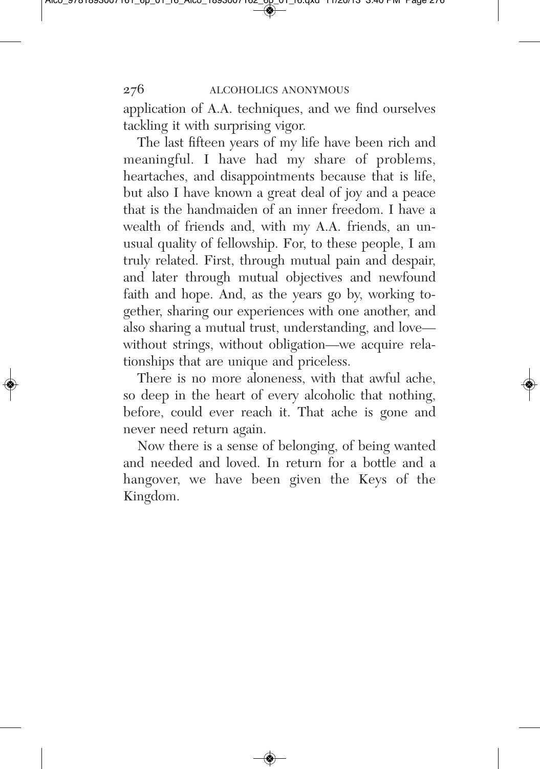application of A.A. techniques, and we find ourselves tackling it with surprising vigor.

The last fifteen years of my life have been rich and meaningful. I have had my share of problems, heartaches, and disappointments because that is life, but also I have known a great deal of joy and a peace that is the handmaiden of an inner freedom. I have a wealth of friends and, with my A.A. friends, an unusual quality of fellowship. For, to these people, I am truly related. First, through mutual pain and despair, and later through mutual objectives and newfound faith and hope. And, as the years go by, working together, sharing our experiences with one another, and also sharing a mutual trust, understanding, and love—without strings, without obligation—we acquire relationships that are unique and priceless.

There is no more aloneness, with that awful ache, so deep in the heart of every alcoholic that nothing, before, could ever reach it. That ache is gone and never need return again.

Now there is a sense of belonging, of being wanted and needed and loved. In return for a bottle and a hangover, we have been given the Keys of the Kingdom.